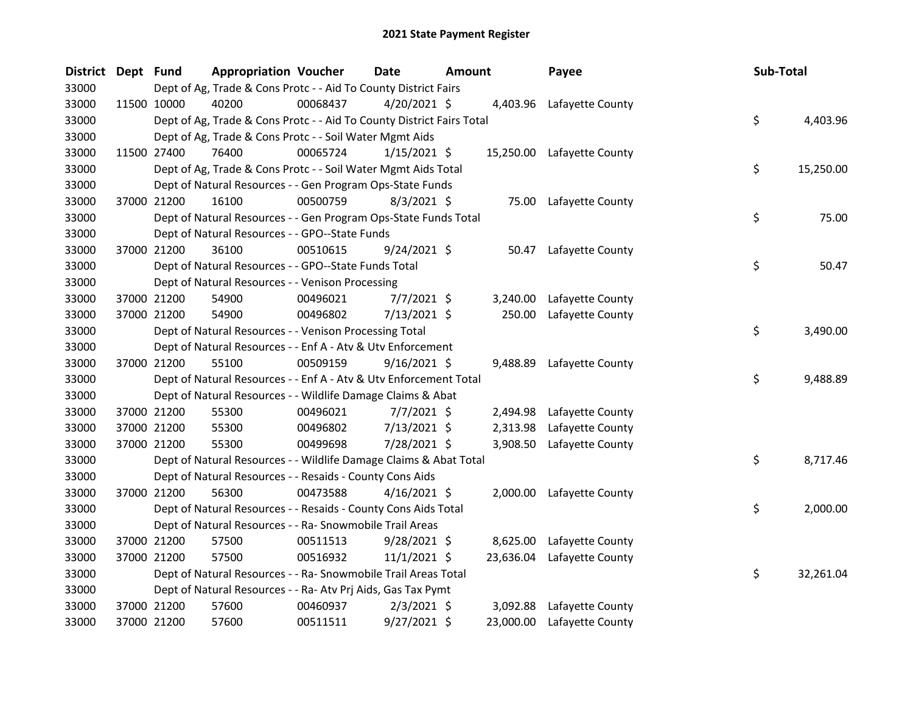# 2021 State Payment Register

| District | Dept | Fund | Appropriation | Voucher | Date | Amount | Payee | Sub-Total |
|---|---|---|---|---|---|---|---|---|
| 33000 | | Dept of Ag, Trade & Cons Protc - - Aid To County District Fairs | | | | | | |
| 33000 | 11500 | 10000 | 40200 | 00068437 | 4/20/2021 | $ 4,403.96 | Lafayette County | |
| 33000 | | Dept of Ag, Trade & Cons Protc - - Aid To County District Fairs Total | | | | | | $ 4,403.96 |
| 33000 | | Dept of Ag, Trade & Cons Protc - - Soil Water Mgmt Aids | | | | | | |
| 33000 | 11500 | 27400 | 76400 | 00065724 | 1/15/2021 | $ 15,250.00 | Lafayette County | |
| 33000 | | Dept of Ag, Trade & Cons Protc - - Soil Water Mgmt Aids Total | | | | | | $ 15,250.00 |
| 33000 | | Dept of Natural Resources - - Gen Program Ops-State Funds | | | | | | |
| 33000 | 37000 | 21200 | 16100 | 00500759 | 8/3/2021 | $ 75.00 | Lafayette County | |
| 33000 | | Dept of Natural Resources - - Gen Program Ops-State Funds Total | | | | | | $ 75.00 |
| 33000 | | Dept of Natural Resources - - GPO--State Funds | | | | | | |
| 33000 | 37000 | 21200 | 36100 | 00510615 | 9/24/2021 | $ 50.47 | Lafayette County | |
| 33000 | | Dept of Natural Resources - - GPO--State Funds Total | | | | | | $ 50.47 |
| 33000 | | Dept of Natural Resources - - Venison Processing | | | | | | |
| 33000 | 37000 | 21200 | 54900 | 00496021 | 7/7/2021 | $ 3,240.00 | Lafayette County | |
| 33000 | 37000 | 21200 | 54900 | 00496802 | 7/13/2021 | $ 250.00 | Lafayette County | |
| 33000 | | Dept of Natural Resources - - Venison Processing Total | | | | | | $ 3,490.00 |
| 33000 | | Dept of Natural Resources - - Enf A - Atv & Utv Enforcement | | | | | | |
| 33000 | 37000 | 21200 | 55100 | 00509159 | 9/16/2021 | $ 9,488.89 | Lafayette County | |
| 33000 | | Dept of Natural Resources - - Enf A - Atv & Utv Enforcement Total | | | | | | $ 9,488.89 |
| 33000 | | Dept of Natural Resources - - Wildlife Damage Claims & Abat | | | | | | |
| 33000 | 37000 | 21200 | 55300 | 00496021 | 7/7/2021 | $ 2,494.98 | Lafayette County | |
| 33000 | 37000 | 21200 | 55300 | 00496802 | 7/13/2021 | $ 2,313.98 | Lafayette County | |
| 33000 | 37000 | 21200 | 55300 | 00499698 | 7/28/2021 | $ 3,908.50 | Lafayette County | |
| 33000 | | Dept of Natural Resources - - Wildlife Damage Claims & Abat Total | | | | | | $ 8,717.46 |
| 33000 | | Dept of Natural Resources - - Resaids - County Cons Aids | | | | | | |
| 33000 | 37000 | 21200 | 56300 | 00473588 | 4/16/2021 | $ 2,000.00 | Lafayette County | |
| 33000 | | Dept of Natural Resources - - Resaids - County Cons Aids Total | | | | | | $ 2,000.00 |
| 33000 | | Dept of Natural Resources - - Ra- Snowmobile Trail Areas | | | | | | |
| 33000 | 37000 | 21200 | 57500 | 00511513 | 9/28/2021 | $ 8,625.00 | Lafayette County | |
| 33000 | 37000 | 21200 | 57500 | 00516932 | 11/1/2021 | $ 23,636.04 | Lafayette County | |
| 33000 | | Dept of Natural Resources - - Ra- Snowmobile Trail Areas Total | | | | | | $ 32,261.04 |
| 33000 | | Dept of Natural Resources - - Ra- Atv Prj Aids, Gas Tax Pymt | | | | | | |
| 33000 | 37000 | 21200 | 57600 | 00460937 | 2/3/2021 | $ 3,092.88 | Lafayette County | |
| 33000 | 37000 | 21200 | 57600 | 00511511 | 9/27/2021 | $ 23,000.00 | Lafayette County | |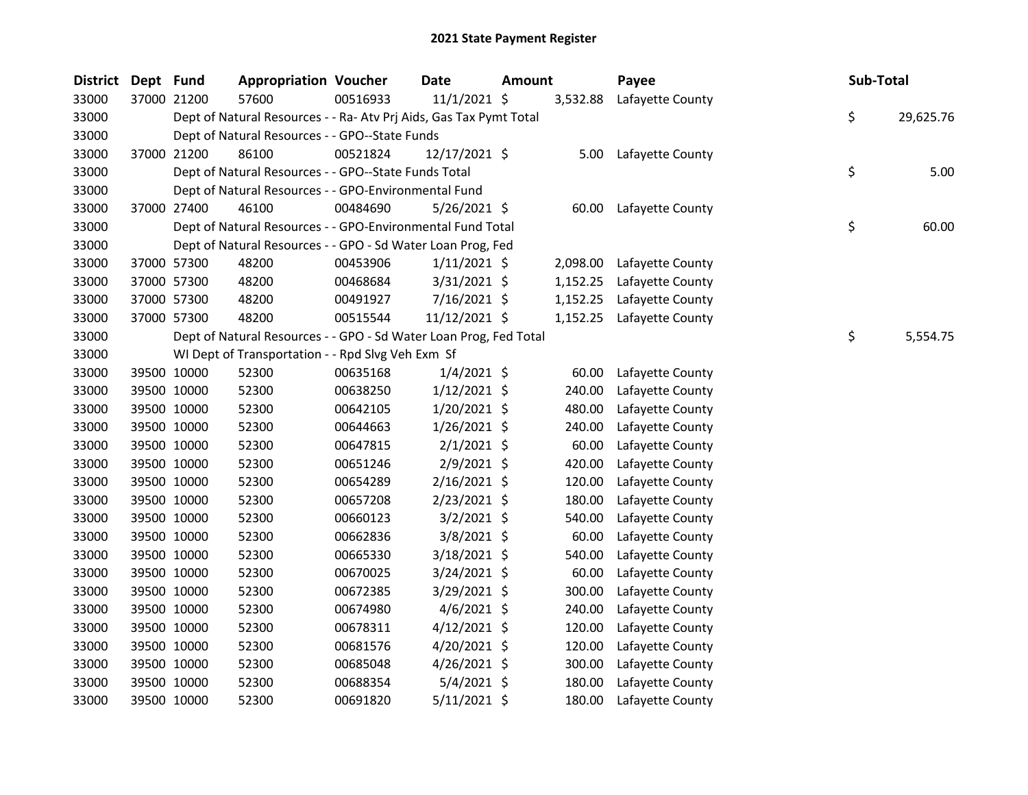## 2021 State Payment Register

| District | Dept | Fund | Appropriation | Voucher | Date | Amount | Payee | Sub-Total |
|---|---|---|---|---|---|---|---|---|
| 33000 | 37000 | 21200 | 57600 | 00516933 | 11/1/2021 | $ 3,532.88 | Lafayette County | |
| 33000 | | Dept of Natural Resources - - Ra- Atv Prj Aids, Gas Tax Pymt Total | | | | | | $ 29,625.76 |
| 33000 | | Dept of Natural Resources - - GPO--State Funds | | | | | | |
| 33000 | 37000 | 21200 | 86100 | 00521824 | 12/17/2021 | $ 5.00 | Lafayette County | |
| 33000 | | Dept of Natural Resources - - GPO--State Funds Total | | | | | | $ 5.00 |
| 33000 | | Dept of Natural Resources - - GPO-Environmental Fund | | | | | | |
| 33000 | 37000 | 27400 | 46100 | 00484690 | 5/26/2021 | $ 60.00 | Lafayette County | |
| 33000 | | Dept of Natural Resources - - GPO-Environmental Fund Total | | | | | | $ 60.00 |
| 33000 | | Dept of Natural Resources - - GPO - Sd Water Loan Prog, Fed | | | | | | |
| 33000 | 37000 | 57300 | 48200 | 00453906 | 1/11/2021 | $ 2,098.00 | Lafayette County | |
| 33000 | 37000 | 57300 | 48200 | 00468684 | 3/31/2021 | $ 1,152.25 | Lafayette County | |
| 33000 | 37000 | 57300 | 48200 | 00491927 | 7/16/2021 | $ 1,152.25 | Lafayette County | |
| 33000 | 37000 | 57300 | 48200 | 00515544 | 11/12/2021 | $ 1,152.25 | Lafayette County | |
| 33000 | | Dept of Natural Resources - - GPO - Sd Water Loan Prog, Fed Total | | | | | | $ 5,554.75 |
| 33000 | | WI Dept of Transportation - - Rpd Slvg Veh Exm Sf | | | | | | |
| 33000 | 39500 | 10000 | 52300 | 00635168 | 1/4/2021 | $ 60.00 | Lafayette County | |
| 33000 | 39500 | 10000 | 52300 | 00638250 | 1/12/2021 | $ 240.00 | Lafayette County | |
| 33000 | 39500 | 10000 | 52300 | 00642105 | 1/20/2021 | $ 480.00 | Lafayette County | |
| 33000 | 39500 | 10000 | 52300 | 00644663 | 1/26/2021 | $ 240.00 | Lafayette County | |
| 33000 | 39500 | 10000 | 52300 | 00647815 | 2/1/2021 | $ 60.00 | Lafayette County | |
| 33000 | 39500 | 10000 | 52300 | 00651246 | 2/9/2021 | $ 420.00 | Lafayette County | |
| 33000 | 39500 | 10000 | 52300 | 00654289 | 2/16/2021 | $ 120.00 | Lafayette County | |
| 33000 | 39500 | 10000 | 52300 | 00657208 | 2/23/2021 | $ 180.00 | Lafayette County | |
| 33000 | 39500 | 10000 | 52300 | 00660123 | 3/2/2021 | $ 540.00 | Lafayette County | |
| 33000 | 39500 | 10000 | 52300 | 00662836 | 3/8/2021 | $ 60.00 | Lafayette County | |
| 33000 | 39500 | 10000 | 52300 | 00665330 | 3/18/2021 | $ 540.00 | Lafayette County | |
| 33000 | 39500 | 10000 | 52300 | 00670025 | 3/24/2021 | $ 60.00 | Lafayette County | |
| 33000 | 39500 | 10000 | 52300 | 00672385 | 3/29/2021 | $ 300.00 | Lafayette County | |
| 33000 | 39500 | 10000 | 52300 | 00674980 | 4/6/2021 | $ 240.00 | Lafayette County | |
| 33000 | 39500 | 10000 | 52300 | 00678311 | 4/12/2021 | $ 120.00 | Lafayette County | |
| 33000 | 39500 | 10000 | 52300 | 00681576 | 4/20/2021 | $ 120.00 | Lafayette County | |
| 33000 | 39500 | 10000 | 52300 | 00685048 | 4/26/2021 | $ 300.00 | Lafayette County | |
| 33000 | 39500 | 10000 | 52300 | 00688354 | 5/4/2021 | $ 180.00 | Lafayette County | |
| 33000 | 39500 | 10000 | 52300 | 00691820 | 5/11/2021 | $ 180.00 | Lafayette County | |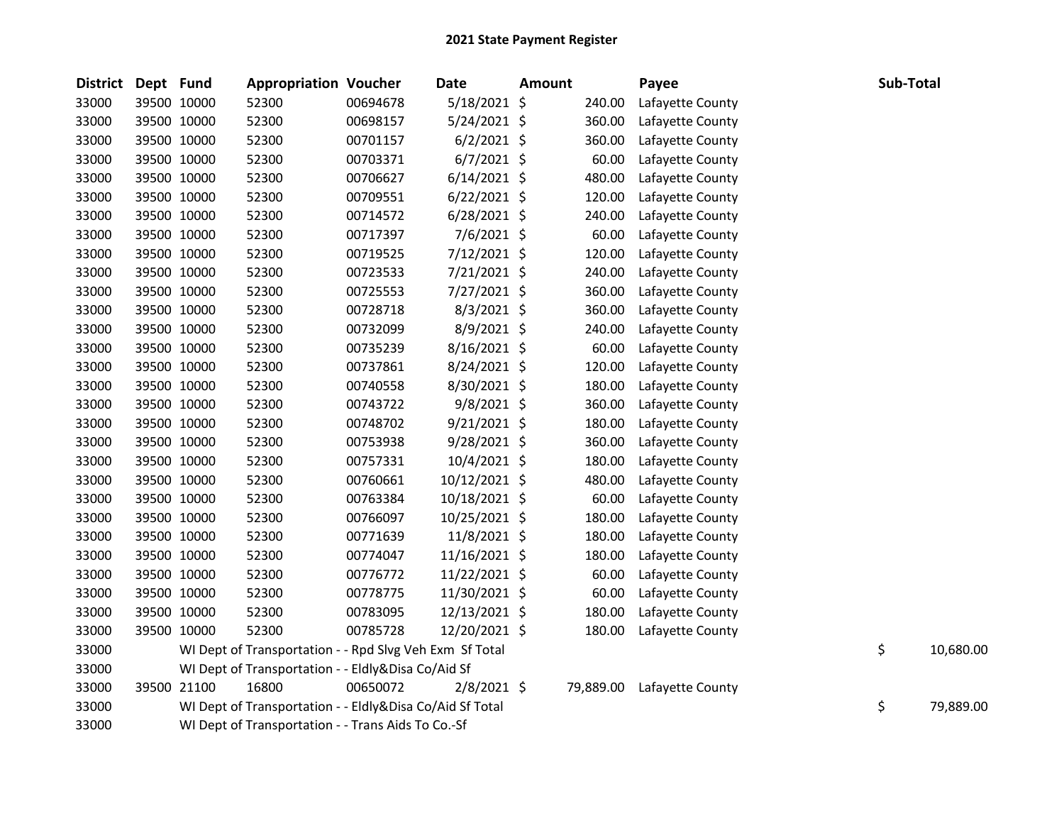# 2021 State Payment Register

| District | Dept | Fund | Appropriation | Voucher | Date | Amount | Payee | Sub-Total |
|---|---|---|---|---|---|---|---|---|
| 33000 | 39500 | 10000 | 52300 | 00694678 | 5/18/2021 | $ 240.00 | Lafayette County | |
| 33000 | 39500 | 10000 | 52300 | 00698157 | 5/24/2021 | $ 360.00 | Lafayette County | |
| 33000 | 39500 | 10000 | 52300 | 00701157 | 6/2/2021 | $ 360.00 | Lafayette County | |
| 33000 | 39500 | 10000 | 52300 | 00703371 | 6/7/2021 | $ 60.00 | Lafayette County | |
| 33000 | 39500 | 10000 | 52300 | 00706627 | 6/14/2021 | $ 480.00 | Lafayette County | |
| 33000 | 39500 | 10000 | 52300 | 00709551 | 6/22/2021 | $ 120.00 | Lafayette County | |
| 33000 | 39500 | 10000 | 52300 | 00714572 | 6/28/2021 | $ 240.00 | Lafayette County | |
| 33000 | 39500 | 10000 | 52300 | 00717397 | 7/6/2021 | $ 60.00 | Lafayette County | |
| 33000 | 39500 | 10000 | 52300 | 00719525 | 7/12/2021 | $ 120.00 | Lafayette County | |
| 33000 | 39500 | 10000 | 52300 | 00723533 | 7/21/2021 | $ 240.00 | Lafayette County | |
| 33000 | 39500 | 10000 | 52300 | 00725553 | 7/27/2021 | $ 360.00 | Lafayette County | |
| 33000 | 39500 | 10000 | 52300 | 00728718 | 8/3/2021 | $ 360.00 | Lafayette County | |
| 33000 | 39500 | 10000 | 52300 | 00732099 | 8/9/2021 | $ 240.00 | Lafayette County | |
| 33000 | 39500 | 10000 | 52300 | 00735239 | 8/16/2021 | $ 60.00 | Lafayette County | |
| 33000 | 39500 | 10000 | 52300 | 00737861 | 8/24/2021 | $ 120.00 | Lafayette County | |
| 33000 | 39500 | 10000 | 52300 | 00740558 | 8/30/2021 | $ 180.00 | Lafayette County | |
| 33000 | 39500 | 10000 | 52300 | 00743722 | 9/8/2021 | $ 360.00 | Lafayette County | |
| 33000 | 39500 | 10000 | 52300 | 00748702 | 9/21/2021 | $ 180.00 | Lafayette County | |
| 33000 | 39500 | 10000 | 52300 | 00753938 | 9/28/2021 | $ 360.00 | Lafayette County | |
| 33000 | 39500 | 10000 | 52300 | 00757331 | 10/4/2021 | $ 180.00 | Lafayette County | |
| 33000 | 39500 | 10000 | 52300 | 00760661 | 10/12/2021 | $ 480.00 | Lafayette County | |
| 33000 | 39500 | 10000 | 52300 | 00763384 | 10/18/2021 | $ 60.00 | Lafayette County | |
| 33000 | 39500 | 10000 | 52300 | 00766097 | 10/25/2021 | $ 180.00 | Lafayette County | |
| 33000 | 39500 | 10000 | 52300 | 00771639 | 11/8/2021 | $ 180.00 | Lafayette County | |
| 33000 | 39500 | 10000 | 52300 | 00774047 | 11/16/2021 | $ 180.00 | Lafayette County | |
| 33000 | 39500 | 10000 | 52300 | 00776772 | 11/22/2021 | $ 60.00 | Lafayette County | |
| 33000 | 39500 | 10000 | 52300 | 00778775 | 11/30/2021 | $ 60.00 | Lafayette County | |
| 33000 | 39500 | 10000 | 52300 | 00783095 | 12/13/2021 | $ 180.00 | Lafayette County | |
| 33000 | 39500 | 10000 | 52300 | 00785728 | 12/20/2021 | $ 180.00 | Lafayette County | |
| 33000 | | WI Dept of Transportation - - Rpd Slvg Veh Exm Sf Total | | | | | | $ 10,680.00 |
| 33000 | | WI Dept of Transportation - - Eldly&Disa Co/Aid Sf | | | | | | |
| 33000 | 39500 | 21100 | 16800 | 00650072 | 2/8/2021 | $ 79,889.00 | Lafayette County | |
| 33000 | | WI Dept of Transportation - - Eldly&Disa Co/Aid Sf Total | | | | | | $ 79,889.00 |
| 33000 | | WI Dept of Transportation - - Trans Aids To Co.-Sf | | | | | | |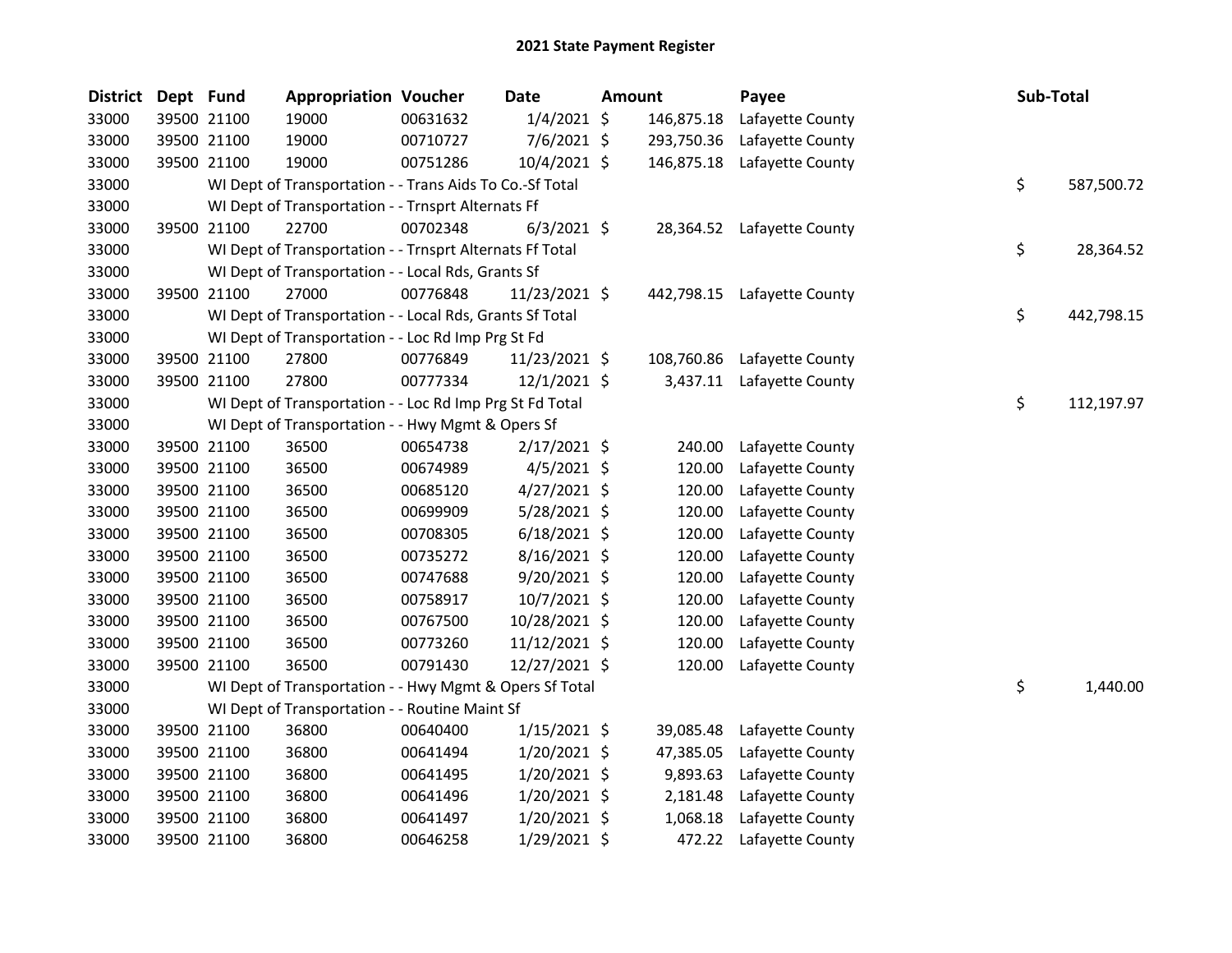# 2021 State Payment Register

| District | Dept | Fund | Appropriation | Voucher | Date | Amount | Payee | Sub-Total |
|---|---|---|---|---|---|---|---|---|
| 33000 | 39500 | 21100 | 19000 | 00631632 | 1/4/2021 | $ 146,875.18 | Lafayette County | |
| 33000 | 39500 | 21100 | 19000 | 00710727 | 7/6/2021 | $ 293,750.36 | Lafayette County | |
| 33000 | 39500 | 21100 | 19000 | 00751286 | 10/4/2021 | $ 146,875.18 | Lafayette County | |
| 33000 | | WI Dept of Transportation - - Trans Aids To Co.-Sf Total | | | | | | $ 587,500.72 |
| 33000 | | WI Dept of Transportation - - Trnsprt Alternats Ff | | | | | | |
| 33000 | 39500 | 21100 | 22700 | 00702348 | 6/3/2021 | $ 28,364.52 | Lafayette County | |
| 33000 | | WI Dept of Transportation - - Trnsprt Alternats Ff Total | | | | | | $ 28,364.52 |
| 33000 | | WI Dept of Transportation - - Local Rds, Grants Sf | | | | | | |
| 33000 | 39500 | 21100 | 27000 | 00776848 | 11/23/2021 | $ 442,798.15 | Lafayette County | |
| 33000 | | WI Dept of Transportation - - Local Rds, Grants Sf Total | | | | | | $ 442,798.15 |
| 33000 | | WI Dept of Transportation - - Loc Rd Imp Prg St Fd | | | | | | |
| 33000 | 39500 | 21100 | 27800 | 00776849 | 11/23/2021 | $ 108,760.86 | Lafayette County | |
| 33000 | 39500 | 21100 | 27800 | 00777334 | 12/1/2021 | $ 3,437.11 | Lafayette County | |
| 33000 | | WI Dept of Transportation - - Loc Rd Imp Prg St Fd Total | | | | | | $ 112,197.97 |
| 33000 | | WI Dept of Transportation - - Hwy Mgmt & Opers Sf | | | | | | |
| 33000 | 39500 | 21100 | 36500 | 00654738 | 2/17/2021 | $ 240.00 | Lafayette County | |
| 33000 | 39500 | 21100 | 36500 | 00674989 | 4/5/2021 | $ 120.00 | Lafayette County | |
| 33000 | 39500 | 21100 | 36500 | 00685120 | 4/27/2021 | $ 120.00 | Lafayette County | |
| 33000 | 39500 | 21100 | 36500 | 00699909 | 5/28/2021 | $ 120.00 | Lafayette County | |
| 33000 | 39500 | 21100 | 36500 | 00708305 | 6/18/2021 | $ 120.00 | Lafayette County | |
| 33000 | 39500 | 21100 | 36500 | 00735272 | 8/16/2021 | $ 120.00 | Lafayette County | |
| 33000 | 39500 | 21100 | 36500 | 00747688 | 9/20/2021 | $ 120.00 | Lafayette County | |
| 33000 | 39500 | 21100 | 36500 | 00758917 | 10/7/2021 | $ 120.00 | Lafayette County | |
| 33000 | 39500 | 21100 | 36500 | 00767500 | 10/28/2021 | $ 120.00 | Lafayette County | |
| 33000 | 39500 | 21100 | 36500 | 00773260 | 11/12/2021 | $ 120.00 | Lafayette County | |
| 33000 | 39500 | 21100 | 36500 | 00791430 | 12/27/2021 | $ 120.00 | Lafayette County | |
| 33000 | | WI Dept of Transportation - - Hwy Mgmt & Opers Sf Total | | | | | | $ 1,440.00 |
| 33000 | | WI Dept of Transportation - - Routine Maint Sf | | | | | | |
| 33000 | 39500 | 21100 | 36800 | 00640400 | 1/15/2021 | $ 39,085.48 | Lafayette County | |
| 33000 | 39500 | 21100 | 36800 | 00641494 | 1/20/2021 | $ 47,385.05 | Lafayette County | |
| 33000 | 39500 | 21100 | 36800 | 00641495 | 1/20/2021 | $ 9,893.63 | Lafayette County | |
| 33000 | 39500 | 21100 | 36800 | 00641496 | 1/20/2021 | $ 2,181.48 | Lafayette County | |
| 33000 | 39500 | 21100 | 36800 | 00641497 | 1/20/2021 | $ 1,068.18 | Lafayette County | |
| 33000 | 39500 | 21100 | 36800 | 00646258 | 1/29/2021 | $ 472.22 | Lafayette County | |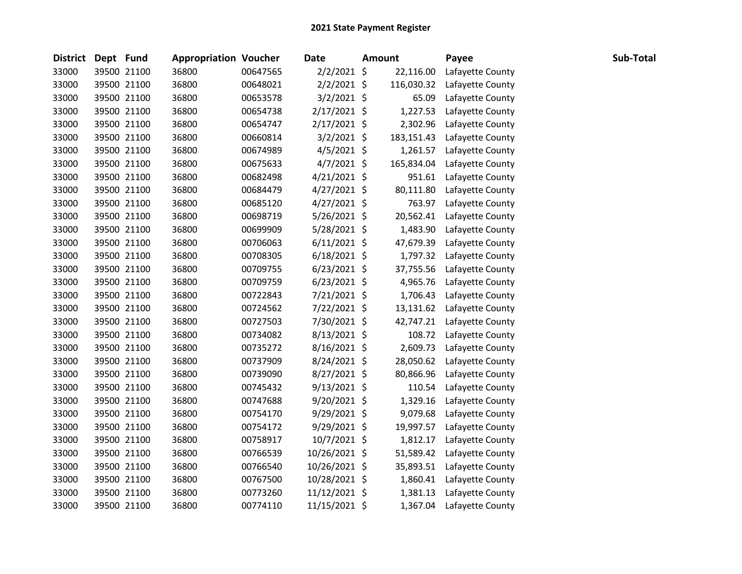**2021 State Payment Register**

| District | Dept | Fund | Appropriation | Voucher | Date | Amount | Payee | Sub-Total |
|---|---|---|---|---|---|---|---|---|
| 33000 | 39500 | 21100 | 36800 | 00647565 | 2/2/2021 | $ 22,116.00 | Lafayette County | |
| 33000 | 39500 | 21100 | 36800 | 00648021 | 2/2/2021 | $ 116,030.32 | Lafayette County | |
| 33000 | 39500 | 21100 | 36800 | 00653578 | 3/2/2021 | $ 65.09 | Lafayette County | |
| 33000 | 39500 | 21100 | 36800 | 00654738 | 2/17/2021 | $ 1,227.53 | Lafayette County | |
| 33000 | 39500 | 21100 | 36800 | 00654747 | 2/17/2021 | $ 2,302.96 | Lafayette County | |
| 33000 | 39500 | 21100 | 36800 | 00660814 | 3/2/2021 | $ 183,151.43 | Lafayette County | |
| 33000 | 39500 | 21100 | 36800 | 00674989 | 4/5/2021 | $ 1,261.57 | Lafayette County | |
| 33000 | 39500 | 21100 | 36800 | 00675633 | 4/7/2021 | $ 165,834.04 | Lafayette County | |
| 33000 | 39500 | 21100 | 36800 | 00682498 | 4/21/2021 | $ 951.61 | Lafayette County | |
| 33000 | 39500 | 21100 | 36800 | 00684479 | 4/27/2021 | $ 80,111.80 | Lafayette County | |
| 33000 | 39500 | 21100 | 36800 | 00685120 | 4/27/2021 | $ 763.97 | Lafayette County | |
| 33000 | 39500 | 21100 | 36800 | 00698719 | 5/26/2021 | $ 20,562.41 | Lafayette County | |
| 33000 | 39500 | 21100 | 36800 | 00699909 | 5/28/2021 | $ 1,483.90 | Lafayette County | |
| 33000 | 39500 | 21100 | 36800 | 00706063 | 6/11/2021 | $ 47,679.39 | Lafayette County | |
| 33000 | 39500 | 21100 | 36800 | 00708305 | 6/18/2021 | $ 1,797.32 | Lafayette County | |
| 33000 | 39500 | 21100 | 36800 | 00709755 | 6/23/2021 | $ 37,755.56 | Lafayette County | |
| 33000 | 39500 | 21100 | 36800 | 00709759 | 6/23/2021 | $ 4,965.76 | Lafayette County | |
| 33000 | 39500 | 21100 | 36800 | 00722843 | 7/21/2021 | $ 1,706.43 | Lafayette County | |
| 33000 | 39500 | 21100 | 36800 | 00724562 | 7/22/2021 | $ 13,131.62 | Lafayette County | |
| 33000 | 39500 | 21100 | 36800 | 00727503 | 7/30/2021 | $ 42,747.21 | Lafayette County | |
| 33000 | 39500 | 21100 | 36800 | 00734082 | 8/13/2021 | $ 108.72 | Lafayette County | |
| 33000 | 39500 | 21100 | 36800 | 00735272 | 8/16/2021 | $ 2,609.73 | Lafayette County | |
| 33000 | 39500 | 21100 | 36800 | 00737909 | 8/24/2021 | $ 28,050.62 | Lafayette County | |
| 33000 | 39500 | 21100 | 36800 | 00739090 | 8/27/2021 | $ 80,866.96 | Lafayette County | |
| 33000 | 39500 | 21100 | 36800 | 00745432 | 9/13/2021 | $ 110.54 | Lafayette County | |
| 33000 | 39500 | 21100 | 36800 | 00747688 | 9/20/2021 | $ 1,329.16 | Lafayette County | |
| 33000 | 39500 | 21100 | 36800 | 00754170 | 9/29/2021 | $ 9,079.68 | Lafayette County | |
| 33000 | 39500 | 21100 | 36800 | 00754172 | 9/29/2021 | $ 19,997.57 | Lafayette County | |
| 33000 | 39500 | 21100 | 36800 | 00758917 | 10/7/2021 | $ 1,812.17 | Lafayette County | |
| 33000 | 39500 | 21100 | 36800 | 00766539 | 10/26/2021 | $ 51,589.42 | Lafayette County | |
| 33000 | 39500 | 21100 | 36800 | 00766540 | 10/26/2021 | $ 35,893.51 | Lafayette County | |
| 33000 | 39500 | 21100 | 36800 | 00767500 | 10/28/2021 | $ 1,860.41 | Lafayette County | |
| 33000 | 39500 | 21100 | 36800 | 00773260 | 11/12/2021 | $ 1,381.13 | Lafayette County | |
| 33000 | 39500 | 21100 | 36800 | 00774110 | 11/15/2021 | $ 1,367.04 | Lafayette County | |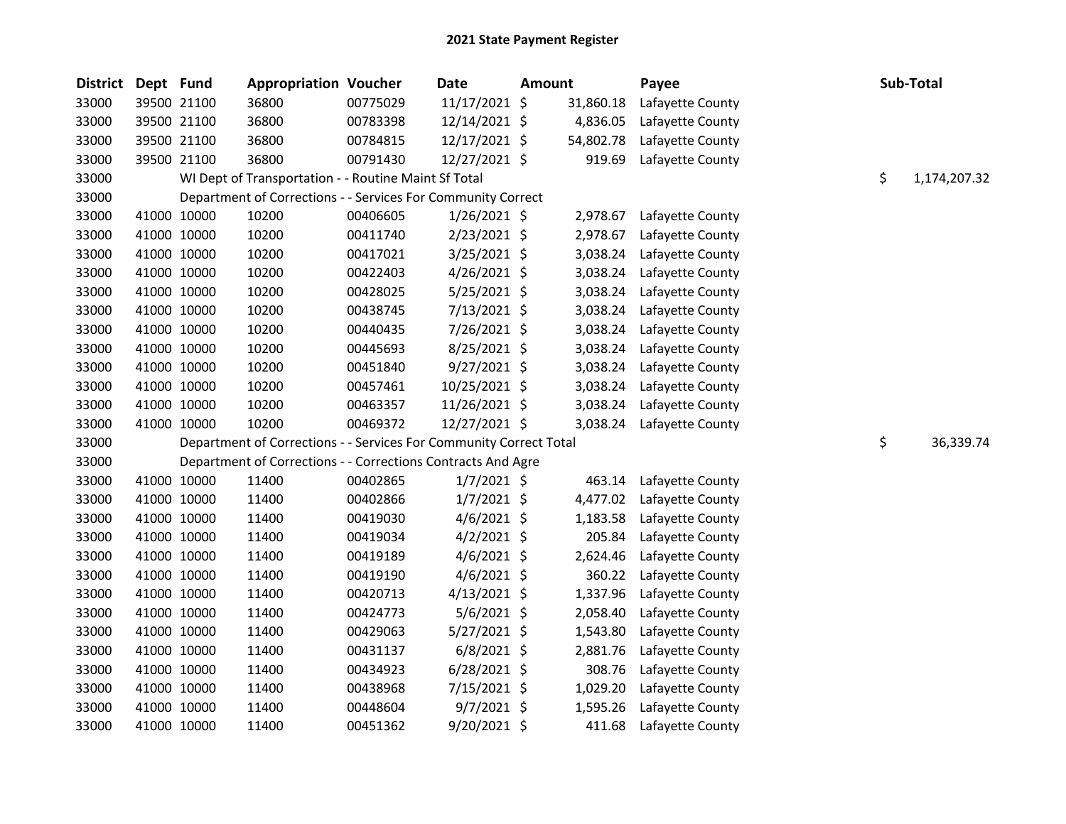## 2021 State Payment Register

| District | Dept | Fund | Appropriation | Voucher | Date | Amount | Payee | Sub-Total |
|---|---|---|---|---|---|---|---|---|
| 33000 | 39500 | 21100 | 36800 | 00775029 | 11/17/2021 | $ 31,860.18 | Lafayette County | |
| 33000 | 39500 | 21100 | 36800 | 00783398 | 12/14/2021 | $ 4,836.05 | Lafayette County | |
| 33000 | 39500 | 21100 | 36800 | 00784815 | 12/17/2021 | $ 54,802.78 | Lafayette County | |
| 33000 | 39500 | 21100 | 36800 | 00791430 | 12/27/2021 | $ 919.69 | Lafayette County | |
| 33000 | | WI Dept of Transportation - - Routine Maint Sf Total | | | | | | $ 1,174,207.32 |
| 33000 | | Department of Corrections - - Services For Community Correct | | | | | | |
| 33000 | 41000 | 10000 | 10200 | 00406605 | 1/26/2021 | $ 2,978.67 | Lafayette County | |
| 33000 | 41000 | 10000 | 10200 | 00411740 | 2/23/2021 | $ 2,978.67 | Lafayette County | |
| 33000 | 41000 | 10000 | 10200 | 00417021 | 3/25/2021 | $ 3,038.24 | Lafayette County | |
| 33000 | 41000 | 10000 | 10200 | 00422403 | 4/26/2021 | $ 3,038.24 | Lafayette County | |
| 33000 | 41000 | 10000 | 10200 | 00428025 | 5/25/2021 | $ 3,038.24 | Lafayette County | |
| 33000 | 41000 | 10000 | 10200 | 00438745 | 7/13/2021 | $ 3,038.24 | Lafayette County | |
| 33000 | 41000 | 10000 | 10200 | 00440435 | 7/26/2021 | $ 3,038.24 | Lafayette County | |
| 33000 | 41000 | 10000 | 10200 | 00445693 | 8/25/2021 | $ 3,038.24 | Lafayette County | |
| 33000 | 41000 | 10000 | 10200 | 00451840 | 9/27/2021 | $ 3,038.24 | Lafayette County | |
| 33000 | 41000 | 10000 | 10200 | 00457461 | 10/25/2021 | $ 3,038.24 | Lafayette County | |
| 33000 | 41000 | 10000 | 10200 | 00463357 | 11/26/2021 | $ 3,038.24 | Lafayette County | |
| 33000 | 41000 | 10000 | 10200 | 00469372 | 12/27/2021 | $ 3,038.24 | Lafayette County | |
| 33000 | | Department of Corrections - - Services For Community Correct Total | | | | | | $ 36,339.74 |
| 33000 | | Department of Corrections - - Corrections Contracts And Agre | | | | | | |
| 33000 | 41000 | 10000 | 11400 | 00402865 | 1/7/2021 | $ 463.14 | Lafayette County | |
| 33000 | 41000 | 10000 | 11400 | 00402866 | 1/7/2021 | $ 4,477.02 | Lafayette County | |
| 33000 | 41000 | 10000 | 11400 | 00419030 | 4/6/2021 | $ 1,183.58 | Lafayette County | |
| 33000 | 41000 | 10000 | 11400 | 00419034 | 4/2/2021 | $ 205.84 | Lafayette County | |
| 33000 | 41000 | 10000 | 11400 | 00419189 | 4/6/2021 | $ 2,624.46 | Lafayette County | |
| 33000 | 41000 | 10000 | 11400 | 00419190 | 4/6/2021 | $ 360.22 | Lafayette County | |
| 33000 | 41000 | 10000 | 11400 | 00420713 | 4/13/2021 | $ 1,337.96 | Lafayette County | |
| 33000 | 41000 | 10000 | 11400 | 00424773 | 5/6/2021 | $ 2,058.40 | Lafayette County | |
| 33000 | 41000 | 10000 | 11400 | 00429063 | 5/27/2021 | $ 1,543.80 | Lafayette County | |
| 33000 | 41000 | 10000 | 11400 | 00431137 | 6/8/2021 | $ 2,881.76 | Lafayette County | |
| 33000 | 41000 | 10000 | 11400 | 00434923 | 6/28/2021 | $ 308.76 | Lafayette County | |
| 33000 | 41000 | 10000 | 11400 | 00438968 | 7/15/2021 | $ 1,029.20 | Lafayette County | |
| 33000 | 41000 | 10000 | 11400 | 00448604 | 9/7/2021 | $ 1,595.26 | Lafayette County | |
| 33000 | 41000 | 10000 | 11400 | 00451362 | 9/20/2021 | $ 411.68 | Lafayette County | |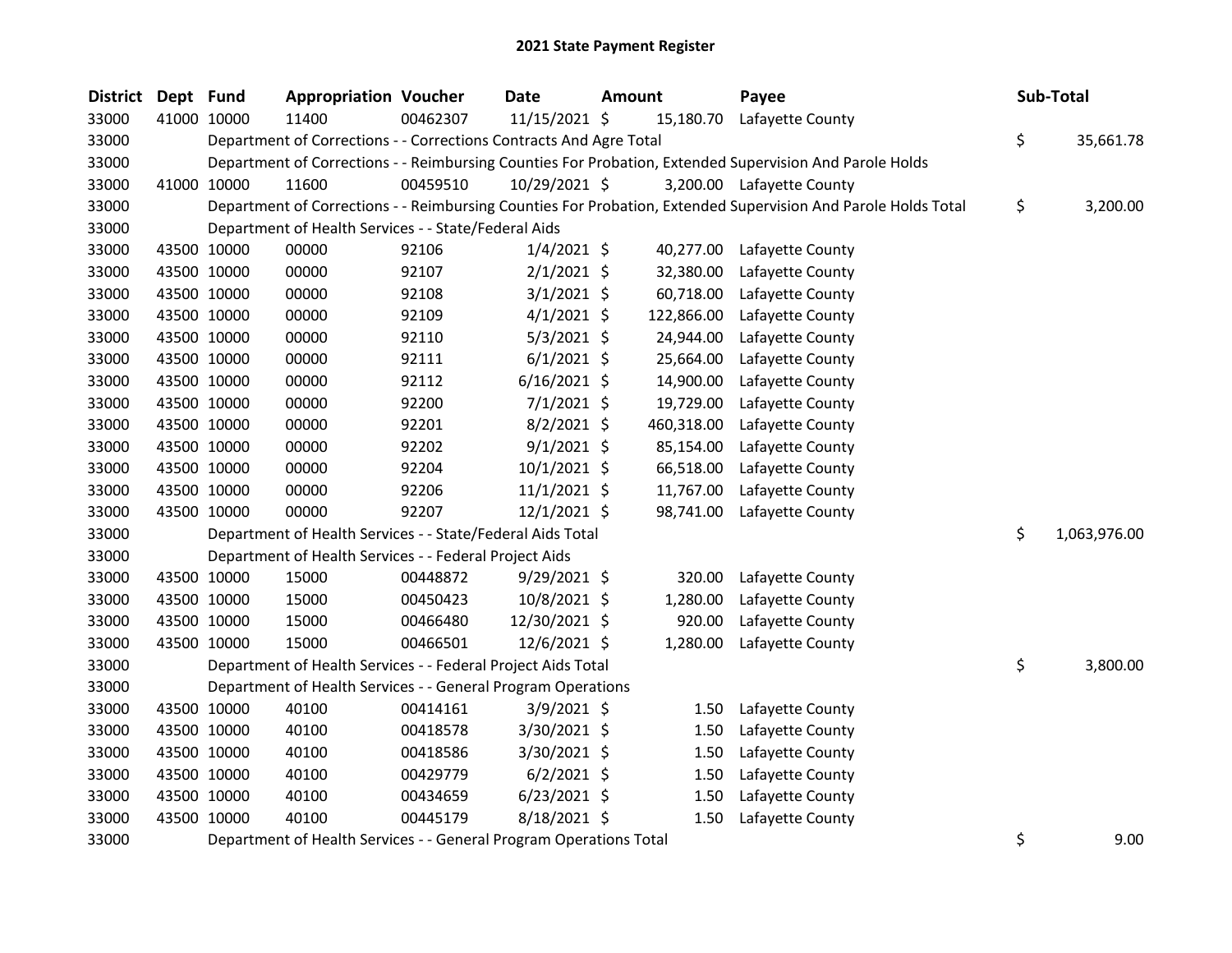## 2021 State Payment Register

| District | Dept | Fund | Appropriation | Voucher | Date | Amount | Payee | Sub-Total |
|---|---|---|---|---|---|---|---|---|
| 33000 | 41000 | 10000 | 11400 | 00462307 | 11/15/2021 | $ 15,180.70 | Lafayette County | |
| 33000 | | | Department of Corrections - - Corrections Contracts And Agre Total | | | | | $ 35,661.78 |
| 33000 | | | Department of Corrections - - Reimbursing Counties For Probation, Extended Supervision And Parole Holds | | | | | |
| 33000 | 41000 | 10000 | 11600 | 00459510 | 10/29/2021 | $ 3,200.00 | Lafayette County | |
| 33000 | | | Department of Corrections - - Reimbursing Counties For Probation, Extended Supervision And Parole Holds Total | | | | | $ 3,200.00 |
| 33000 | | | Department of Health Services - - State/Federal Aids | | | | | |
| 33000 | 43500 | 10000 | 00000 | 92106 | 1/4/2021 | $ 40,277.00 | Lafayette County | |
| 33000 | 43500 | 10000 | 00000 | 92107 | 2/1/2021 | $ 32,380.00 | Lafayette County | |
| 33000 | 43500 | 10000 | 00000 | 92108 | 3/1/2021 | $ 60,718.00 | Lafayette County | |
| 33000 | 43500 | 10000 | 00000 | 92109 | 4/1/2021 | $ 122,866.00 | Lafayette County | |
| 33000 | 43500 | 10000 | 00000 | 92110 | 5/3/2021 | $ 24,944.00 | Lafayette County | |
| 33000 | 43500 | 10000 | 00000 | 92111 | 6/1/2021 | $ 25,664.00 | Lafayette County | |
| 33000 | 43500 | 10000 | 00000 | 92112 | 6/16/2021 | $ 14,900.00 | Lafayette County | |
| 33000 | 43500 | 10000 | 00000 | 92200 | 7/1/2021 | $ 19,729.00 | Lafayette County | |
| 33000 | 43500 | 10000 | 00000 | 92201 | 8/2/2021 | $ 460,318.00 | Lafayette County | |
| 33000 | 43500 | 10000 | 00000 | 92202 | 9/1/2021 | $ 85,154.00 | Lafayette County | |
| 33000 | 43500 | 10000 | 00000 | 92204 | 10/1/2021 | $ 66,518.00 | Lafayette County | |
| 33000 | 43500 | 10000 | 00000 | 92206 | 11/1/2021 | $ 11,767.00 | Lafayette County | |
| 33000 | 43500 | 10000 | 00000 | 92207 | 12/1/2021 | $ 98,741.00 | Lafayette County | |
| 33000 | | | Department of Health Services - - State/Federal Aids Total | | | | | $ 1,063,976.00 |
| 33000 | | | Department of Health Services - - Federal Project Aids | | | | | |
| 33000 | 43500 | 10000 | 15000 | 00448872 | 9/29/2021 | $ 320.00 | Lafayette County | |
| 33000 | 43500 | 10000 | 15000 | 00450423 | 10/8/2021 | $ 1,280.00 | Lafayette County | |
| 33000 | 43500 | 10000 | 15000 | 00466480 | 12/30/2021 | $ 920.00 | Lafayette County | |
| 33000 | 43500 | 10000 | 15000 | 00466501 | 12/6/2021 | $ 1,280.00 | Lafayette County | |
| 33000 | | | Department of Health Services - - Federal Project Aids Total | | | | | $ 3,800.00 |
| 33000 | | | Department of Health Services - - General Program Operations | | | | | |
| 33000 | 43500 | 10000 | 40100 | 00414161 | 3/9/2021 | $ 1.50 | Lafayette County | |
| 33000 | 43500 | 10000 | 40100 | 00418578 | 3/30/2021 | $ 1.50 | Lafayette County | |
| 33000 | 43500 | 10000 | 40100 | 00418586 | 3/30/2021 | $ 1.50 | Lafayette County | |
| 33000 | 43500 | 10000 | 40100 | 00429779 | 6/2/2021 | $ 1.50 | Lafayette County | |
| 33000 | 43500 | 10000 | 40100 | 00434659 | 6/23/2021 | $ 1.50 | Lafayette County | |
| 33000 | 43500 | 10000 | 40100 | 00445179 | 8/18/2021 | $ 1.50 | Lafayette County | |
| 33000 | | | Department of Health Services - - General Program Operations Total | | | | | $ 9.00 |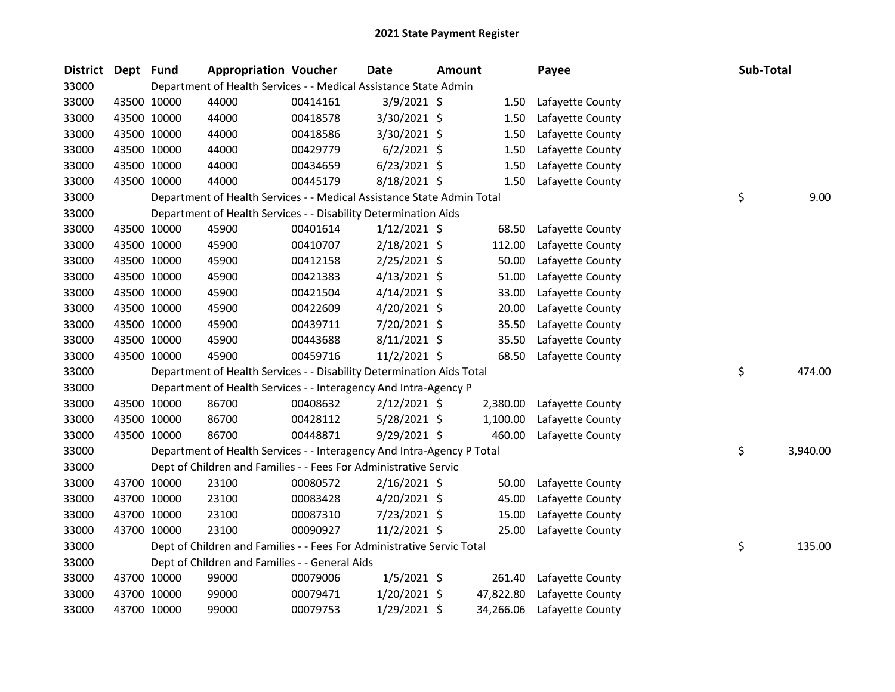# 2021 State Payment Register

| District | Dept | Fund | Appropriation | Voucher | Date | Amount | Payee | Sub-Total |
|---|---|---|---|---|---|---|---|---|
| 33000 | | Department of Health Services - - Medical Assistance State Admin | | | | | | |
| 33000 | 43500 | 10000 | 44000 | 00414161 | 3/9/2021 | $ 1.50 | Lafayette County | |
| 33000 | 43500 | 10000 | 44000 | 00418578 | 3/30/2021 | $ 1.50 | Lafayette County | |
| 33000 | 43500 | 10000 | 44000 | 00418586 | 3/30/2021 | $ 1.50 | Lafayette County | |
| 33000 | 43500 | 10000 | 44000 | 00429779 | 6/2/2021 | $ 1.50 | Lafayette County | |
| 33000 | 43500 | 10000 | 44000 | 00434659 | 6/23/2021 | $ 1.50 | Lafayette County | |
| 33000 | 43500 | 10000 | 44000 | 00445179 | 8/18/2021 | $ 1.50 | Lafayette County | |
| 33000 | | Department of Health Services - - Medical Assistance State Admin Total | | | | | | $ 9.00 |
| 33000 | | Department of Health Services - - Disability Determination Aids | | | | | | |
| 33000 | 43500 | 10000 | 45900 | 00401614 | 1/12/2021 | $ 68.50 | Lafayette County | |
| 33000 | 43500 | 10000 | 45900 | 00410707 | 2/18/2021 | $ 112.00 | Lafayette County | |
| 33000 | 43500 | 10000 | 45900 | 00412158 | 2/25/2021 | $ 50.00 | Lafayette County | |
| 33000 | 43500 | 10000 | 45900 | 00421383 | 4/13/2021 | $ 51.00 | Lafayette County | |
| 33000 | 43500 | 10000 | 45900 | 00421504 | 4/14/2021 | $ 33.00 | Lafayette County | |
| 33000 | 43500 | 10000 | 45900 | 00422609 | 4/20/2021 | $ 20.00 | Lafayette County | |
| 33000 | 43500 | 10000 | 45900 | 00439711 | 7/20/2021 | $ 35.50 | Lafayette County | |
| 33000 | 43500 | 10000 | 45900 | 00443688 | 8/11/2021 | $ 35.50 | Lafayette County | |
| 33000 | 43500 | 10000 | 45900 | 00459716 | 11/2/2021 | $ 68.50 | Lafayette County | |
| 33000 | | Department of Health Services - - Disability Determination Aids Total | | | | | | $ 474.00 |
| 33000 | | Department of Health Services - - Interagency And Intra-Agency P | | | | | | |
| 33000 | 43500 | 10000 | 86700 | 00408632 | 2/12/2021 | $ 2,380.00 | Lafayette County | |
| 33000 | 43500 | 10000 | 86700 | 00428112 | 5/28/2021 | $ 1,100.00 | Lafayette County | |
| 33000 | 43500 | 10000 | 86700 | 00448871 | 9/29/2021 | $ 460.00 | Lafayette County | |
| 33000 | | Department of Health Services - - Interagency And Intra-Agency P Total | | | | | | $ 3,940.00 |
| 33000 | | Dept of Children and Families - - Fees For Administrative Servic | | | | | | |
| 33000 | 43700 | 10000 | 23100 | 00080572 | 2/16/2021 | $ 50.00 | Lafayette County | |
| 33000 | 43700 | 10000 | 23100 | 00083428 | 4/20/2021 | $ 45.00 | Lafayette County | |
| 33000 | 43700 | 10000 | 23100 | 00087310 | 7/23/2021 | $ 15.00 | Lafayette County | |
| 33000 | 43700 | 10000 | 23100 | 00090927 | 11/2/2021 | $ 25.00 | Lafayette County | |
| 33000 | | Dept of Children and Families - - Fees For Administrative Servic Total | | | | | | $ 135.00 |
| 33000 | | Dept of Children and Families - - General Aids | | | | | | |
| 33000 | 43700 | 10000 | 99000 | 00079006 | 1/5/2021 | $ 261.40 | Lafayette County | |
| 33000 | 43700 | 10000 | 99000 | 00079471 | 1/20/2021 | $ 47,822.80 | Lafayette County | |
| 33000 | 43700 | 10000 | 99000 | 00079753 | 1/29/2021 | $ 34,266.06 | Lafayette County | |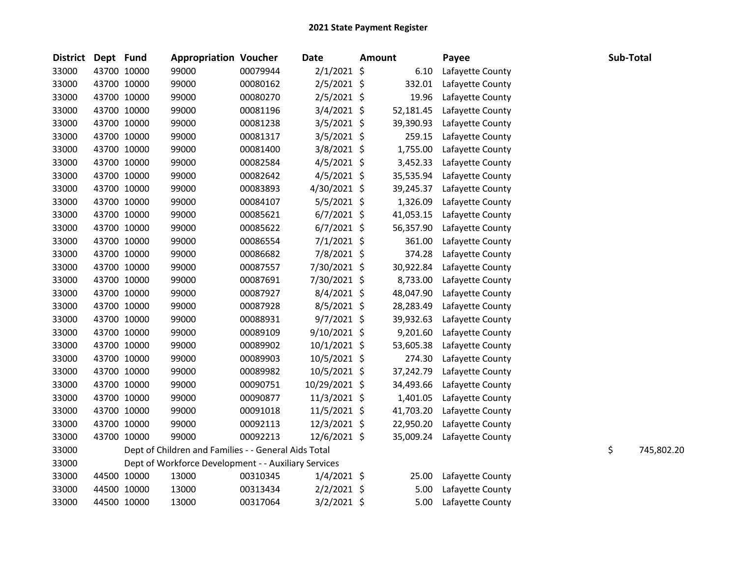## 2021 State Payment Register

| District | Dept | Fund | Appropriation | Voucher | Date | Amount | Payee | Sub-Total |
|---|---|---|---|---|---|---|---|---|
| 33000 | 43700 | 10000 | 99000 | 00079944 | 2/1/2021 | $ 6.10 | Lafayette County | |
| 33000 | 43700 | 10000 | 99000 | 00080162 | 2/5/2021 | $ 332.01 | Lafayette County | |
| 33000 | 43700 | 10000 | 99000 | 00080270 | 2/5/2021 | $ 19.96 | Lafayette County | |
| 33000 | 43700 | 10000 | 99000 | 00081196 | 3/4/2021 | $ 52,181.45 | Lafayette County | |
| 33000 | 43700 | 10000 | 99000 | 00081238 | 3/5/2021 | $ 39,390.93 | Lafayette County | |
| 33000 | 43700 | 10000 | 99000 | 00081317 | 3/5/2021 | $ 259.15 | Lafayette County | |
| 33000 | 43700 | 10000 | 99000 | 00081400 | 3/8/2021 | $ 1,755.00 | Lafayette County | |
| 33000 | 43700 | 10000 | 99000 | 00082584 | 4/5/2021 | $ 3,452.33 | Lafayette County | |
| 33000 | 43700 | 10000 | 99000 | 00082642 | 4/5/2021 | $ 35,535.94 | Lafayette County | |
| 33000 | 43700 | 10000 | 99000 | 00083893 | 4/30/2021 | $ 39,245.37 | Lafayette County | |
| 33000 | 43700 | 10000 | 99000 | 00084107 | 5/5/2021 | $ 1,326.09 | Lafayette County | |
| 33000 | 43700 | 10000 | 99000 | 00085621 | 6/7/2021 | $ 41,053.15 | Lafayette County | |
| 33000 | 43700 | 10000 | 99000 | 00085622 | 6/7/2021 | $ 56,357.90 | Lafayette County | |
| 33000 | 43700 | 10000 | 99000 | 00086554 | 7/1/2021 | $ 361.00 | Lafayette County | |
| 33000 | 43700 | 10000 | 99000 | 00086682 | 7/8/2021 | $ 374.28 | Lafayette County | |
| 33000 | 43700 | 10000 | 99000 | 00087557 | 7/30/2021 | $ 30,922.84 | Lafayette County | |
| 33000 | 43700 | 10000 | 99000 | 00087691 | 7/30/2021 | $ 8,733.00 | Lafayette County | |
| 33000 | 43700 | 10000 | 99000 | 00087927 | 8/4/2021 | $ 48,047.90 | Lafayette County | |
| 33000 | 43700 | 10000 | 99000 | 00087928 | 8/5/2021 | $ 28,283.49 | Lafayette County | |
| 33000 | 43700 | 10000 | 99000 | 00088931 | 9/7/2021 | $ 39,932.63 | Lafayette County | |
| 33000 | 43700 | 10000 | 99000 | 00089109 | 9/10/2021 | $ 9,201.60 | Lafayette County | |
| 33000 | 43700 | 10000 | 99000 | 00089902 | 10/1/2021 | $ 53,605.38 | Lafayette County | |
| 33000 | 43700 | 10000 | 99000 | 00089903 | 10/5/2021 | $ 274.30 | Lafayette County | |
| 33000 | 43700 | 10000 | 99000 | 00089982 | 10/5/2021 | $ 37,242.79 | Lafayette County | |
| 33000 | 43700 | 10000 | 99000 | 00090751 | 10/29/2021 | $ 34,493.66 | Lafayette County | |
| 33000 | 43700 | 10000 | 99000 | 00090877 | 11/3/2021 | $ 1,401.05 | Lafayette County | |
| 33000 | 43700 | 10000 | 99000 | 00091018 | 11/5/2021 | $ 41,703.20 | Lafayette County | |
| 33000 | 43700 | 10000 | 99000 | 00092113 | 12/3/2021 | $ 22,950.20 | Lafayette County | |
| 33000 | 43700 | 10000 | 99000 | 00092213 | 12/6/2021 | $ 35,009.24 | Lafayette County | |
| 33000 | | Dept of Children and Families - - General Aids Total | | | | | | $ 745,802.20 |
| 33000 | | Dept of Workforce Development - - Auxiliary Services | | | | | | |
| 33000 | 44500 | 10000 | 13000 | 00310345 | 1/4/2021 | $ 25.00 | Lafayette County | |
| 33000 | 44500 | 10000 | 13000 | 00313434 | 2/2/2021 | $ 5.00 | Lafayette County | |
| 33000 | 44500 | 10000 | 13000 | 00317064 | 3/2/2021 | $ 5.00 | Lafayette County | |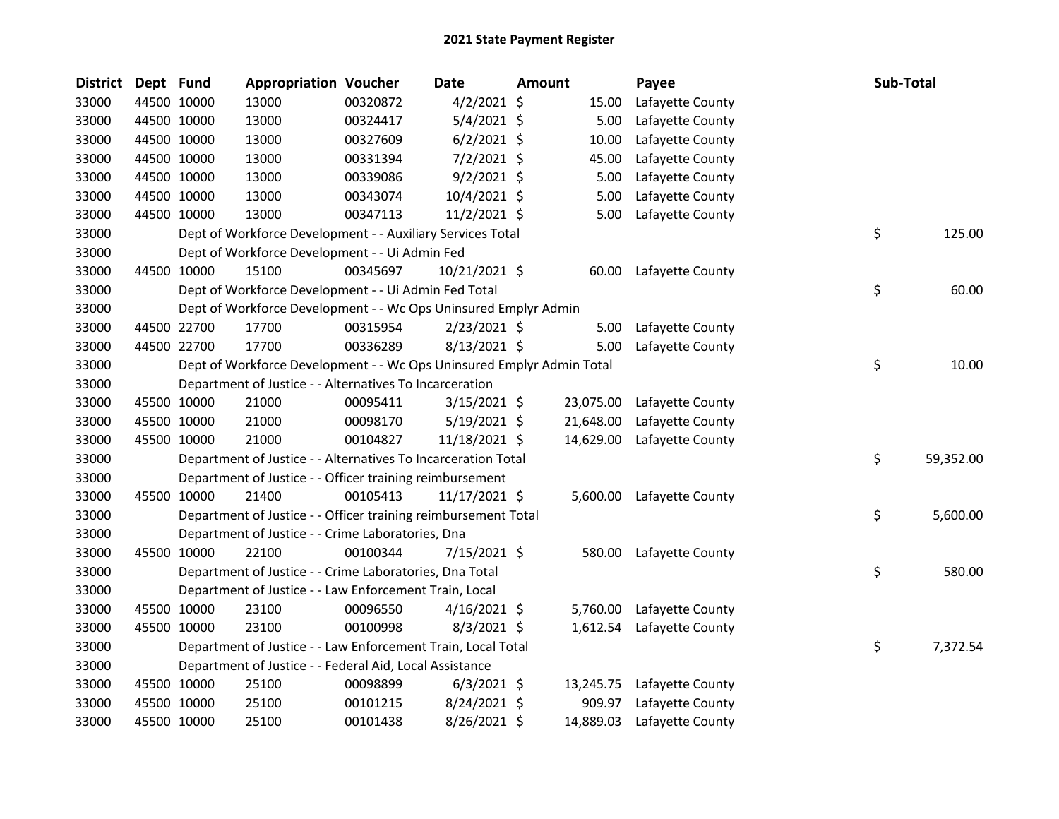# 2021 State Payment Register

| District | Dept | Fund | Appropriation | Voucher | Date | Amount | Payee | Sub-Total |
|---|---|---|---|---|---|---|---|---|
| 33000 | 44500 | 10000 | 13000 | 00320872 | 4/2/2021 | $ 15.00 | Lafayette County | |
| 33000 | 44500 | 10000 | 13000 | 00324417 | 5/4/2021 | $ 5.00 | Lafayette County | |
| 33000 | 44500 | 10000 | 13000 | 00327609 | 6/2/2021 | $ 10.00 | Lafayette County | |
| 33000 | 44500 | 10000 | 13000 | 00331394 | 7/2/2021 | $ 45.00 | Lafayette County | |
| 33000 | 44500 | 10000 | 13000 | 00339086 | 9/2/2021 | $ 5.00 | Lafayette County | |
| 33000 | 44500 | 10000 | 13000 | 00343074 | 10/4/2021 | $ 5.00 | Lafayette County | |
| 33000 | 44500 | 10000 | 13000 | 00347113 | 11/2/2021 | $ 5.00 | Lafayette County | |
| 33000 | | Dept of Workforce Development - - Auxiliary Services Total | | | | | | $ 125.00 |
| 33000 | | Dept of Workforce Development - - Ui Admin Fed | | | | | | |
| 33000 | 44500 | 10000 | 15100 | 00345697 | 10/21/2021 | $ 60.00 | Lafayette County | |
| 33000 | | Dept of Workforce Development - - Ui Admin Fed Total | | | | | | $ 60.00 |
| 33000 | | Dept of Workforce Development - - Wc Ops Uninsured Emplyr Admin | | | | | | |
| 33000 | 44500 | 22700 | 17700 | 00315954 | 2/23/2021 | $ 5.00 | Lafayette County | |
| 33000 | 44500 | 22700 | 17700 | 00336289 | 8/13/2021 | $ 5.00 | Lafayette County | |
| 33000 | | Dept of Workforce Development - - Wc Ops Uninsured Emplyr Admin Total | | | | | | $ 10.00 |
| 33000 | | Department of Justice - - Alternatives To Incarceration | | | | | | |
| 33000 | 45500 | 10000 | 21000 | 00095411 | 3/15/2021 | $ 23,075.00 | Lafayette County | |
| 33000 | 45500 | 10000 | 21000 | 00098170 | 5/19/2021 | $ 21,648.00 | Lafayette County | |
| 33000 | 45500 | 10000 | 21000 | 00104827 | 11/18/2021 | $ 14,629.00 | Lafayette County | |
| 33000 | | Department of Justice - - Alternatives To Incarceration Total | | | | | | $ 59,352.00 |
| 33000 | | Department of Justice - - Officer training reimbursement | | | | | | |
| 33000 | 45500 | 10000 | 21400 | 00105413 | 11/17/2021 | $ 5,600.00 | Lafayette County | |
| 33000 | | Department of Justice - - Officer training reimbursement Total | | | | | | $ 5,600.00 |
| 33000 | | Department of Justice - - Crime Laboratories, Dna | | | | | | |
| 33000 | 45500 | 10000 | 22100 | 00100344 | 7/15/2021 | $ 580.00 | Lafayette County | |
| 33000 | | Department of Justice - - Crime Laboratories, Dna Total | | | | | | $ 580.00 |
| 33000 | | Department of Justice - - Law Enforcement Train, Local | | | | | | |
| 33000 | 45500 | 10000 | 23100 | 00096550 | 4/16/2021 | $ 5,760.00 | Lafayette County | |
| 33000 | 45500 | 10000 | 23100 | 00100998 | 8/3/2021 | $ 1,612.54 | Lafayette County | |
| 33000 | | Department of Justice - - Law Enforcement Train, Local Total | | | | | | $ 7,372.54 |
| 33000 | | Department of Justice - - Federal Aid, Local Assistance | | | | | | |
| 33000 | 45500 | 10000 | 25100 | 00098899 | 6/3/2021 | $ 13,245.75 | Lafayette County | |
| 33000 | 45500 | 10000 | 25100 | 00101215 | 8/24/2021 | $ 909.97 | Lafayette County | |
| 33000 | 45500 | 10000 | 25100 | 00101438 | 8/26/2021 | $ 14,889.03 | Lafayette County | |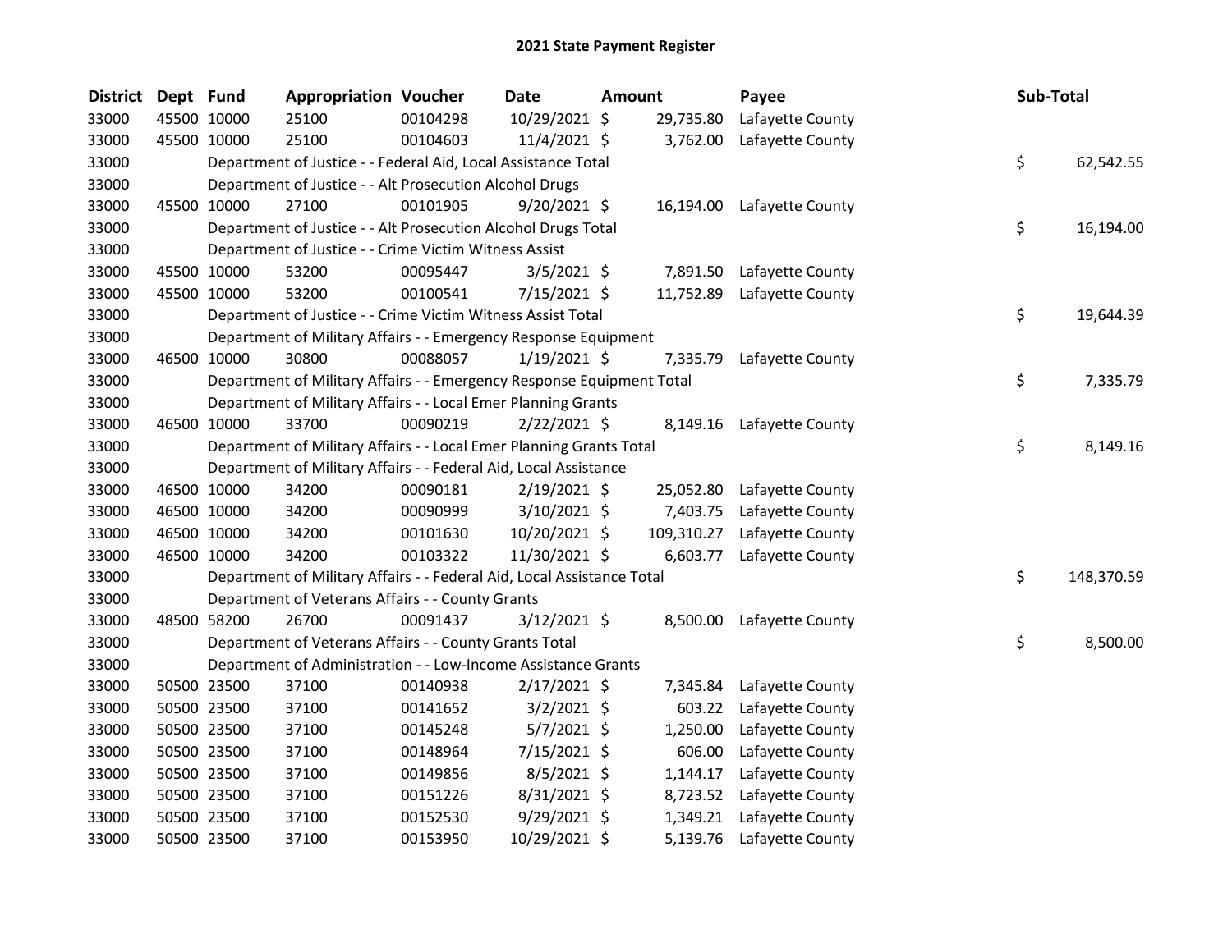# 2021 State Payment Register

| District | Dept | Fund | Appropriation | Voucher | Date | Amount | Payee | Sub-Total |
|---|---|---|---|---|---|---|---|---|
| 33000 | 45500 | 10000 | 25100 | 00104298 | 10/29/2021 | $ 29,735.80 | Lafayette County | |
| 33000 | 45500 | 10000 | 25100 | 00104603 | 11/4/2021 | $ 3,762.00 | Lafayette County | |
| 33000 | | | Department of Justice - - Federal Aid, Local Assistance Total | | | | | $ 62,542.55 |
| 33000 | | | Department of Justice - - Alt Prosecution Alcohol Drugs | | | | | |
| 33000 | 45500 | 10000 | 27100 | 00101905 | 9/20/2021 | $ 16,194.00 | Lafayette County | |
| 33000 | | | Department of Justice - - Alt Prosecution Alcohol Drugs Total | | | | | $ 16,194.00 |
| 33000 | | | Department of Justice - - Crime Victim Witness Assist | | | | | |
| 33000 | 45500 | 10000 | 53200 | 00095447 | 3/5/2021 | $ 7,891.50 | Lafayette County | |
| 33000 | 45500 | 10000 | 53200 | 00100541 | 7/15/2021 | $ 11,752.89 | Lafayette County | |
| 33000 | | | Department of Justice - - Crime Victim Witness Assist Total | | | | | $ 19,644.39 |
| 33000 | | | Department of Military Affairs - - Emergency Response Equipment | | | | | |
| 33000 | 46500 | 10000 | 30800 | 00088057 | 1/19/2021 | $ 7,335.79 | Lafayette County | |
| 33000 | | | Department of Military Affairs - - Emergency Response Equipment Total | | | | | $ 7,335.79 |
| 33000 | | | Department of Military Affairs - - Local Emer Planning Grants | | | | | |
| 33000 | 46500 | 10000 | 33700 | 00090219 | 2/22/2021 | $ 8,149.16 | Lafayette County | |
| 33000 | | | Department of Military Affairs - - Local Emer Planning Grants Total | | | | | $ 8,149.16 |
| 33000 | | | Department of Military Affairs - - Federal Aid, Local Assistance | | | | | |
| 33000 | 46500 | 10000 | 34200 | 00090181 | 2/19/2021 | $ 25,052.80 | Lafayette County | |
| 33000 | 46500 | 10000 | 34200 | 00090999 | 3/10/2021 | $ 7,403.75 | Lafayette County | |
| 33000 | 46500 | 10000 | 34200 | 00101630 | 10/20/2021 | $ 109,310.27 | Lafayette County | |
| 33000 | 46500 | 10000 | 34200 | 00103322 | 11/30/2021 | $ 6,603.77 | Lafayette County | |
| 33000 | | | Department of Military Affairs - - Federal Aid, Local Assistance Total | | | | | $ 148,370.59 |
| 33000 | | | Department of Veterans Affairs - - County Grants | | | | | |
| 33000 | 48500 | 58200 | 26700 | 00091437 | 3/12/2021 | $ 8,500.00 | Lafayette County | |
| 33000 | | | Department of Veterans Affairs - - County Grants Total | | | | | $ 8,500.00 |
| 33000 | | | Department of Administration - - Low-Income Assistance Grants | | | | | |
| 33000 | 50500 | 23500 | 37100 | 00140938 | 2/17/2021 | $ 7,345.84 | Lafayette County | |
| 33000 | 50500 | 23500 | 37100 | 00141652 | 3/2/2021 | $ 603.22 | Lafayette County | |
| 33000 | 50500 | 23500 | 37100 | 00145248 | 5/7/2021 | $ 1,250.00 | Lafayette County | |
| 33000 | 50500 | 23500 | 37100 | 00148964 | 7/15/2021 | $ 606.00 | Lafayette County | |
| 33000 | 50500 | 23500 | 37100 | 00149856 | 8/5/2021 | $ 1,144.17 | Lafayette County | |
| 33000 | 50500 | 23500 | 37100 | 00151226 | 8/31/2021 | $ 8,723.52 | Lafayette County | |
| 33000 | 50500 | 23500 | 37100 | 00152530 | 9/29/2021 | $ 1,349.21 | Lafayette County | |
| 33000 | 50500 | 23500 | 37100 | 00153950 | 10/29/2021 | $ 5,139.76 | Lafayette County | |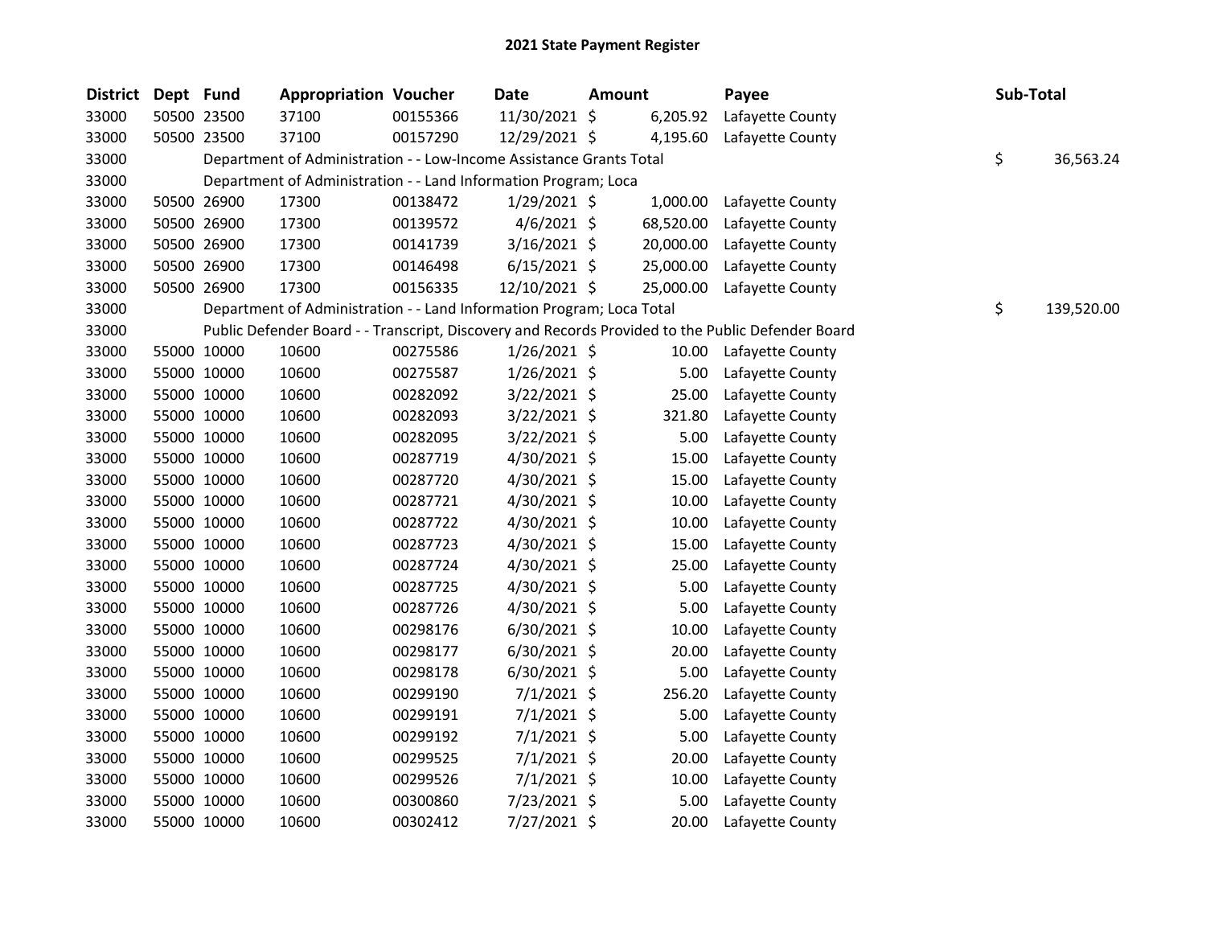# 2021 State Payment Register

| District | Dept | Fund | Appropriation | Voucher | Date | Amount | Payee | Sub-Total |
|---|---|---|---|---|---|---|---|---|
| 33000 | 50500 | 23500 | 37100 | 00155366 | 11/30/2021 | $ 6,205.92 | Lafayette County | |
| 33000 | 50500 | 23500 | 37100 | 00157290 | 12/29/2021 | $ 4,195.60 | Lafayette County | |
| 33000 | | Department of Administration - - Low-Income Assistance Grants Total | | | | | | $ 36,563.24 |
| 33000 | | Department of Administration - - Land Information Program; Loca | | | | | | |
| 33000 | 50500 | 26900 | 17300 | 00138472 | 1/29/2021 | $ 1,000.00 | Lafayette County | |
| 33000 | 50500 | 26900 | 17300 | 00139572 | 4/6/2021 | $ 68,520.00 | Lafayette County | |
| 33000 | 50500 | 26900 | 17300 | 00141739 | 3/16/2021 | $ 20,000.00 | Lafayette County | |
| 33000 | 50500 | 26900 | 17300 | 00146498 | 6/15/2021 | $ 25,000.00 | Lafayette County | |
| 33000 | 50500 | 26900 | 17300 | 00156335 | 12/10/2021 | $ 25,000.00 | Lafayette County | |
| 33000 | | Department of Administration - - Land Information Program; Loca Total | | | | | | $ 139,520.00 |
| 33000 | | Public Defender Board - - Transcript, Discovery and Records Provided to the Public Defender Board | | | | | | |
| 33000 | 55000 | 10000 | 10600 | 00275586 | 1/26/2021 | $ 10.00 | Lafayette County | |
| 33000 | 55000 | 10000 | 10600 | 00275587 | 1/26/2021 | $ 5.00 | Lafayette County | |
| 33000 | 55000 | 10000 | 10600 | 00282092 | 3/22/2021 | $ 25.00 | Lafayette County | |
| 33000 | 55000 | 10000 | 10600 | 00282093 | 3/22/2021 | $ 321.80 | Lafayette County | |
| 33000 | 55000 | 10000 | 10600 | 00282095 | 3/22/2021 | $ 5.00 | Lafayette County | |
| 33000 | 55000 | 10000 | 10600 | 00287719 | 4/30/2021 | $ 15.00 | Lafayette County | |
| 33000 | 55000 | 10000 | 10600 | 00287720 | 4/30/2021 | $ 15.00 | Lafayette County | |
| 33000 | 55000 | 10000 | 10600 | 00287721 | 4/30/2021 | $ 10.00 | Lafayette County | |
| 33000 | 55000 | 10000 | 10600 | 00287722 | 4/30/2021 | $ 10.00 | Lafayette County | |
| 33000 | 55000 | 10000 | 10600 | 00287723 | 4/30/2021 | $ 15.00 | Lafayette County | |
| 33000 | 55000 | 10000 | 10600 | 00287724 | 4/30/2021 | $ 25.00 | Lafayette County | |
| 33000 | 55000 | 10000 | 10600 | 00287725 | 4/30/2021 | $ 5.00 | Lafayette County | |
| 33000 | 55000 | 10000 | 10600 | 00287726 | 4/30/2021 | $ 5.00 | Lafayette County | |
| 33000 | 55000 | 10000 | 10600 | 00298176 | 6/30/2021 | $ 10.00 | Lafayette County | |
| 33000 | 55000 | 10000 | 10600 | 00298177 | 6/30/2021 | $ 20.00 | Lafayette County | |
| 33000 | 55000 | 10000 | 10600 | 00298178 | 6/30/2021 | $ 5.00 | Lafayette County | |
| 33000 | 55000 | 10000 | 10600 | 00299190 | 7/1/2021 | $ 256.20 | Lafayette County | |
| 33000 | 55000 | 10000 | 10600 | 00299191 | 7/1/2021 | $ 5.00 | Lafayette County | |
| 33000 | 55000 | 10000 | 10600 | 00299192 | 7/1/2021 | $ 5.00 | Lafayette County | |
| 33000 | 55000 | 10000 | 10600 | 00299525 | 7/1/2021 | $ 20.00 | Lafayette County | |
| 33000 | 55000 | 10000 | 10600 | 00299526 | 7/1/2021 | $ 10.00 | Lafayette County | |
| 33000 | 55000 | 10000 | 10600 | 00300860 | 7/23/2021 | $ 5.00 | Lafayette County | |
| 33000 | 55000 | 10000 | 10600 | 00302412 | 7/27/2021 | $ 20.00 | Lafayette County | |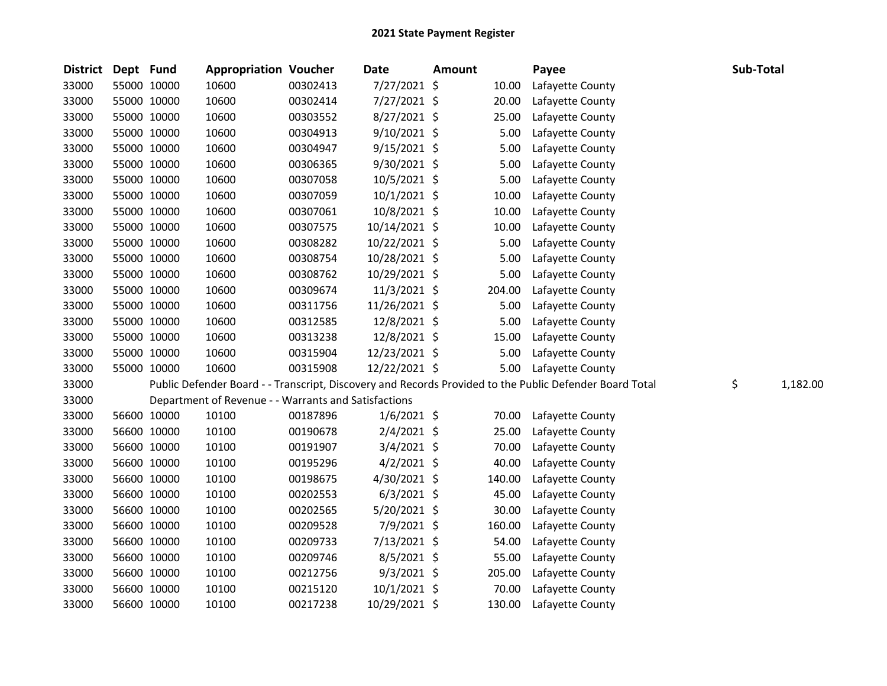# 2021 State Payment Register

| District | Dept | Fund | Appropriation | Voucher | Date | Amount | Payee | Sub-Total |
|---|---|---|---|---|---|---|---|---|
| 33000 | 55000 | 10000 | 10600 | 00302413 | 7/27/2021 | $ 10.00 | Lafayette County | |
| 33000 | 55000 | 10000 | 10600 | 00302414 | 7/27/2021 | $ 20.00 | Lafayette County | |
| 33000 | 55000 | 10000 | 10600 | 00303552 | 8/27/2021 | $ 25.00 | Lafayette County | |
| 33000 | 55000 | 10000 | 10600 | 00304913 | 9/10/2021 | $ 5.00 | Lafayette County | |
| 33000 | 55000 | 10000 | 10600 | 00304947 | 9/15/2021 | $ 5.00 | Lafayette County | |
| 33000 | 55000 | 10000 | 10600 | 00306365 | 9/30/2021 | $ 5.00 | Lafayette County | |
| 33000 | 55000 | 10000 | 10600 | 00307058 | 10/5/2021 | $ 5.00 | Lafayette County | |
| 33000 | 55000 | 10000 | 10600 | 00307059 | 10/1/2021 | $ 10.00 | Lafayette County | |
| 33000 | 55000 | 10000 | 10600 | 00307061 | 10/8/2021 | $ 10.00 | Lafayette County | |
| 33000 | 55000 | 10000 | 10600 | 00307575 | 10/14/2021 | $ 10.00 | Lafayette County | |
| 33000 | 55000 | 10000 | 10600 | 00308282 | 10/22/2021 | $ 5.00 | Lafayette County | |
| 33000 | 55000 | 10000 | 10600 | 00308754 | 10/28/2021 | $ 5.00 | Lafayette County | |
| 33000 | 55000 | 10000 | 10600 | 00308762 | 10/29/2021 | $ 5.00 | Lafayette County | |
| 33000 | 55000 | 10000 | 10600 | 00309674 | 11/3/2021 | $ 204.00 | Lafayette County | |
| 33000 | 55000 | 10000 | 10600 | 00311756 | 11/26/2021 | $ 5.00 | Lafayette County | |
| 33000 | 55000 | 10000 | 10600 | 00312585 | 12/8/2021 | $ 5.00 | Lafayette County | |
| 33000 | 55000 | 10000 | 10600 | 00313238 | 12/8/2021 | $ 15.00 | Lafayette County | |
| 33000 | 55000 | 10000 | 10600 | 00315904 | 12/23/2021 | $ 5.00 | Lafayette County | |
| 33000 | 55000 | 10000 | 10600 | 00315908 | 12/22/2021 | $ 5.00 | Lafayette County | |
| 33000 | | Public Defender Board - - Transcript, Discovery and Records Provided to the Public Defender Board Total | | | | | | $ 1,182.00 |
| 33000 | | Department of Revenue - - Warrants and Satisfactions | | | | | | |
| 33000 | 56600 | 10000 | 10100 | 00187896 | 1/6/2021 | $ 70.00 | Lafayette County | |
| 33000 | 56600 | 10000 | 10100 | 00190678 | 2/4/2021 | $ 25.00 | Lafayette County | |
| 33000 | 56600 | 10000 | 10100 | 00191907 | 3/4/2021 | $ 70.00 | Lafayette County | |
| 33000 | 56600 | 10000 | 10100 | 00195296 | 4/2/2021 | $ 40.00 | Lafayette County | |
| 33000 | 56600 | 10000 | 10100 | 00198675 | 4/30/2021 | $ 140.00 | Lafayette County | |
| 33000 | 56600 | 10000 | 10100 | 00202553 | 6/3/2021 | $ 45.00 | Lafayette County | |
| 33000 | 56600 | 10000 | 10100 | 00202565 | 5/20/2021 | $ 30.00 | Lafayette County | |
| 33000 | 56600 | 10000 | 10100 | 00209528 | 7/9/2021 | $ 160.00 | Lafayette County | |
| 33000 | 56600 | 10000 | 10100 | 00209733 | 7/13/2021 | $ 54.00 | Lafayette County | |
| 33000 | 56600 | 10000 | 10100 | 00209746 | 8/5/2021 | $ 55.00 | Lafayette County | |
| 33000 | 56600 | 10000 | 10100 | 00212756 | 9/3/2021 | $ 205.00 | Lafayette County | |
| 33000 | 56600 | 10000 | 10100 | 00215120 | 10/1/2021 | $ 70.00 | Lafayette County | |
| 33000 | 56600 | 10000 | 10100 | 00217238 | 10/29/2021 | $ 130.00 | Lafayette County | |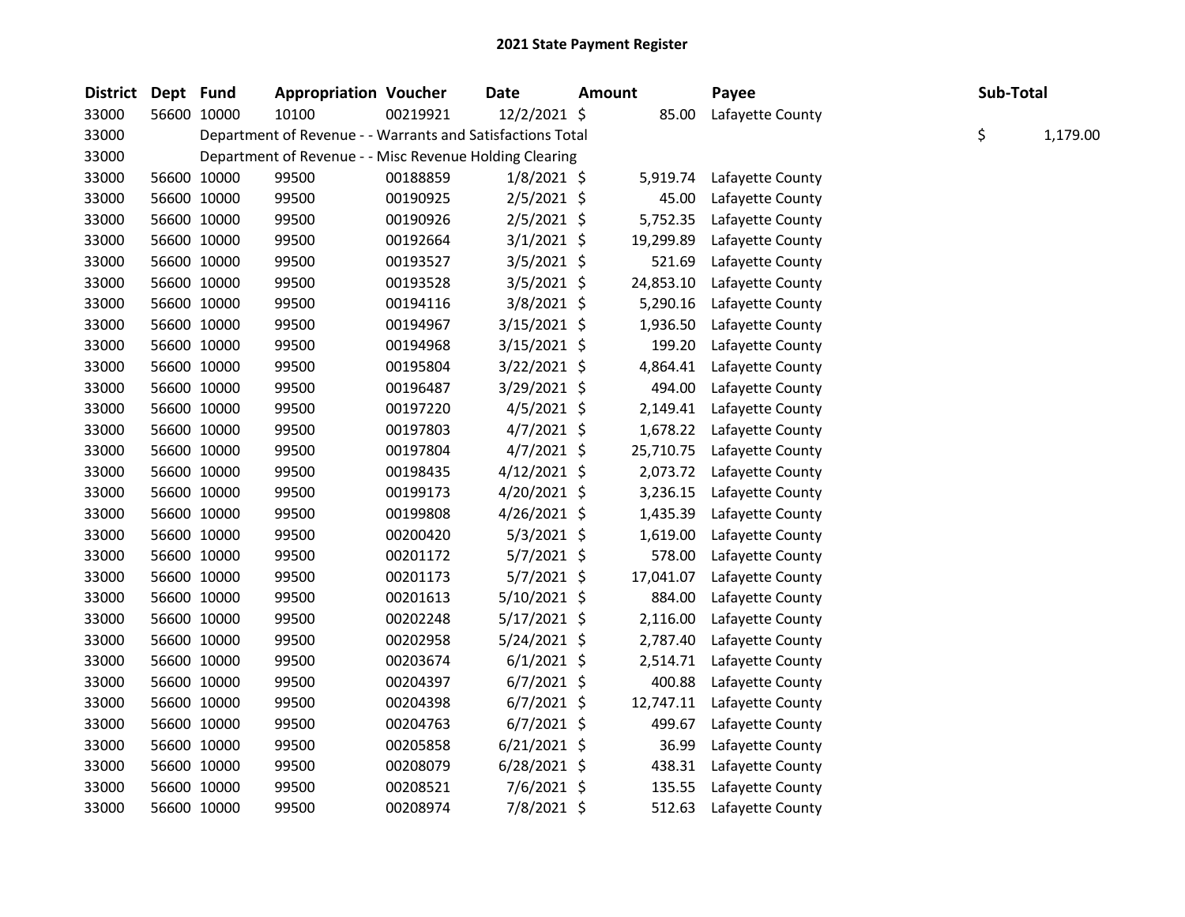# 2021 State Payment Register

| District | Dept | Fund | Appropriation | Voucher | Date | Amount | Payee | Sub-Total |
|---|---|---|---|---|---|---|---|---|
| 33000 | 56600 | 10000 | 10100 | 00219921 | 12/2/2021 | $ 85.00 | Lafayette County | |
| 33000 | | Department of Revenue - - Warrants and Satisfactions Total | | | | | | $ 1,179.00 |
| 33000 | | Department of Revenue - - Misc Revenue Holding Clearing | | | | | | |
| 33000 | 56600 | 10000 | 99500 | 00188859 | 1/8/2021 | $ 5,919.74 | Lafayette County | |
| 33000 | 56600 | 10000 | 99500 | 00190925 | 2/5/2021 | $ 45.00 | Lafayette County | |
| 33000 | 56600 | 10000 | 99500 | 00190926 | 2/5/2021 | $ 5,752.35 | Lafayette County | |
| 33000 | 56600 | 10000 | 99500 | 00192664 | 3/1/2021 | $ 19,299.89 | Lafayette County | |
| 33000 | 56600 | 10000 | 99500 | 00193527 | 3/5/2021 | $ 521.69 | Lafayette County | |
| 33000 | 56600 | 10000 | 99500 | 00193528 | 3/5/2021 | $ 24,853.10 | Lafayette County | |
| 33000 | 56600 | 10000 | 99500 | 00194116 | 3/8/2021 | $ 5,290.16 | Lafayette County | |
| 33000 | 56600 | 10000 | 99500 | 00194967 | 3/15/2021 | $ 1,936.50 | Lafayette County | |
| 33000 | 56600 | 10000 | 99500 | 00194968 | 3/15/2021 | $ 199.20 | Lafayette County | |
| 33000 | 56600 | 10000 | 99500 | 00195804 | 3/22/2021 | $ 4,864.41 | Lafayette County | |
| 33000 | 56600 | 10000 | 99500 | 00196487 | 3/29/2021 | $ 494.00 | Lafayette County | |
| 33000 | 56600 | 10000 | 99500 | 00197220 | 4/5/2021 | $ 2,149.41 | Lafayette County | |
| 33000 | 56600 | 10000 | 99500 | 00197803 | 4/7/2021 | $ 1,678.22 | Lafayette County | |
| 33000 | 56600 | 10000 | 99500 | 00197804 | 4/7/2021 | $ 25,710.75 | Lafayette County | |
| 33000 | 56600 | 10000 | 99500 | 00198435 | 4/12/2021 | $ 2,073.72 | Lafayette County | |
| 33000 | 56600 | 10000 | 99500 | 00199173 | 4/20/2021 | $ 3,236.15 | Lafayette County | |
| 33000 | 56600 | 10000 | 99500 | 00199808 | 4/26/2021 | $ 1,435.39 | Lafayette County | |
| 33000 | 56600 | 10000 | 99500 | 00200420 | 5/3/2021 | $ 1,619.00 | Lafayette County | |
| 33000 | 56600 | 10000 | 99500 | 00201172 | 5/7/2021 | $ 578.00 | Lafayette County | |
| 33000 | 56600 | 10000 | 99500 | 00201173 | 5/7/2021 | $ 17,041.07 | Lafayette County | |
| 33000 | 56600 | 10000 | 99500 | 00201613 | 5/10/2021 | $ 884.00 | Lafayette County | |
| 33000 | 56600 | 10000 | 99500 | 00202248 | 5/17/2021 | $ 2,116.00 | Lafayette County | |
| 33000 | 56600 | 10000 | 99500 | 00202958 | 5/24/2021 | $ 2,787.40 | Lafayette County | |
| 33000 | 56600 | 10000 | 99500 | 00203674 | 6/1/2021 | $ 2,514.71 | Lafayette County | |
| 33000 | 56600 | 10000 | 99500 | 00204397 | 6/7/2021 | $ 400.88 | Lafayette County | |
| 33000 | 56600 | 10000 | 99500 | 00204398 | 6/7/2021 | $ 12,747.11 | Lafayette County | |
| 33000 | 56600 | 10000 | 99500 | 00204763 | 6/7/2021 | $ 499.67 | Lafayette County | |
| 33000 | 56600 | 10000 | 99500 | 00205858 | 6/21/2021 | $ 36.99 | Lafayette County | |
| 33000 | 56600 | 10000 | 99500 | 00208079 | 6/28/2021 | $ 438.31 | Lafayette County | |
| 33000 | 56600 | 10000 | 99500 | 00208521 | 7/6/2021 | $ 135.55 | Lafayette County | |
| 33000 | 56600 | 10000 | 99500 | 00208974 | 7/8/2021 | $ 512.63 | Lafayette County | |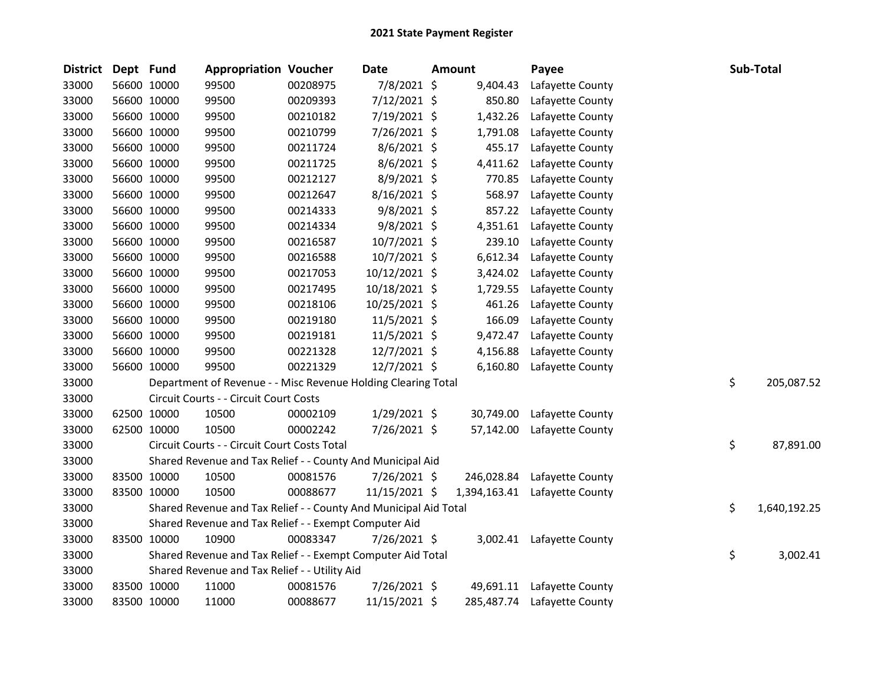# 2021 State Payment Register

| District | Dept | Fund | Appropriation | Voucher | Date | Amount | Payee | Sub-Total |
|---|---|---|---|---|---|---|---|---|
| 33000 | 56600 | 10000 | 99500 | 00208975 | 7/8/2021 | $ 9,404.43 | Lafayette County | |
| 33000 | 56600 | 10000 | 99500 | 00209393 | 7/12/2021 | $ 850.80 | Lafayette County | |
| 33000 | 56600 | 10000 | 99500 | 00210182 | 7/19/2021 | $ 1,432.26 | Lafayette County | |
| 33000 | 56600 | 10000 | 99500 | 00210799 | 7/26/2021 | $ 1,791.08 | Lafayette County | |
| 33000 | 56600 | 10000 | 99500 | 00211724 | 8/6/2021 | $ 455.17 | Lafayette County | |
| 33000 | 56600 | 10000 | 99500 | 00211725 | 8/6/2021 | $ 4,411.62 | Lafayette County | |
| 33000 | 56600 | 10000 | 99500 | 00212127 | 8/9/2021 | $ 770.85 | Lafayette County | |
| 33000 | 56600 | 10000 | 99500 | 00212647 | 8/16/2021 | $ 568.97 | Lafayette County | |
| 33000 | 56600 | 10000 | 99500 | 00214333 | 9/8/2021 | $ 857.22 | Lafayette County | |
| 33000 | 56600 | 10000 | 99500 | 00214334 | 9/8/2021 | $ 4,351.61 | Lafayette County | |
| 33000 | 56600 | 10000 | 99500 | 00216587 | 10/7/2021 | $ 239.10 | Lafayette County | |
| 33000 | 56600 | 10000 | 99500 | 00216588 | 10/7/2021 | $ 6,612.34 | Lafayette County | |
| 33000 | 56600 | 10000 | 99500 | 00217053 | 10/12/2021 | $ 3,424.02 | Lafayette County | |
| 33000 | 56600 | 10000 | 99500 | 00217495 | 10/18/2021 | $ 1,729.55 | Lafayette County | |
| 33000 | 56600 | 10000 | 99500 | 00218106 | 10/25/2021 | $ 461.26 | Lafayette County | |
| 33000 | 56600 | 10000 | 99500 | 00219180 | 11/5/2021 | $ 166.09 | Lafayette County | |
| 33000 | 56600 | 10000 | 99500 | 00219181 | 11/5/2021 | $ 9,472.47 | Lafayette County | |
| 33000 | 56600 | 10000 | 99500 | 00221328 | 12/7/2021 | $ 4,156.88 | Lafayette County | |
| 33000 | 56600 | 10000 | 99500 | 00221329 | 12/7/2021 | $ 6,160.80 | Lafayette County | |
| 33000 | | Department of Revenue - - Misc Revenue Holding Clearing Total | | | | | | $ 205,087.52 |
| 33000 | | Circuit Courts - - Circuit Court Costs | | | | | | |
| 33000 | 62500 | 10000 | 10500 | 00002109 | 1/29/2021 | $ 30,749.00 | Lafayette County | |
| 33000 | 62500 | 10000 | 10500 | 00002242 | 7/26/2021 | $ 57,142.00 | Lafayette County | |
| 33000 | | Circuit Courts - - Circuit Court Costs Total | | | | | | $ 87,891.00 |
| 33000 | | Shared Revenue and Tax Relief - - County And Municipal Aid | | | | | | |
| 33000 | 83500 | 10000 | 10500 | 00081576 | 7/26/2021 | $ 246,028.84 | Lafayette County | |
| 33000 | 83500 | 10000 | 10500 | 00088677 | 11/15/2021 | $ 1,394,163.41 | Lafayette County | |
| 33000 | | Shared Revenue and Tax Relief - - County And Municipal Aid Total | | | | | | $ 1,640,192.25 |
| 33000 | | Shared Revenue and Tax Relief - - Exempt Computer Aid | | | | | | |
| 33000 | 83500 | 10000 | 10900 | 00083347 | 7/26/2021 | $ 3,002.41 | Lafayette County | |
| 33000 | | Shared Revenue and Tax Relief - - Exempt Computer Aid Total | | | | | | $ 3,002.41 |
| 33000 | | Shared Revenue and Tax Relief - - Utility Aid | | | | | | |
| 33000 | 83500 | 10000 | 11000 | 00081576 | 7/26/2021 | $ 49,691.11 | Lafayette County | |
| 33000 | 83500 | 10000 | 11000 | 00088677 | 11/15/2021 | $ 285,487.74 | Lafayette County | |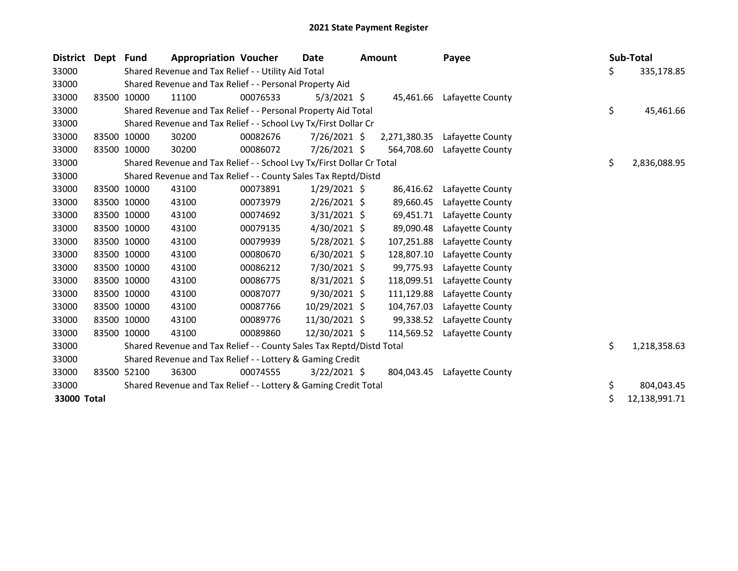# 2021 State Payment Register

| District | Dept | Fund | Appropriation | Voucher | Date | Amount | Payee | Sub-Total |
|---|---|---|---|---|---|---|---|---|
| 33000 | | Shared Revenue and Tax Relief - - Utility Aid Total | | | | | | $ 335,178.85 |
| 33000 | | Shared Revenue and Tax Relief - - Personal Property Aid | | | | | | |
| 33000 | 83500 | 10000 | 11100 | 00076533 | 5/3/2021 | $ 45,461.66 | Lafayette County | |
| 33000 | | Shared Revenue and Tax Relief - - Personal Property Aid Total | | | | | | $ 45,461.66 |
| 33000 | | Shared Revenue and Tax Relief - - School Lvy Tx/First Dollar Cr | | | | | | |
| 33000 | 83500 | 10000 | 30200 | 00082676 | 7/26/2021 | $ 2,271,380.35 | Lafayette County | |
| 33000 | 83500 | 10000 | 30200 | 00086072 | 7/26/2021 | $ 564,708.60 | Lafayette County | |
| 33000 | | Shared Revenue and Tax Relief - - School Lvy Tx/First Dollar Cr Total | | | | | | $ 2,836,088.95 |
| 33000 | | Shared Revenue and Tax Relief - - County Sales Tax Reptd/Distd | | | | | | |
| 33000 | 83500 | 10000 | 43100 | 00073891 | 1/29/2021 | $ 86,416.62 | Lafayette County | |
| 33000 | 83500 | 10000 | 43100 | 00073979 | 2/26/2021 | $ 89,660.45 | Lafayette County | |
| 33000 | 83500 | 10000 | 43100 | 00074692 | 3/31/2021 | $ 69,451.71 | Lafayette County | |
| 33000 | 83500 | 10000 | 43100 | 00079135 | 4/30/2021 | $ 89,090.48 | Lafayette County | |
| 33000 | 83500 | 10000 | 43100 | 00079939 | 5/28/2021 | $ 107,251.88 | Lafayette County | |
| 33000 | 83500 | 10000 | 43100 | 00080670 | 6/30/2021 | $ 128,807.10 | Lafayette County | |
| 33000 | 83500 | 10000 | 43100 | 00086212 | 7/30/2021 | $ 99,775.93 | Lafayette County | |
| 33000 | 83500 | 10000 | 43100 | 00086775 | 8/31/2021 | $ 118,099.51 | Lafayette County | |
| 33000 | 83500 | 10000 | 43100 | 00087077 | 9/30/2021 | $ 111,129.88 | Lafayette County | |
| 33000 | 83500 | 10000 | 43100 | 00087766 | 10/29/2021 | $ 104,767.03 | Lafayette County | |
| 33000 | 83500 | 10000 | 43100 | 00089776 | 11/30/2021 | $ 99,338.52 | Lafayette County | |
| 33000 | 83500 | 10000 | 43100 | 00089860 | 12/30/2021 | $ 114,569.52 | Lafayette County | |
| 33000 | | Shared Revenue and Tax Relief - - County Sales Tax Reptd/Distd Total | | | | | | $ 1,218,358.63 |
| 33000 | | Shared Revenue and Tax Relief - - Lottery & Gaming Credit | | | | | | |
| 33000 | 83500 | 52100 | 36300 | 00074555 | 3/22/2021 | $ 804,043.45 | Lafayette County | |
| 33000 | | Shared Revenue and Tax Relief - - Lottery & Gaming Credit Total | | | | | | $ 804,043.45 |
| **33000 Total** | | | | | | | | $ 12,138,991.71 |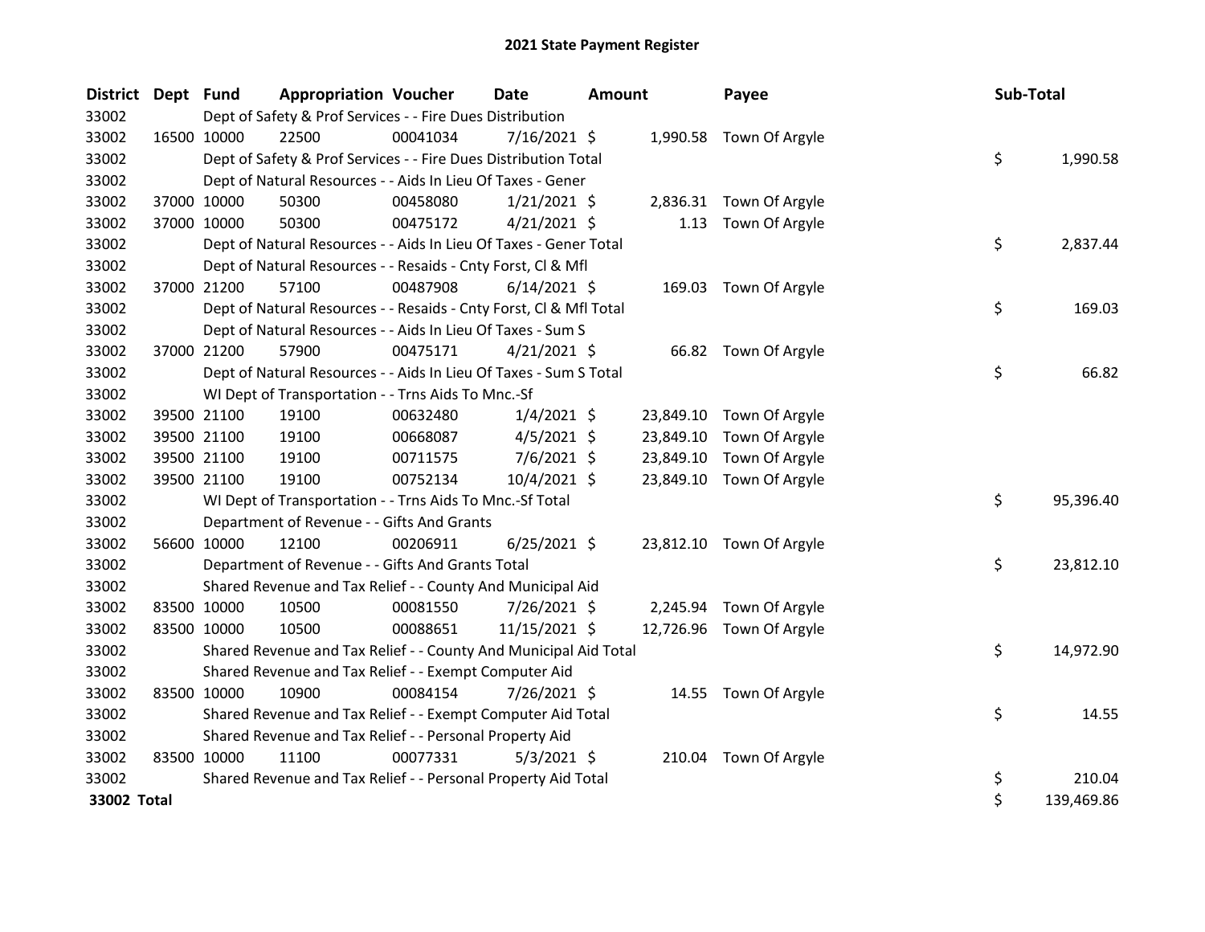# 2021 State Payment Register

| District | Dept | Fund | Appropriation | Voucher | Date | Amount | Payee | Sub-Total |
|---|---|---|---|---|---|---|---|---|
| 33002 | | Dept of Safety & Prof Services - - Fire Dues Distribution | | | | | | |
| 33002 | 16500 | 10000 | 22500 | 00041034 | 7/16/2021 | $ 1,990.58 | Town Of Argyle | |
| 33002 | | Dept of Safety & Prof Services - - Fire Dues Distribution Total | | | | | | $ 1,990.58 |
| 33002 | | Dept of Natural Resources - - Aids In Lieu Of Taxes - Gener | | | | | | |
| 33002 | 37000 | 10000 | 50300 | 00458080 | 1/21/2021 | $ 2,836.31 | Town Of Argyle | |
| 33002 | 37000 | 10000 | 50300 | 00475172 | 4/21/2021 | $ 1.13 | Town Of Argyle | |
| 33002 | | Dept of Natural Resources - - Aids In Lieu Of Taxes - Gener Total | | | | | | $ 2,837.44 |
| 33002 | | Dept of Natural Resources - - Resaids - Cnty Forst, Cl & Mfl | | | | | | |
| 33002 | 37000 | 21200 | 57100 | 00487908 | 6/14/2021 | $ 169.03 | Town Of Argyle | |
| 33002 | | Dept of Natural Resources - - Resaids - Cnty Forst, Cl & Mfl Total | | | | | | $ 169.03 |
| 33002 | | Dept of Natural Resources - - Aids In Lieu Of Taxes - Sum S | | | | | | |
| 33002 | 37000 | 21200 | 57900 | 00475171 | 4/21/2021 | $ 66.82 | Town Of Argyle | |
| 33002 | | Dept of Natural Resources - - Aids In Lieu Of Taxes - Sum S Total | | | | | | $ 66.82 |
| 33002 | | WI Dept of Transportation - - Trns Aids To Mnc.-Sf | | | | | | |
| 33002 | 39500 | 21100 | 19100 | 00632480 | 1/4/2021 | $ 23,849.10 | Town Of Argyle | |
| 33002 | 39500 | 21100 | 19100 | 00668087 | 4/5/2021 | $ 23,849.10 | Town Of Argyle | |
| 33002 | 39500 | 21100 | 19100 | 00711575 | 7/6/2021 | $ 23,849.10 | Town Of Argyle | |
| 33002 | 39500 | 21100 | 19100 | 00752134 | 10/4/2021 | $ 23,849.10 | Town Of Argyle | |
| 33002 | | WI Dept of Transportation - - Trns Aids To Mnc.-Sf Total | | | | | | $ 95,396.40 |
| 33002 | | Department of Revenue - - Gifts And Grants | | | | | | |
| 33002 | 56600 | 10000 | 12100 | 00206911 | 6/25/2021 | $ 23,812.10 | Town Of Argyle | |
| 33002 | | Department of Revenue - - Gifts And Grants Total | | | | | | $ 23,812.10 |
| 33002 | | Shared Revenue and Tax Relief - - County And Municipal Aid | | | | | | |
| 33002 | 83500 | 10000 | 10500 | 00081550 | 7/26/2021 | $ 2,245.94 | Town Of Argyle | |
| 33002 | 83500 | 10000 | 10500 | 00088651 | 11/15/2021 | $ 12,726.96 | Town Of Argyle | |
| 33002 | | Shared Revenue and Tax Relief - - County And Municipal Aid Total | | | | | | $ 14,972.90 |
| 33002 | | Shared Revenue and Tax Relief - - Exempt Computer Aid | | | | | | |
| 33002 | 83500 | 10000 | 10900 | 00084154 | 7/26/2021 | $ 14.55 | Town Of Argyle | |
| 33002 | | Shared Revenue and Tax Relief - - Exempt Computer Aid Total | | | | | | $ 14.55 |
| 33002 | | Shared Revenue and Tax Relief - - Personal Property Aid | | | | | | |
| 33002 | 83500 | 10000 | 11100 | 00077331 | 5/3/2021 | $ 210.04 | Town Of Argyle | |
| 33002 | | Shared Revenue and Tax Relief - - Personal Property Aid Total | | | | | | $ 210.04 |
| **33002 Total** | | | | | | | | $ 139,469.86 |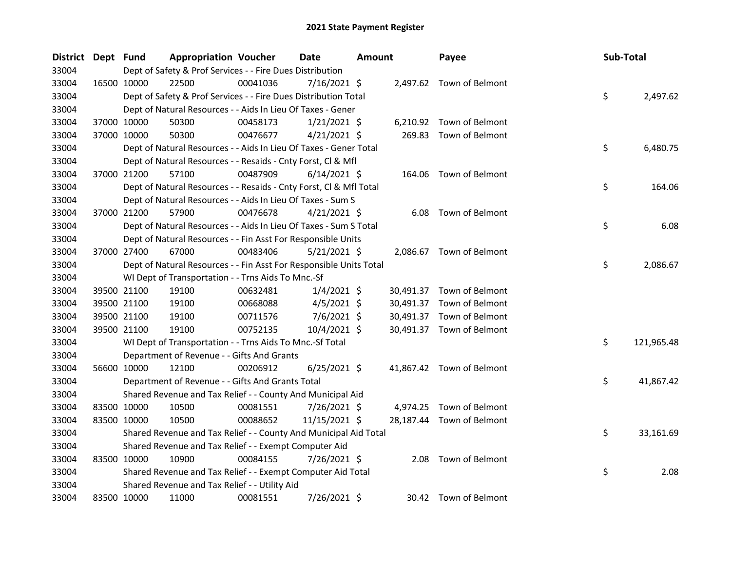# 2021 State Payment Register

| District | Dept | Fund | Appropriation | Voucher | Date | Amount | Payee | Sub-Total |
|---|---|---|---|---|---|---|---|---|
| 33004 | | | Dept of Safety & Prof Services - - Fire Dues Distribution | | | | | |
| 33004 | 16500 | 10000 | 22500 | 00041036 | 7/16/2021 | $ 2,497.62 | Town of Belmont | |
| 33004 | | | Dept of Safety & Prof Services - - Fire Dues Distribution Total | | | | | $ 2,497.62 |
| 33004 | | | Dept of Natural Resources - - Aids In Lieu Of Taxes - Gener | | | | | |
| 33004 | 37000 | 10000 | 50300 | 00458173 | 1/21/2021 | $ 6,210.92 | Town of Belmont | |
| 33004 | 37000 | 10000 | 50300 | 00476677 | 4/21/2021 | $ 269.83 | Town of Belmont | |
| 33004 | | | Dept of Natural Resources - - Aids In Lieu Of Taxes - Gener Total | | | | | $ 6,480.75 |
| 33004 | | | Dept of Natural Resources - - Resaids - Cnty Forst, Cl & Mfl | | | | | |
| 33004 | 37000 | 21200 | 57100 | 00487909 | 6/14/2021 | $ 164.06 | Town of Belmont | |
| 33004 | | | Dept of Natural Resources - - Resaids - Cnty Forst, Cl & Mfl Total | | | | | $ 164.06 |
| 33004 | | | Dept of Natural Resources - - Aids In Lieu Of Taxes - Sum S | | | | | |
| 33004 | 37000 | 21200 | 57900 | 00476678 | 4/21/2021 | $ 6.08 | Town of Belmont | |
| 33004 | | | Dept of Natural Resources - - Aids In Lieu Of Taxes - Sum S Total | | | | | $ 6.08 |
| 33004 | | | Dept of Natural Resources - - Fin Asst For Responsible Units | | | | | |
| 33004 | 37000 | 27400 | 67000 | 00483406 | 5/21/2021 | $ 2,086.67 | Town of Belmont | |
| 33004 | | | Dept of Natural Resources - - Fin Asst For Responsible Units Total | | | | | $ 2,086.67 |
| 33004 | | | WI Dept of Transportation - - Trns Aids To Mnc.-Sf | | | | | |
| 33004 | 39500 | 21100 | 19100 | 00632481 | 1/4/2021 | $ 30,491.37 | Town of Belmont | |
| 33004 | 39500 | 21100 | 19100 | 00668088 | 4/5/2021 | $ 30,491.37 | Town of Belmont | |
| 33004 | 39500 | 21100 | 19100 | 00711576 | 7/6/2021 | $ 30,491.37 | Town of Belmont | |
| 33004 | 39500 | 21100 | 19100 | 00752135 | 10/4/2021 | $ 30,491.37 | Town of Belmont | |
| 33004 | | | WI Dept of Transportation - - Trns Aids To Mnc.-Sf Total | | | | | $ 121,965.48 |
| 33004 | | | Department of Revenue - - Gifts And Grants | | | | | |
| 33004 | 56600 | 10000 | 12100 | 00206912 | 6/25/2021 | $ 41,867.42 | Town of Belmont | |
| 33004 | | | Department of Revenue - - Gifts And Grants Total | | | | | $ 41,867.42 |
| 33004 | | | Shared Revenue and Tax Relief - - County And Municipal Aid | | | | | |
| 33004 | 83500 | 10000 | 10500 | 00081551 | 7/26/2021 | $ 4,974.25 | Town of Belmont | |
| 33004 | 83500 | 10000 | 10500 | 00088652 | 11/15/2021 | $ 28,187.44 | Town of Belmont | |
| 33004 | | | Shared Revenue and Tax Relief - - County And Municipal Aid Total | | | | | $ 33,161.69 |
| 33004 | | | Shared Revenue and Tax Relief - - Exempt Computer Aid | | | | | |
| 33004 | 83500 | 10000 | 10900 | 00084155 | 7/26/2021 | $ 2.08 | Town of Belmont | |
| 33004 | | | Shared Revenue and Tax Relief - - Exempt Computer Aid Total | | | | | $ 2.08 |
| 33004 | | | Shared Revenue and Tax Relief - - Utility Aid | | | | | |
| 33004 | 83500 | 10000 | 11000 | 00081551 | 7/26/2021 | $ 30.42 | Town of Belmont | |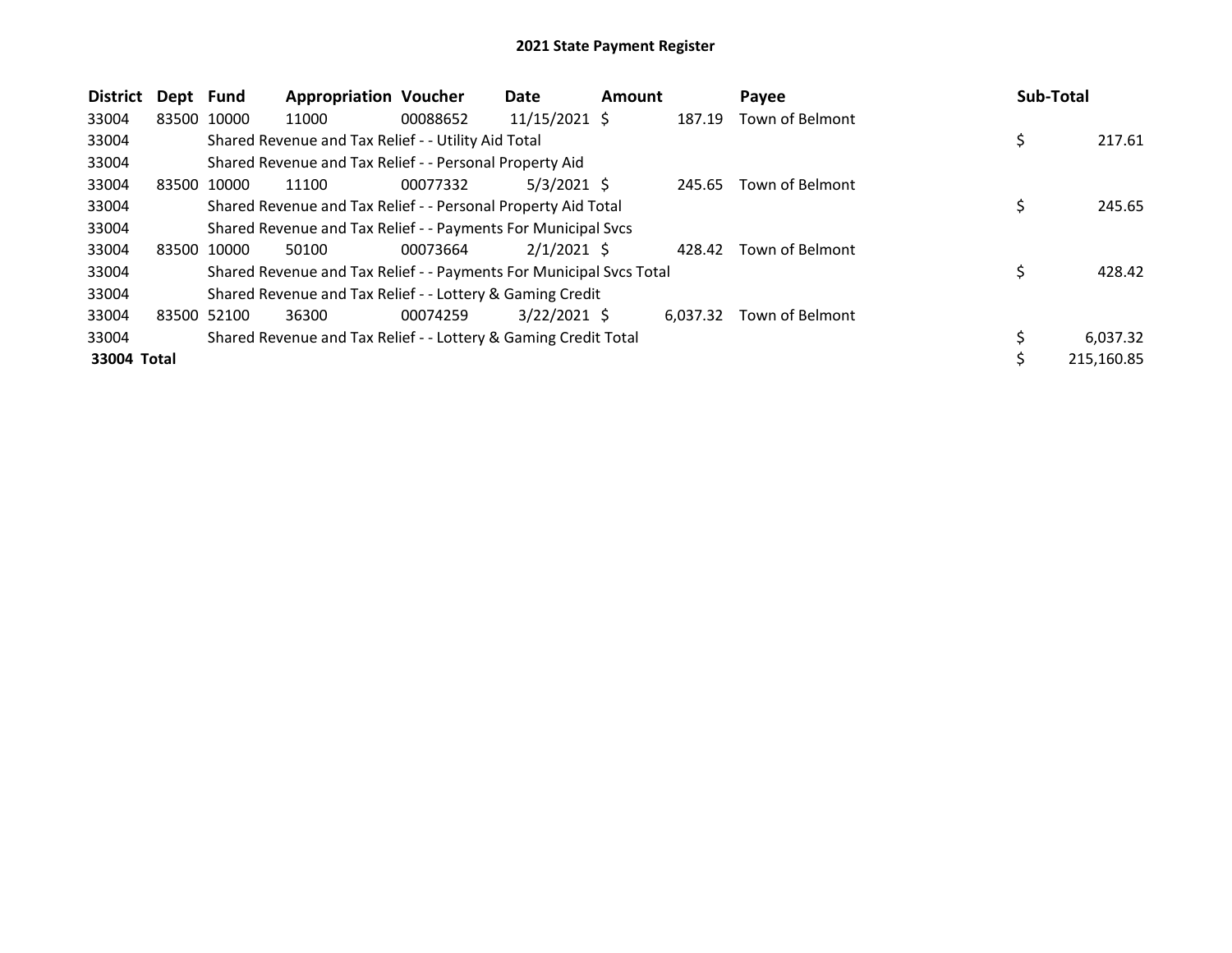## 2021 State Payment Register

| District | Dept | Fund | Appropriation | Voucher | Date | Amount | Payee | Sub-Total |
|---|---|---|---|---|---|---|---|---|
| 33004 | 83500 | 10000 | 11000 | 00088652 | 11/15/2021 | $ 187.19 | Town of Belmont | |
| 33004 | | Shared Revenue and Tax Relief - - Utility Aid Total | | | | | | $ 217.61 |
| 33004 | | Shared Revenue and Tax Relief - - Personal Property Aid | | | | | | |
| 33004 | 83500 | 10000 | 11100 | 00077332 | 5/3/2021 | $ 245.65 | Town of Belmont | |
| 33004 | | Shared Revenue and Tax Relief - - Personal Property Aid Total | | | | | | $ 245.65 |
| 33004 | | Shared Revenue and Tax Relief - - Payments For Municipal Svcs | | | | | | |
| 33004 | 83500 | 10000 | 50100 | 00073664 | 2/1/2021 | $ 428.42 | Town of Belmont | |
| 33004 | | Shared Revenue and Tax Relief - - Payments For Municipal Svcs Total | | | | | | $ 428.42 |
| 33004 | | Shared Revenue and Tax Relief - - Lottery & Gaming Credit | | | | | | |
| 33004 | 83500 | 52100 | 36300 | 00074259 | 3/22/2021 | $ 6,037.32 | Town of Belmont | |
| 33004 | | Shared Revenue and Tax Relief - - Lottery & Gaming Credit Total | | | | | | $ 6,037.32 |
| **33004 Total** | | | | | | | | $ 215,160.85 |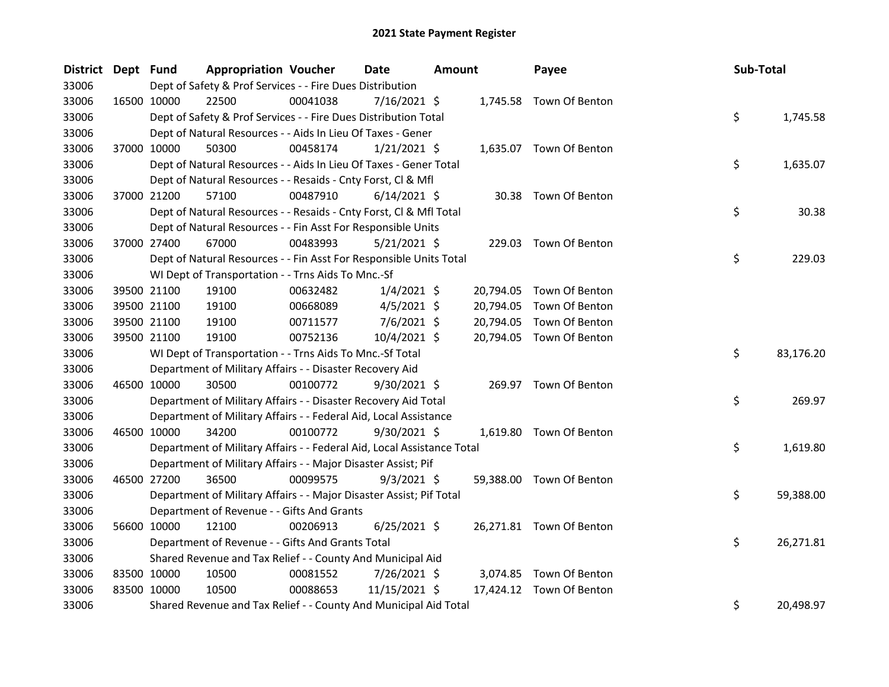# 2021 State Payment Register

| District | Dept | Fund | Appropriation | Voucher | Date | Amount | Payee | Sub-Total |
|---|---|---|---|---|---|---|---|---|
| 33006 | | Dept of Safety & Prof Services - - Fire Dues Distribution | | | | | | |
| 33006 | 16500 | 10000 | 22500 | 00041038 | 7/16/2021 | $ 1,745.58 | Town Of Benton | |
| 33006 | | Dept of Safety & Prof Services - - Fire Dues Distribution Total | | | | | | $ 1,745.58 |
| 33006 | | Dept of Natural Resources - - Aids In Lieu Of Taxes - Gener | | | | | | |
| 33006 | 37000 | 10000 | 50300 | 00458174 | 1/21/2021 | $ 1,635.07 | Town Of Benton | |
| 33006 | | Dept of Natural Resources - - Aids In Lieu Of Taxes - Gener Total | | | | | | $ 1,635.07 |
| 33006 | | Dept of Natural Resources - - Resaids - Cnty Forst, Cl & Mfl | | | | | | |
| 33006 | 37000 | 21200 | 57100 | 00487910 | 6/14/2021 | $ 30.38 | Town Of Benton | |
| 33006 | | Dept of Natural Resources - - Resaids - Cnty Forst, Cl & Mfl Total | | | | | | $ 30.38 |
| 33006 | | Dept of Natural Resources - - Fin Asst For Responsible Units | | | | | | |
| 33006 | 37000 | 27400 | 67000 | 00483993 | 5/21/2021 | $ 229.03 | Town Of Benton | |
| 33006 | | Dept of Natural Resources - - Fin Asst For Responsible Units Total | | | | | | $ 229.03 |
| 33006 | | WI Dept of Transportation - - Trns Aids To Mnc.-Sf | | | | | | |
| 33006 | 39500 | 21100 | 19100 | 00632482 | 1/4/2021 | $ 20,794.05 | Town Of Benton | |
| 33006 | 39500 | 21100 | 19100 | 00668089 | 4/5/2021 | $ 20,794.05 | Town Of Benton | |
| 33006 | 39500 | 21100 | 19100 | 00711577 | 7/6/2021 | $ 20,794.05 | Town Of Benton | |
| 33006 | 39500 | 21100 | 19100 | 00752136 | 10/4/2021 | $ 20,794.05 | Town Of Benton | |
| 33006 | | WI Dept of Transportation - - Trns Aids To Mnc.-Sf Total | | | | | | $ 83,176.20 |
| 33006 | | Department of Military Affairs - - Disaster Recovery Aid | | | | | | |
| 33006 | 46500 | 10000 | 30500 | 00100772 | 9/30/2021 | $ 269.97 | Town Of Benton | |
| 33006 | | Department of Military Affairs - - Disaster Recovery Aid Total | | | | | | $ 269.97 |
| 33006 | | Department of Military Affairs - - Federal Aid, Local Assistance | | | | | | |
| 33006 | 46500 | 10000 | 34200 | 00100772 | 9/30/2021 | $ 1,619.80 | Town Of Benton | |
| 33006 | | Department of Military Affairs - - Federal Aid, Local Assistance Total | | | | | | $ 1,619.80 |
| 33006 | | Department of Military Affairs - - Major Disaster Assist; Pif | | | | | | |
| 33006 | 46500 | 27200 | 36500 | 00099575 | 9/3/2021 | $ 59,388.00 | Town Of Benton | |
| 33006 | | Department of Military Affairs - - Major Disaster Assist; Pif Total | | | | | | $ 59,388.00 |
| 33006 | | Department of Revenue - - Gifts And Grants | | | | | | |
| 33006 | 56600 | 10000 | 12100 | 00206913 | 6/25/2021 | $ 26,271.81 | Town Of Benton | |
| 33006 | | Department of Revenue - - Gifts And Grants Total | | | | | | $ 26,271.81 |
| 33006 | | Shared Revenue and Tax Relief - - County And Municipal Aid | | | | | | |
| 33006 | 83500 | 10000 | 10500 | 00081552 | 7/26/2021 | $ 3,074.85 | Town Of Benton | |
| 33006 | 83500 | 10000 | 10500 | 00088653 | 11/15/2021 | $ 17,424.12 | Town Of Benton | |
| 33006 | | Shared Revenue and Tax Relief - - County And Municipal Aid Total | | | | | | $ 20,498.97 |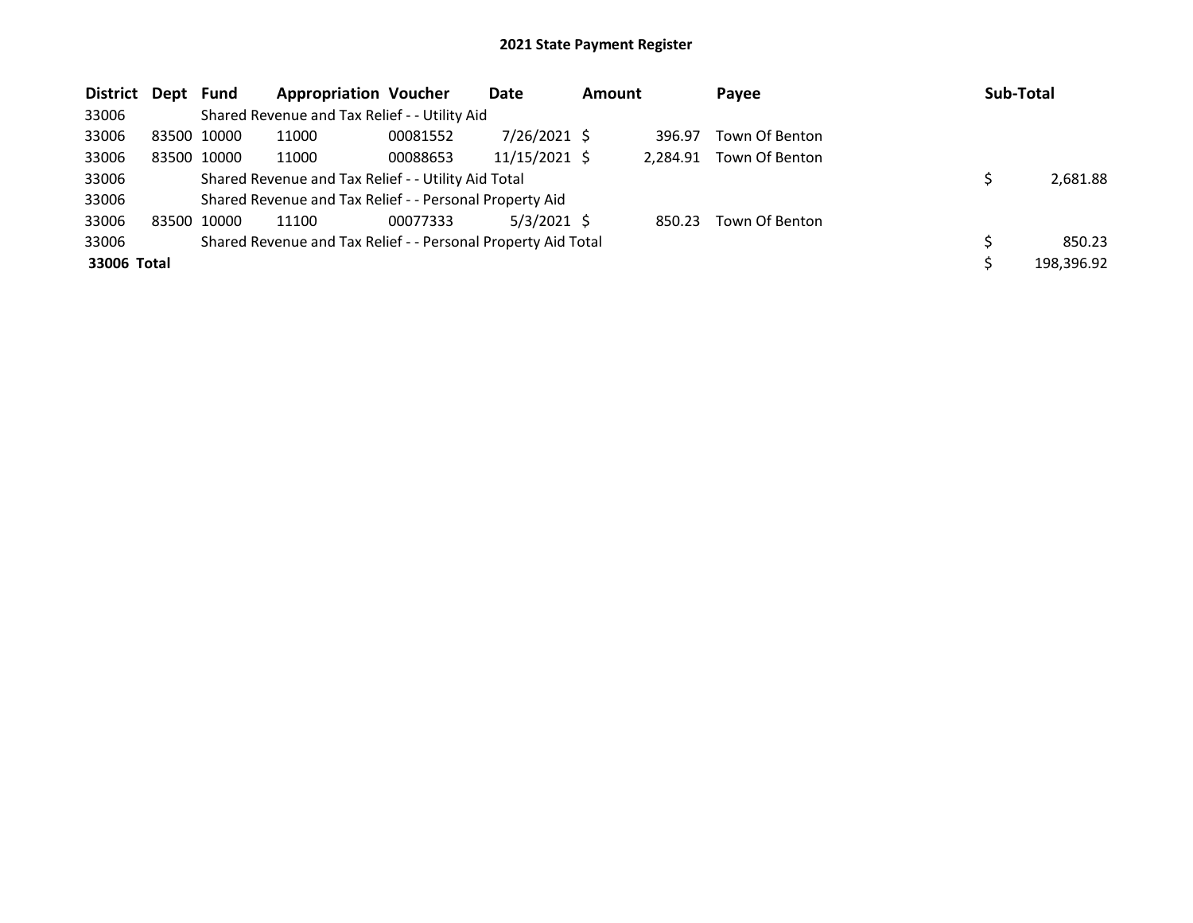# 2021 State Payment Register

| District | Dept | Fund | Appropriation | Voucher | Date | Amount | Payee | Sub-Total |
|---|---|---|---|---|---|---|---|---|
| 33006 | | Shared Revenue and Tax Relief - - Utility Aid | | | | | | |
| 33006 | 83500 | 10000 | 11000 | 00081552 | 7/26/2021 | $ 396.97 | Town Of Benton | |
| 33006 | 83500 | 10000 | 11000 | 00088653 | 11/15/2021 | $ 2,284.91 | Town Of Benton | |
| 33006 | | Shared Revenue and Tax Relief - - Utility Aid Total | | | | | | $ 2,681.88 |
| 33006 | | Shared Revenue and Tax Relief - - Personal Property Aid | | | | | | |
| 33006 | 83500 | 10000 | 11100 | 00077333 | 5/3/2021 | $ 850.23 | Town Of Benton | |
| 33006 | | Shared Revenue and Tax Relief - - Personal Property Aid Total | | | | | | $ 850.23 |
| **33006 Total** | | | | | | | | $ 198,396.92 |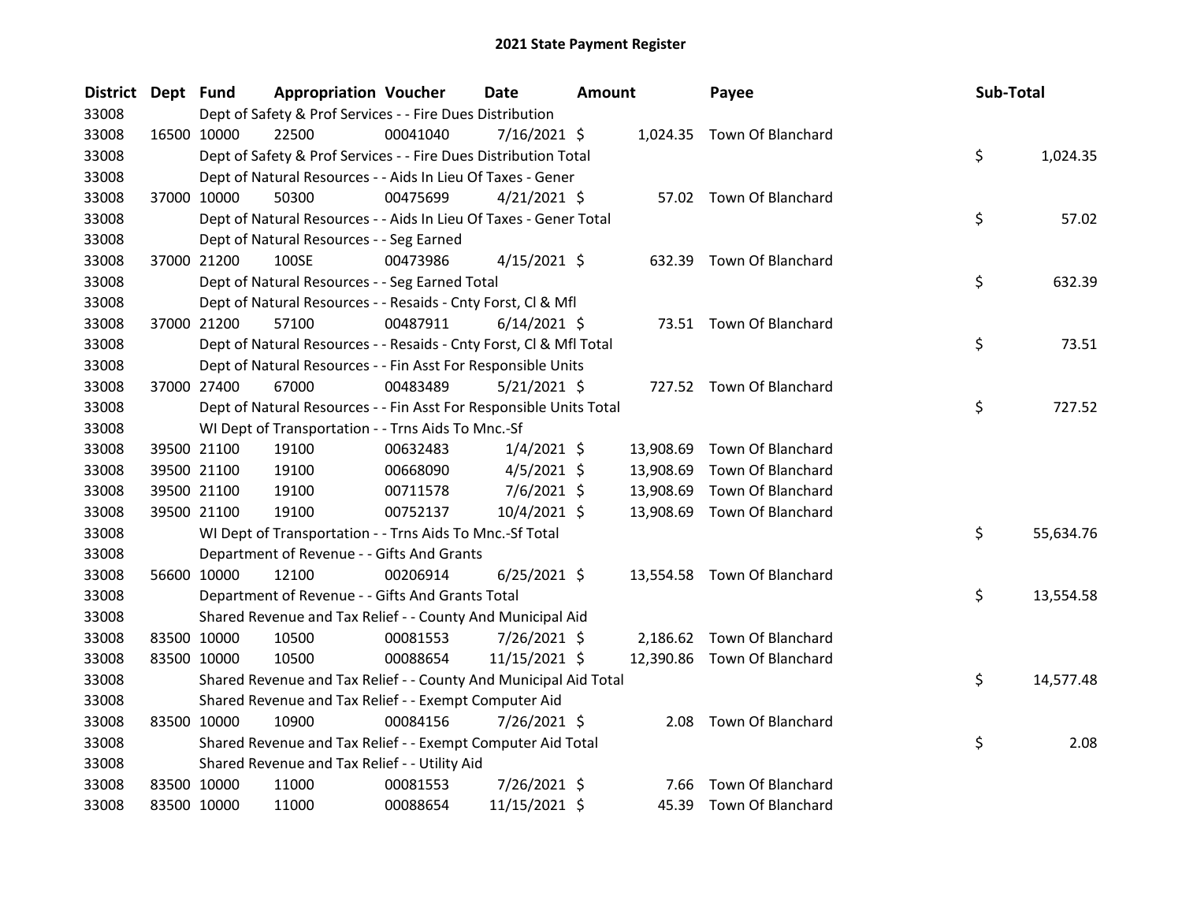# 2021 State Payment Register

| District | Dept | Fund | Appropriation | Voucher | Date | Amount | Payee | Sub-Total |
|---|---|---|---|---|---|---|---|---|
| 33008 | | Dept of Safety & Prof Services - - Fire Dues Distribution | | | | | | |
| 33008 | 16500 | 10000 | 22500 | 00041040 | 7/16/2021 | $ 1,024.35 | Town Of Blanchard | |
| 33008 | | Dept of Safety & Prof Services - - Fire Dues Distribution Total | | | | | | $ 1,024.35 |
| 33008 | | Dept of Natural Resources - - Aids In Lieu Of Taxes - Gener | | | | | | |
| 33008 | 37000 | 10000 | 50300 | 00475699 | 4/21/2021 | $ 57.02 | Town Of Blanchard | |
| 33008 | | Dept of Natural Resources - - Aids In Lieu Of Taxes - Gener Total | | | | | | $ 57.02 |
| 33008 | | Dept of Natural Resources - - Seg Earned | | | | | | |
| 33008 | 37000 | 21200 | 100SE | 00473986 | 4/15/2021 | $ 632.39 | Town Of Blanchard | |
| 33008 | | Dept of Natural Resources - - Seg Earned Total | | | | | | $ 632.39 |
| 33008 | | Dept of Natural Resources - - Resaids - Cnty Forst, Cl & Mfl | | | | | | |
| 33008 | 37000 | 21200 | 57100 | 00487911 | 6/14/2021 | $ 73.51 | Town Of Blanchard | |
| 33008 | | Dept of Natural Resources - - Resaids - Cnty Forst, Cl & Mfl Total | | | | | | $ 73.51 |
| 33008 | | Dept of Natural Resources - - Fin Asst For Responsible Units | | | | | | |
| 33008 | 37000 | 27400 | 67000 | 00483489 | 5/21/2021 | $ 727.52 | Town Of Blanchard | |
| 33008 | | Dept of Natural Resources - - Fin Asst For Responsible Units Total | | | | | | $ 727.52 |
| 33008 | | WI Dept of Transportation - - Trns Aids To Mnc.-Sf | | | | | | |
| 33008 | 39500 | 21100 | 19100 | 00632483 | 1/4/2021 | $ 13,908.69 | Town Of Blanchard | |
| 33008 | 39500 | 21100 | 19100 | 00668090 | 4/5/2021 | $ 13,908.69 | Town Of Blanchard | |
| 33008 | 39500 | 21100 | 19100 | 00711578 | 7/6/2021 | $ 13,908.69 | Town Of Blanchard | |
| 33008 | 39500 | 21100 | 19100 | 00752137 | 10/4/2021 | $ 13,908.69 | Town Of Blanchard | |
| 33008 | | WI Dept of Transportation - - Trns Aids To Mnc.-Sf Total | | | | | | $ 55,634.76 |
| 33008 | | Department of Revenue - - Gifts And Grants | | | | | | |
| 33008 | 56600 | 10000 | 12100 | 00206914 | 6/25/2021 | $ 13,554.58 | Town Of Blanchard | |
| 33008 | | Department of Revenue - - Gifts And Grants Total | | | | | | $ 13,554.58 |
| 33008 | | Shared Revenue and Tax Relief - - County And Municipal Aid | | | | | | |
| 33008 | 83500 | 10000 | 10500 | 00081553 | 7/26/2021 | $ 2,186.62 | Town Of Blanchard | |
| 33008 | 83500 | 10000 | 10500 | 00088654 | 11/15/2021 | $ 12,390.86 | Town Of Blanchard | |
| 33008 | | Shared Revenue and Tax Relief - - County And Municipal Aid Total | | | | | | $ 14,577.48 |
| 33008 | | Shared Revenue and Tax Relief - - Exempt Computer Aid | | | | | | |
| 33008 | 83500 | 10000 | 10900 | 00084156 | 7/26/2021 | $ 2.08 | Town Of Blanchard | |
| 33008 | | Shared Revenue and Tax Relief - - Exempt Computer Aid Total | | | | | | $ 2.08 |
| 33008 | | Shared Revenue and Tax Relief - - Utility Aid | | | | | | |
| 33008 | 83500 | 10000 | 11000 | 00081553 | 7/26/2021 | $ 7.66 | Town Of Blanchard | |
| 33008 | 83500 | 10000 | 11000 | 00088654 | 11/15/2021 | $ 45.39 | Town Of Blanchard | |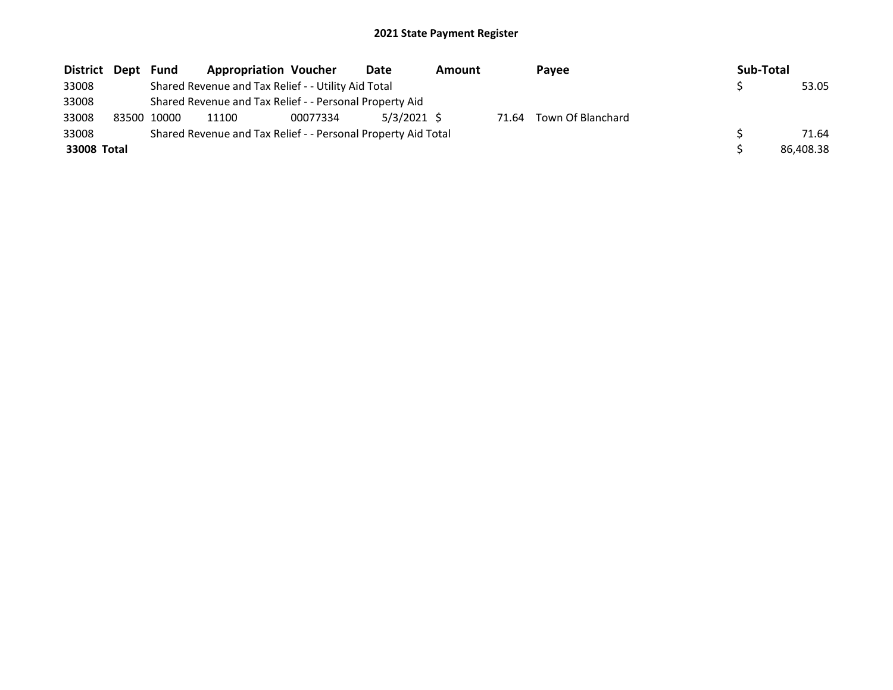## 2021 State Payment Register

| District | Dept | Fund | Appropriation | Voucher | Date | Amount | Payee | Sub-Total |
|---|---|---|---|---|---|---|---|---|
| 33008 | | Shared Revenue and Tax Relief - - Utility Aid Total | | | | | | $ 53.05 |
| 33008 | | Shared Revenue and Tax Relief - - Personal Property Aid | | | | | | |
| 33008 | 83500 | 10000 | 11100 | 00077334 | 5/3/2021 | $ 71.64 | Town Of Blanchard | |
| 33008 | | Shared Revenue and Tax Relief - - Personal Property Aid Total | | | | | | $ 71.64 |
| **33008 Total** | | | | | | | | $ 86,408.38 |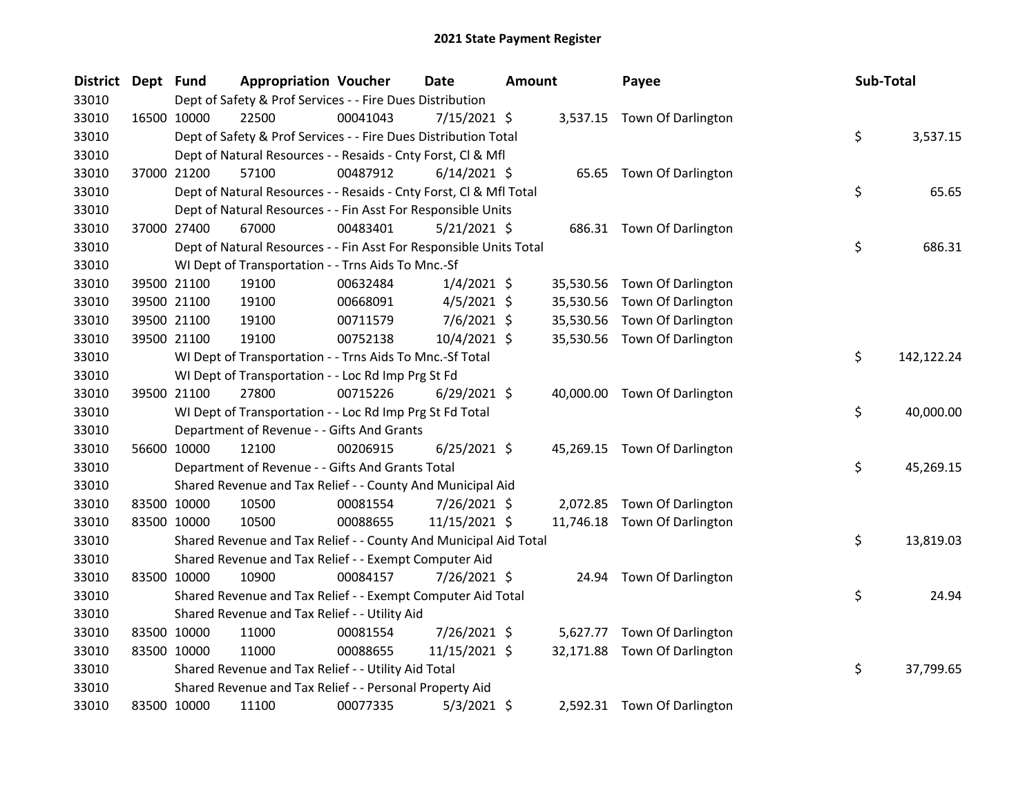# 2021 State Payment Register

| District | Dept | Fund | Appropriation | Voucher | Date | Amount | Payee | Sub-Total |
|---|---|---|---|---|---|---|---|---|
| 33010 | | | Dept of Safety & Prof Services - - Fire Dues Distribution | | | | | |
| 33010 | 16500 | 10000 | 22500 | 00041043 | 7/15/2021 | $ 3,537.15 | Town Of Darlington | |
| 33010 | | | Dept of Safety & Prof Services - - Fire Dues Distribution Total | | | | | $ 3,537.15 |
| 33010 | | | Dept of Natural Resources - - Resaids - Cnty Forst, Cl & Mfl | | | | | |
| 33010 | 37000 | 21200 | 57100 | 00487912 | 6/14/2021 | $ 65.65 | Town Of Darlington | |
| 33010 | | | Dept of Natural Resources - - Resaids - Cnty Forst, Cl & Mfl Total | | | | | $ 65.65 |
| 33010 | | | Dept of Natural Resources - - Fin Asst For Responsible Units | | | | | |
| 33010 | 37000 | 27400 | 67000 | 00483401 | 5/21/2021 | $ 686.31 | Town Of Darlington | |
| 33010 | | | Dept of Natural Resources - - Fin Asst For Responsible Units Total | | | | | $ 686.31 |
| 33010 | | | WI Dept of Transportation - - Trns Aids To Mnc.-Sf | | | | | |
| 33010 | 39500 | 21100 | 19100 | 00632484 | 1/4/2021 | $ 35,530.56 | Town Of Darlington | |
| 33010 | 39500 | 21100 | 19100 | 00668091 | 4/5/2021 | $ 35,530.56 | Town Of Darlington | |
| 33010 | 39500 | 21100 | 19100 | 00711579 | 7/6/2021 | $ 35,530.56 | Town Of Darlington | |
| 33010 | 39500 | 21100 | 19100 | 00752138 | 10/4/2021 | $ 35,530.56 | Town Of Darlington | |
| 33010 | | | WI Dept of Transportation - - Trns Aids To Mnc.-Sf Total | | | | | $ 142,122.24 |
| 33010 | | | WI Dept of Transportation - - Loc Rd Imp Prg St Fd | | | | | |
| 33010 | 39500 | 21100 | 27800 | 00715226 | 6/29/2021 | $ 40,000.00 | Town Of Darlington | |
| 33010 | | | WI Dept of Transportation - - Loc Rd Imp Prg St Fd Total | | | | | $ 40,000.00 |
| 33010 | | | Department of Revenue - - Gifts And Grants | | | | | |
| 33010 | 56600 | 10000 | 12100 | 00206915 | 6/25/2021 | $ 45,269.15 | Town Of Darlington | |
| 33010 | | | Department of Revenue - - Gifts And Grants Total | | | | | $ 45,269.15 |
| 33010 | | | Shared Revenue and Tax Relief - - County And Municipal Aid | | | | | |
| 33010 | 83500 | 10000 | 10500 | 00081554 | 7/26/2021 | $ 2,072.85 | Town Of Darlington | |
| 33010 | 83500 | 10000 | 10500 | 00088655 | 11/15/2021 | $ 11,746.18 | Town Of Darlington | |
| 33010 | | | Shared Revenue and Tax Relief - - County And Municipal Aid Total | | | | | $ 13,819.03 |
| 33010 | | | Shared Revenue and Tax Relief - - Exempt Computer Aid | | | | | |
| 33010 | 83500 | 10000 | 10900 | 00084157 | 7/26/2021 | $ 24.94 | Town Of Darlington | |
| 33010 | | | Shared Revenue and Tax Relief - - Exempt Computer Aid Total | | | | | $ 24.94 |
| 33010 | | | Shared Revenue and Tax Relief - - Utility Aid | | | | | |
| 33010 | 83500 | 10000 | 11000 | 00081554 | 7/26/2021 | $ 5,627.77 | Town Of Darlington | |
| 33010 | 83500 | 10000 | 11000 | 00088655 | 11/15/2021 | $ 32,171.88 | Town Of Darlington | |
| 33010 | | | Shared Revenue and Tax Relief - - Utility Aid Total | | | | | $ 37,799.65 |
| 33010 | | | Shared Revenue and Tax Relief - - Personal Property Aid | | | | | |
| 33010 | 83500 | 10000 | 11100 | 00077335 | 5/3/2021 | $ 2,592.31 | Town Of Darlington | |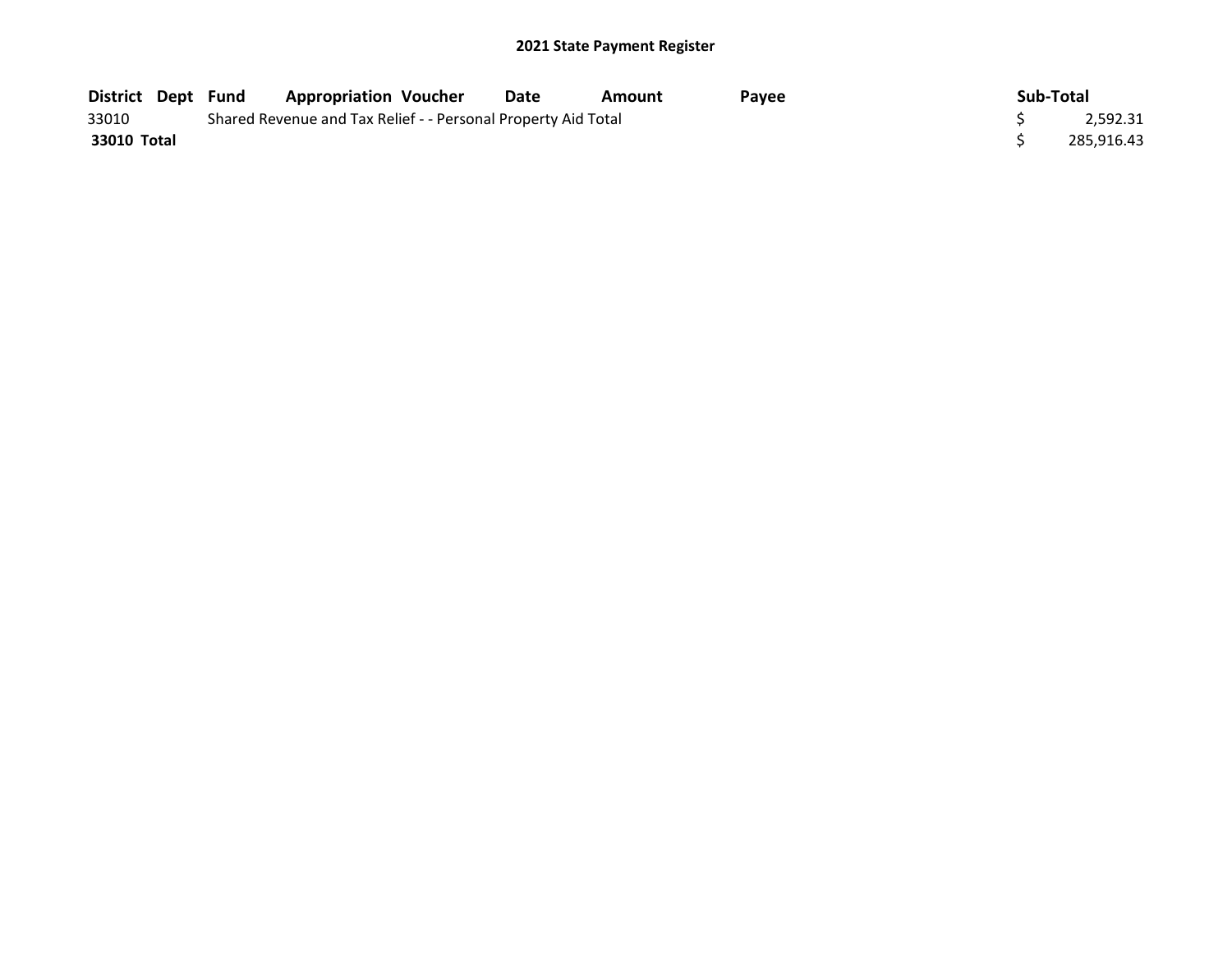## 2021 State Payment Register

| District | Dept | Fund | Appropriation | Voucher | Date | Amount | Payee | Sub-Total |
|---|---|---|---|---|---|---|---|---|
| 33010 | | Shared Revenue and Tax Relief - - Personal Property Aid Total | | | | | | $ 2,592.31 |
| **33010 Total** | | | | | | | | $ 285,916.43 |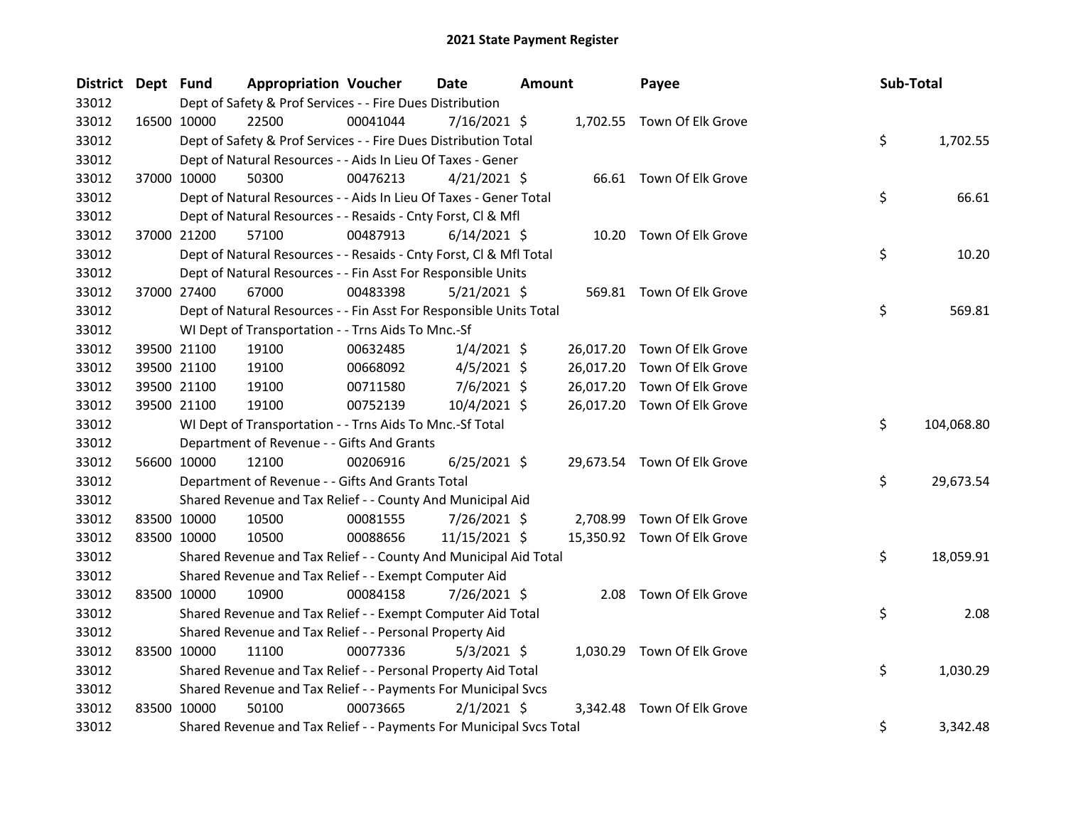# 2021 State Payment Register

| District | Dept | Fund | Appropriation | Voucher | Date | Amount | Payee | Sub-Total |
|---|---|---|---|---|---|---|---|---|
| 33012 | | Dept of Safety & Prof Services - - Fire Dues Distribution | | | | | | |
| 33012 | 16500 | 10000 | 22500 | 00041044 | 7/16/2021 | $ 1,702.55 | Town Of Elk Grove | |
| 33012 | | Dept of Safety & Prof Services - - Fire Dues Distribution Total | | | | | | $ 1,702.55 |
| 33012 | | Dept of Natural Resources - - Aids In Lieu Of Taxes - Gener | | | | | | |
| 33012 | 37000 | 10000 | 50300 | 00476213 | 4/21/2021 | $ 66.61 | Town Of Elk Grove | |
| 33012 | | Dept of Natural Resources - - Aids In Lieu Of Taxes - Gener Total | | | | | | $ 66.61 |
| 33012 | | Dept of Natural Resources - - Resaids - Cnty Forst, Cl & Mfl | | | | | | |
| 33012 | 37000 | 21200 | 57100 | 00487913 | 6/14/2021 | $ 10.20 | Town Of Elk Grove | |
| 33012 | | Dept of Natural Resources - - Resaids - Cnty Forst, Cl & Mfl Total | | | | | | $ 10.20 |
| 33012 | | Dept of Natural Resources - - Fin Asst For Responsible Units | | | | | | |
| 33012 | 37000 | 27400 | 67000 | 00483398 | 5/21/2021 | $ 569.81 | Town Of Elk Grove | |
| 33012 | | Dept of Natural Resources - - Fin Asst For Responsible Units Total | | | | | | $ 569.81 |
| 33012 | | WI Dept of Transportation - - Trns Aids To Mnc.-Sf | | | | | | |
| 33012 | 39500 | 21100 | 19100 | 00632485 | 1/4/2021 | $ 26,017.20 | Town Of Elk Grove | |
| 33012 | 39500 | 21100 | 19100 | 00668092 | 4/5/2021 | $ 26,017.20 | Town Of Elk Grove | |
| 33012 | 39500 | 21100 | 19100 | 00711580 | 7/6/2021 | $ 26,017.20 | Town Of Elk Grove | |
| 33012 | 39500 | 21100 | 19100 | 00752139 | 10/4/2021 | $ 26,017.20 | Town Of Elk Grove | |
| 33012 | | WI Dept of Transportation - - Trns Aids To Mnc.-Sf Total | | | | | | $ 104,068.80 |
| 33012 | | Department of Revenue - - Gifts And Grants | | | | | | |
| 33012 | 56600 | 10000 | 12100 | 00206916 | 6/25/2021 | $ 29,673.54 | Town Of Elk Grove | |
| 33012 | | Department of Revenue - - Gifts And Grants Total | | | | | | $ 29,673.54 |
| 33012 | | Shared Revenue and Tax Relief - - County And Municipal Aid | | | | | | |
| 33012 | 83500 | 10000 | 10500 | 00081555 | 7/26/2021 | $ 2,708.99 | Town Of Elk Grove | |
| 33012 | 83500 | 10000 | 10500 | 00088656 | 11/15/2021 | $ 15,350.92 | Town Of Elk Grove | |
| 33012 | | Shared Revenue and Tax Relief - - County And Municipal Aid Total | | | | | | $ 18,059.91 |
| 33012 | | Shared Revenue and Tax Relief - - Exempt Computer Aid | | | | | | |
| 33012 | 83500 | 10000 | 10900 | 00084158 | 7/26/2021 | $ 2.08 | Town Of Elk Grove | |
| 33012 | | Shared Revenue and Tax Relief - - Exempt Computer Aid Total | | | | | | $ 2.08 |
| 33012 | | Shared Revenue and Tax Relief - - Personal Property Aid | | | | | | |
| 33012 | 83500 | 10000 | 11100 | 00077336 | 5/3/2021 | $ 1,030.29 | Town Of Elk Grove | |
| 33012 | | Shared Revenue and Tax Relief - - Personal Property Aid Total | | | | | | $ 1,030.29 |
| 33012 | | Shared Revenue and Tax Relief - - Payments For Municipal Svcs | | | | | | |
| 33012 | 83500 | 10000 | 50100 | 00073665 | 2/1/2021 | $ 3,342.48 | Town Of Elk Grove | |
| 33012 | | Shared Revenue and Tax Relief - - Payments For Municipal Svcs Total | | | | | | $ 3,342.48 |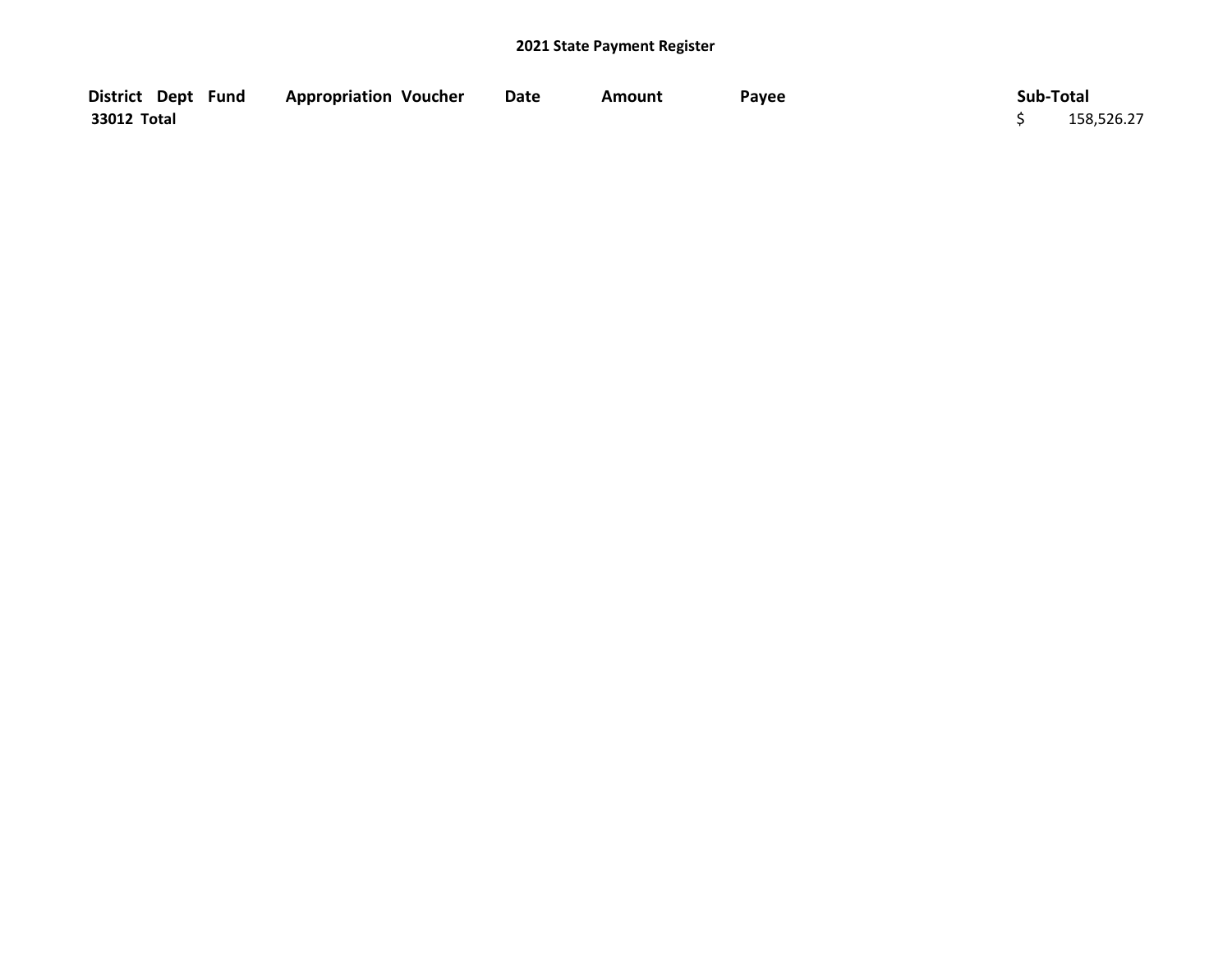## 2021 State Payment Register

| District | Dept | Fund | Appropriation | Voucher | Date | Amount | Payee | Sub-Total |
|---|---|---|---|---|---|---|---|---|
| **33012 Total** | | | | | | | | $ 158,526.27 |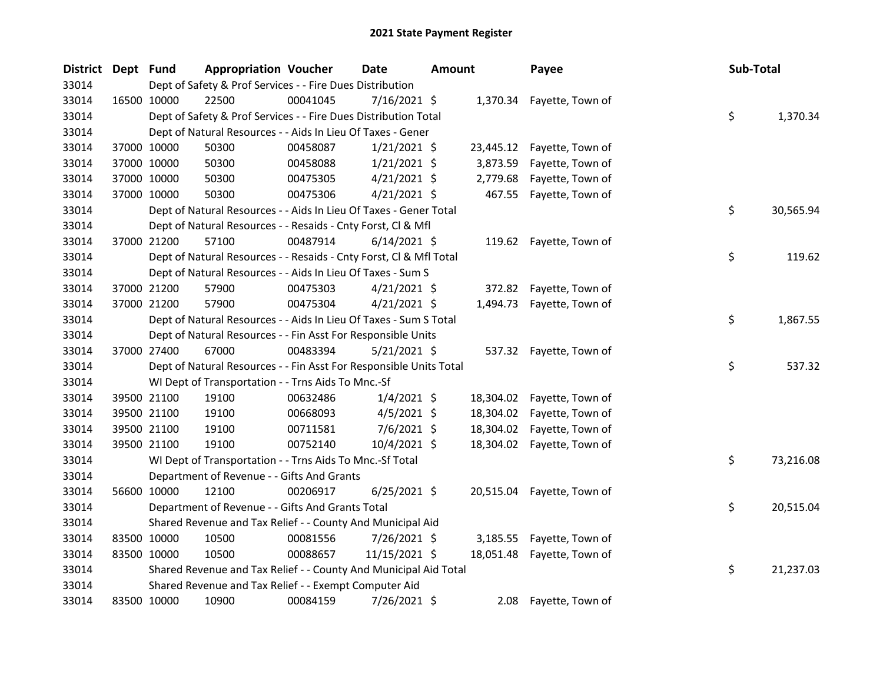# 2021 State Payment Register

| District | Dept | Fund | Appropriation | Voucher | Date | Amount | Payee | Sub-Total |
|---|---|---|---|---|---|---|---|---|
| 33014 | | Dept of Safety & Prof Services - - Fire Dues Distribution | | | | | | |
| 33014 | 16500 | 10000 | 22500 | 00041045 | 7/16/2021 | $ 1,370.34 | Fayette, Town of | |
| 33014 | | Dept of Safety & Prof Services - - Fire Dues Distribution Total | | | | | | $ 1,370.34 |
| 33014 | | Dept of Natural Resources - - Aids In Lieu Of Taxes - Gener | | | | | | |
| 33014 | 37000 | 10000 | 50300 | 00458087 | 1/21/2021 | $ 23,445.12 | Fayette, Town of | |
| 33014 | 37000 | 10000 | 50300 | 00458088 | 1/21/2021 | $ 3,873.59 | Fayette, Town of | |
| 33014 | 37000 | 10000 | 50300 | 00475305 | 4/21/2021 | $ 2,779.68 | Fayette, Town of | |
| 33014 | 37000 | 10000 | 50300 | 00475306 | 4/21/2021 | $ 467.55 | Fayette, Town of | |
| 33014 | | Dept of Natural Resources - - Aids In Lieu Of Taxes - Gener Total | | | | | | $ 30,565.94 |
| 33014 | | Dept of Natural Resources - - Resaids - Cnty Forst, Cl & Mfl | | | | | | |
| 33014 | 37000 | 21200 | 57100 | 00487914 | 6/14/2021 | $ 119.62 | Fayette, Town of | |
| 33014 | | Dept of Natural Resources - - Resaids - Cnty Forst, Cl & Mfl Total | | | | | | $ 119.62 |
| 33014 | | Dept of Natural Resources - - Aids In Lieu Of Taxes - Sum S | | | | | | |
| 33014 | 37000 | 21200 | 57900 | 00475303 | 4/21/2021 | $ 372.82 | Fayette, Town of | |
| 33014 | 37000 | 21200 | 57900 | 00475304 | 4/21/2021 | $ 1,494.73 | Fayette, Town of | |
| 33014 | | Dept of Natural Resources - - Aids In Lieu Of Taxes - Sum S Total | | | | | | $ 1,867.55 |
| 33014 | | Dept of Natural Resources - - Fin Asst For Responsible Units | | | | | | |
| 33014 | 37000 | 27400 | 67000 | 00483394 | 5/21/2021 | $ 537.32 | Fayette, Town of | |
| 33014 | | Dept of Natural Resources - - Fin Asst For Responsible Units Total | | | | | | $ 537.32 |
| 33014 | | WI Dept of Transportation - - Trns Aids To Mnc.-Sf | | | | | | |
| 33014 | 39500 | 21100 | 19100 | 00632486 | 1/4/2021 | $ 18,304.02 | Fayette, Town of | |
| 33014 | 39500 | 21100 | 19100 | 00668093 | 4/5/2021 | $ 18,304.02 | Fayette, Town of | |
| 33014 | 39500 | 21100 | 19100 | 00711581 | 7/6/2021 | $ 18,304.02 | Fayette, Town of | |
| 33014 | 39500 | 21100 | 19100 | 00752140 | 10/4/2021 | $ 18,304.02 | Fayette, Town of | |
| 33014 | | WI Dept of Transportation - - Trns Aids To Mnc.-Sf Total | | | | | | $ 73,216.08 |
| 33014 | | Department of Revenue - - Gifts And Grants | | | | | | |
| 33014 | 56600 | 10000 | 12100 | 00206917 | 6/25/2021 | $ 20,515.04 | Fayette, Town of | |
| 33014 | | Department of Revenue - - Gifts And Grants Total | | | | | | $ 20,515.04 |
| 33014 | | Shared Revenue and Tax Relief - - County And Municipal Aid | | | | | | |
| 33014 | 83500 | 10000 | 10500 | 00081556 | 7/26/2021 | $ 3,185.55 | Fayette, Town of | |
| 33014 | 83500 | 10000 | 10500 | 00088657 | 11/15/2021 | $ 18,051.48 | Fayette, Town of | |
| 33014 | | Shared Revenue and Tax Relief - - County And Municipal Aid Total | | | | | | $ 21,237.03 |
| 33014 | | Shared Revenue and Tax Relief - - Exempt Computer Aid | | | | | | |
| 33014 | 83500 | 10000 | 10900 | 00084159 | 7/26/2021 | $ 2.08 | Fayette, Town of | |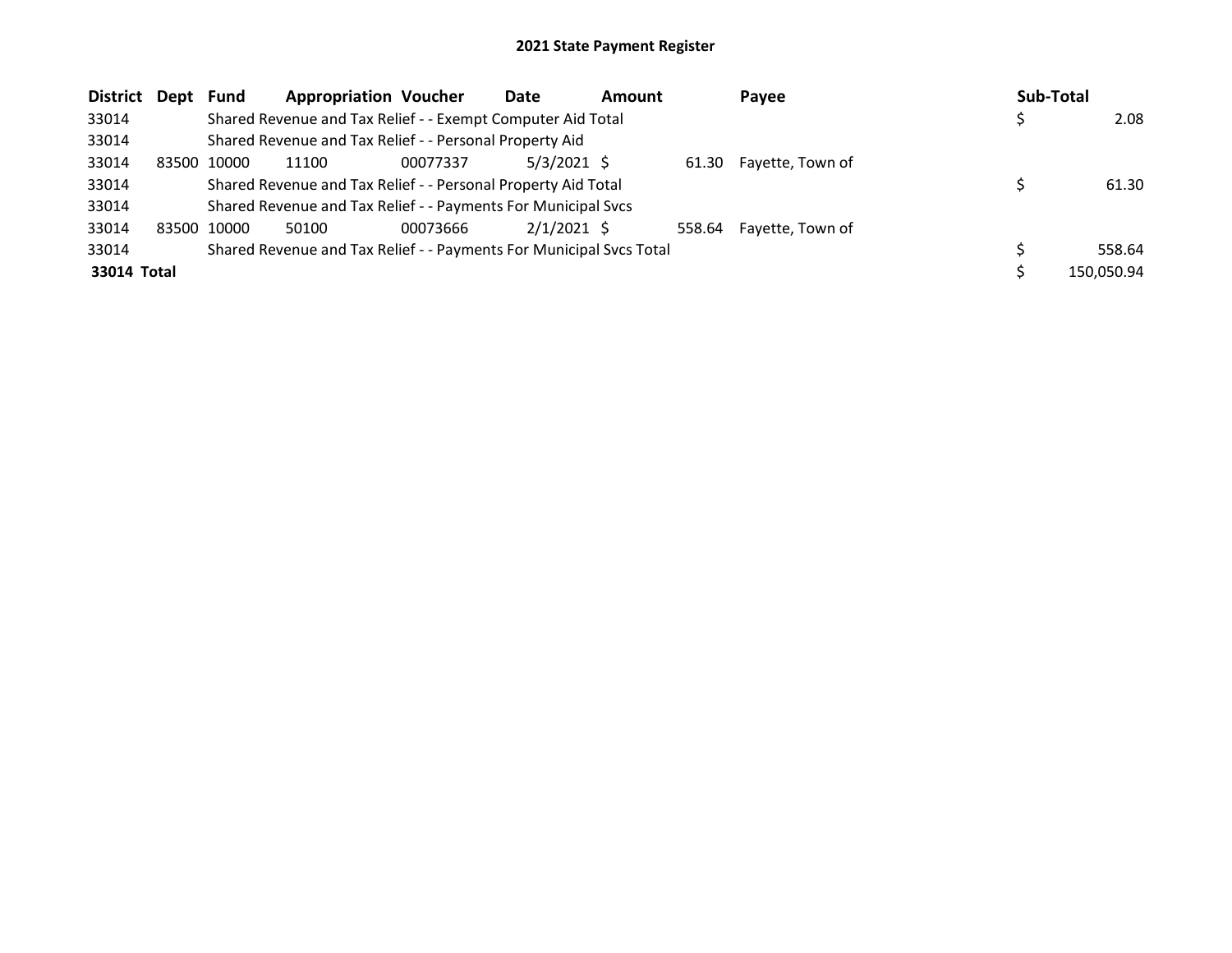# 2021 State Payment Register

| District | Dept | Fund | Appropriation | Voucher | Date | Amount | Payee | Sub-Total |
|---|---|---|---|---|---|---|---|---|
| 33014 | | Shared Revenue and Tax Relief - - Exempt Computer Aid Total | | | | | | $ 2.08 |
| 33014 | | Shared Revenue and Tax Relief - - Personal Property Aid | | | | | | |
| 33014 | 83500 | 10000 | 11100 | 00077337 | 5/3/2021 | $ 61.30 | Fayette, Town of | |
| 33014 | | Shared Revenue and Tax Relief - - Personal Property Aid Total | | | | | | $ 61.30 |
| 33014 | | Shared Revenue and Tax Relief - - Payments For Municipal Svcs | | | | | | |
| 33014 | 83500 | 10000 | 50100 | 00073666 | 2/1/2021 | $ 558.64 | Fayette, Town of | |
| 33014 | | Shared Revenue and Tax Relief - - Payments For Municipal Svcs Total | | | | | | $ 558.64 |
| **33014 Total** | | | | | | | | $ 150,050.94 |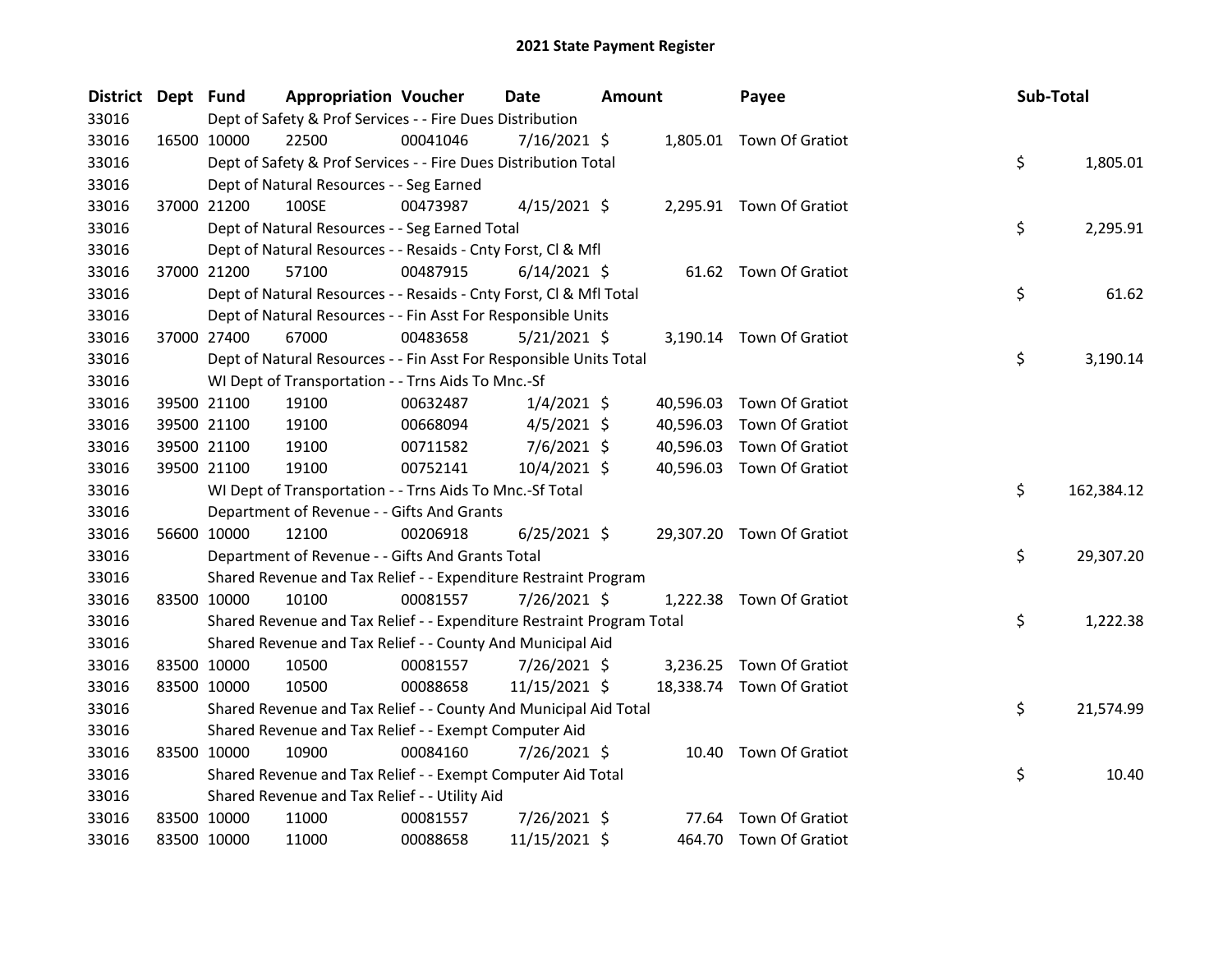# 2021 State Payment Register

| District | Dept | Fund | Appropriation | Voucher | Date | Amount | Payee | Sub-Total |
|---|---|---|---|---|---|---|---|---|
| 33016 | | Dept of Safety & Prof Services - - Fire Dues Distribution | | | | | | |
| 33016 | 16500 | 10000 | 22500 | 00041046 | 7/16/2021 | $ 1,805.01 | Town Of Gratiot | |
| 33016 | | Dept of Safety & Prof Services - - Fire Dues Distribution Total | | | | | | $ 1,805.01 |
| 33016 | | Dept of Natural Resources - - Seg Earned | | | | | | |
| 33016 | 37000 | 21200 | 100SE | 00473987 | 4/15/2021 | $ 2,295.91 | Town Of Gratiot | |
| 33016 | | Dept of Natural Resources - - Seg Earned Total | | | | | | $ 2,295.91 |
| 33016 | | Dept of Natural Resources - - Resaids - Cnty Forst, Cl & Mfl | | | | | | |
| 33016 | 37000 | 21200 | 57100 | 00487915 | 6/14/2021 | $ 61.62 | Town Of Gratiot | |
| 33016 | | Dept of Natural Resources - - Resaids - Cnty Forst, Cl & Mfl Total | | | | | | $ 61.62 |
| 33016 | | Dept of Natural Resources - - Fin Asst For Responsible Units | | | | | | |
| 33016 | 37000 | 27400 | 67000 | 00483658 | 5/21/2021 | $ 3,190.14 | Town Of Gratiot | |
| 33016 | | Dept of Natural Resources - - Fin Asst For Responsible Units Total | | | | | | $ 3,190.14 |
| 33016 | | WI Dept of Transportation - - Trns Aids To Mnc.-Sf | | | | | | |
| 33016 | 39500 | 21100 | 19100 | 00632487 | 1/4/2021 | $ 40,596.03 | Town Of Gratiot | |
| 33016 | 39500 | 21100 | 19100 | 00668094 | 4/5/2021 | $ 40,596.03 | Town Of Gratiot | |
| 33016 | 39500 | 21100 | 19100 | 00711582 | 7/6/2021 | $ 40,596.03 | Town Of Gratiot | |
| 33016 | 39500 | 21100 | 19100 | 00752141 | 10/4/2021 | $ 40,596.03 | Town Of Gratiot | |
| 33016 | | WI Dept of Transportation - - Trns Aids To Mnc.-Sf Total | | | | | | $ 162,384.12 |
| 33016 | | Department of Revenue - - Gifts And Grants | | | | | | |
| 33016 | 56600 | 10000 | 12100 | 00206918 | 6/25/2021 | $ 29,307.20 | Town Of Gratiot | |
| 33016 | | Department of Revenue - - Gifts And Grants Total | | | | | | $ 29,307.20 |
| 33016 | | Shared Revenue and Tax Relief - - Expenditure Restraint Program | | | | | | |
| 33016 | 83500 | 10000 | 10100 | 00081557 | 7/26/2021 | $ 1,222.38 | Town Of Gratiot | |
| 33016 | | Shared Revenue and Tax Relief - - Expenditure Restraint Program Total | | | | | | $ 1,222.38 |
| 33016 | | Shared Revenue and Tax Relief - - County And Municipal Aid | | | | | | |
| 33016 | 83500 | 10000 | 10500 | 00081557 | 7/26/2021 | $ 3,236.25 | Town Of Gratiot | |
| 33016 | 83500 | 10000 | 10500 | 00088658 | 11/15/2021 | $ 18,338.74 | Town Of Gratiot | |
| 33016 | | Shared Revenue and Tax Relief - - County And Municipal Aid Total | | | | | | $ 21,574.99 |
| 33016 | | Shared Revenue and Tax Relief - - Exempt Computer Aid | | | | | | |
| 33016 | 83500 | 10000 | 10900 | 00084160 | 7/26/2021 | $ 10.40 | Town Of Gratiot | |
| 33016 | | Shared Revenue and Tax Relief - - Exempt Computer Aid Total | | | | | | $ 10.40 |
| 33016 | | Shared Revenue and Tax Relief - - Utility Aid | | | | | | |
| 33016 | 83500 | 10000 | 11000 | 00081557 | 7/26/2021 | $ 77.64 | Town Of Gratiot | |
| 33016 | 83500 | 10000 | 11000 | 00088658 | 11/15/2021 | $ 464.70 | Town Of Gratiot | |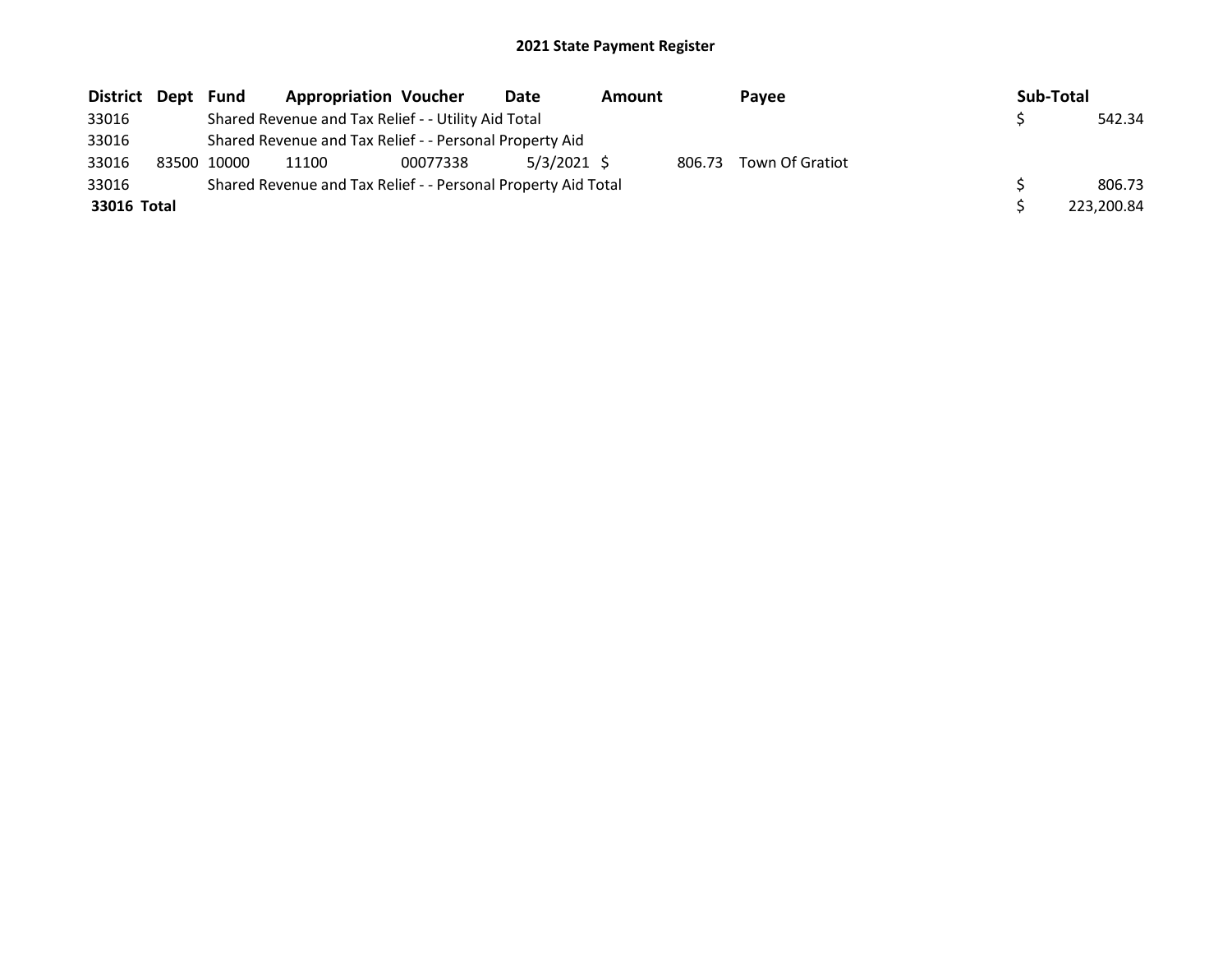## 2021 State Payment Register

| District | Dept | Fund | Appropriation | Voucher | Date | Amount | Payee | Sub-Total |
|---|---|---|---|---|---|---|---|---|
| 33016 | | Shared Revenue and Tax Relief - - Utility Aid Total | | | | | | $ 542.34 |
| 33016 | | Shared Revenue and Tax Relief - - Personal Property Aid | | | | | | |
| 33016 | 83500 | 10000 | 11100 | 00077338 | 5/3/2021 | $ 806.73 | Town Of Gratiot | |
| 33016 | | Shared Revenue and Tax Relief - - Personal Property Aid Total | | | | | | $ 806.73 |
| **33016 Total** | | | | | | | | $ 223,200.84 |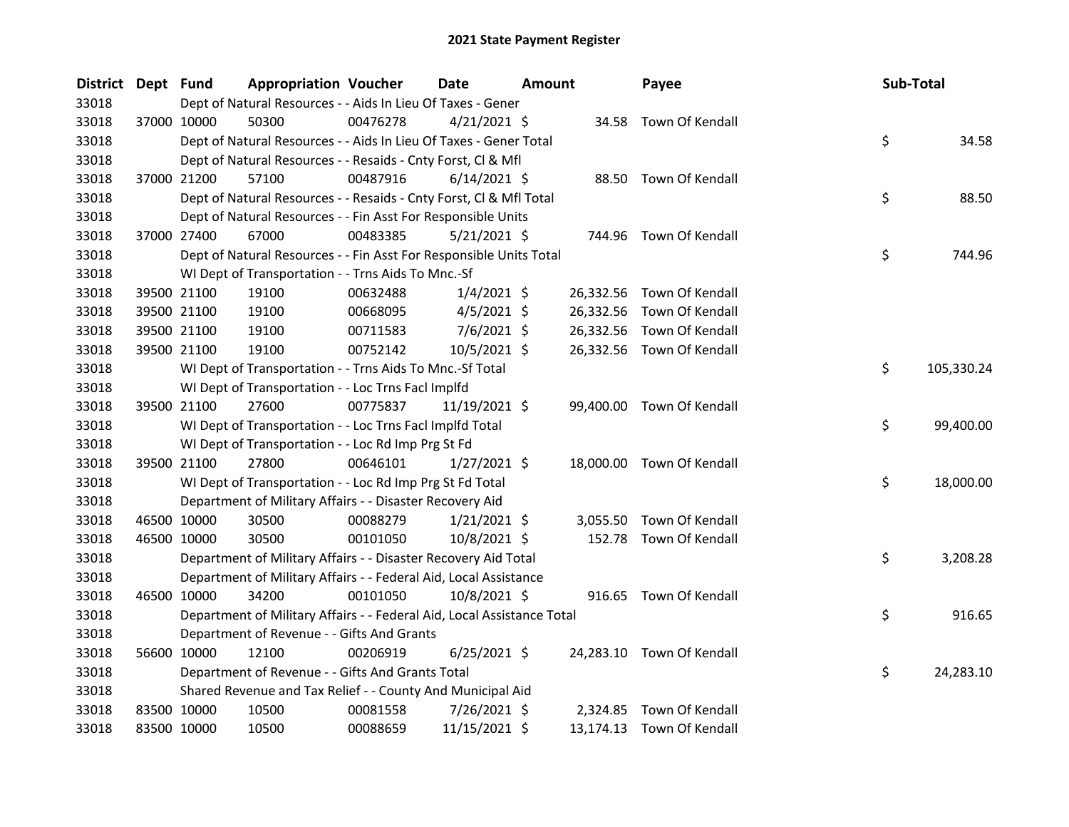## 2021 State Payment Register

| District | Dept | Fund | Appropriation | Voucher | Date | Amount | Payee | Sub-Total |
|---|---|---|---|---|---|---|---|---|
| 33018 | | | Dept of Natural Resources - - Aids In Lieu Of Taxes - Gener | | | | | |
| 33018 | 37000 | 10000 | 50300 | 00476278 | 4/21/2021 | $ 34.58 | Town Of Kendall | |
| 33018 | | | Dept of Natural Resources - - Aids In Lieu Of Taxes - Gener Total | | | | | $ 34.58 |
| 33018 | | | Dept of Natural Resources - - Resaids - Cnty Forst, Cl & Mfl | | | | | |
| 33018 | 37000 | 21200 | 57100 | 00487916 | 6/14/2021 | $ 88.50 | Town Of Kendall | |
| 33018 | | | Dept of Natural Resources - - Resaids - Cnty Forst, Cl & Mfl Total | | | | | $ 88.50 |
| 33018 | | | Dept of Natural Resources - - Fin Asst For Responsible Units | | | | | |
| 33018 | 37000 | 27400 | 67000 | 00483385 | 5/21/2021 | $ 744.96 | Town Of Kendall | |
| 33018 | | | Dept of Natural Resources - - Fin Asst For Responsible Units Total | | | | | $ 744.96 |
| 33018 | | | WI Dept of Transportation - - Trns Aids To Mnc.-Sf | | | | | |
| 33018 | 39500 | 21100 | 19100 | 00632488 | 1/4/2021 | $ 26,332.56 | Town Of Kendall | |
| 33018 | 39500 | 21100 | 19100 | 00668095 | 4/5/2021 | $ 26,332.56 | Town Of Kendall | |
| 33018 | 39500 | 21100 | 19100 | 00711583 | 7/6/2021 | $ 26,332.56 | Town Of Kendall | |
| 33018 | 39500 | 21100 | 19100 | 00752142 | 10/5/2021 | $ 26,332.56 | Town Of Kendall | |
| 33018 | | | WI Dept of Transportation - - Trns Aids To Mnc.-Sf Total | | | | | $ 105,330.24 |
| 33018 | | | WI Dept of Transportation - - Loc Trns Facl Implfd | | | | | |
| 33018 | 39500 | 21100 | 27600 | 00775837 | 11/19/2021 | $ 99,400.00 | Town Of Kendall | |
| 33018 | | | WI Dept of Transportation - - Loc Trns Facl Implfd Total | | | | | $ 99,400.00 |
| 33018 | | | WI Dept of Transportation - - Loc Rd Imp Prg St Fd | | | | | |
| 33018 | 39500 | 21100 | 27800 | 00646101 | 1/27/2021 | $ 18,000.00 | Town Of Kendall | |
| 33018 | | | WI Dept of Transportation - - Loc Rd Imp Prg St Fd Total | | | | | $ 18,000.00 |
| 33018 | | | Department of Military Affairs - - Disaster Recovery Aid | | | | | |
| 33018 | 46500 | 10000 | 30500 | 00088279 | 1/21/2021 | $ 3,055.50 | Town Of Kendall | |
| 33018 | 46500 | 10000 | 30500 | 00101050 | 10/8/2021 | $ 152.78 | Town Of Kendall | |
| 33018 | | | Department of Military Affairs - - Disaster Recovery Aid Total | | | | | $ 3,208.28 |
| 33018 | | | Department of Military Affairs - - Federal Aid, Local Assistance | | | | | |
| 33018 | 46500 | 10000 | 34200 | 00101050 | 10/8/2021 | $ 916.65 | Town Of Kendall | |
| 33018 | | | Department of Military Affairs - - Federal Aid, Local Assistance Total | | | | | $ 916.65 |
| 33018 | | | Department of Revenue - - Gifts And Grants | | | | | |
| 33018 | 56600 | 10000 | 12100 | 00206919 | 6/25/2021 | $ 24,283.10 | Town Of Kendall | |
| 33018 | | | Department of Revenue - - Gifts And Grants Total | | | | | $ 24,283.10 |
| 33018 | | | Shared Revenue and Tax Relief - - County And Municipal Aid | | | | | |
| 33018 | 83500 | 10000 | 10500 | 00081558 | 7/26/2021 | $ 2,324.85 | Town Of Kendall | |
| 33018 | 83500 | 10000 | 10500 | 00088659 | 11/15/2021 | $ 13,174.13 | Town Of Kendall | |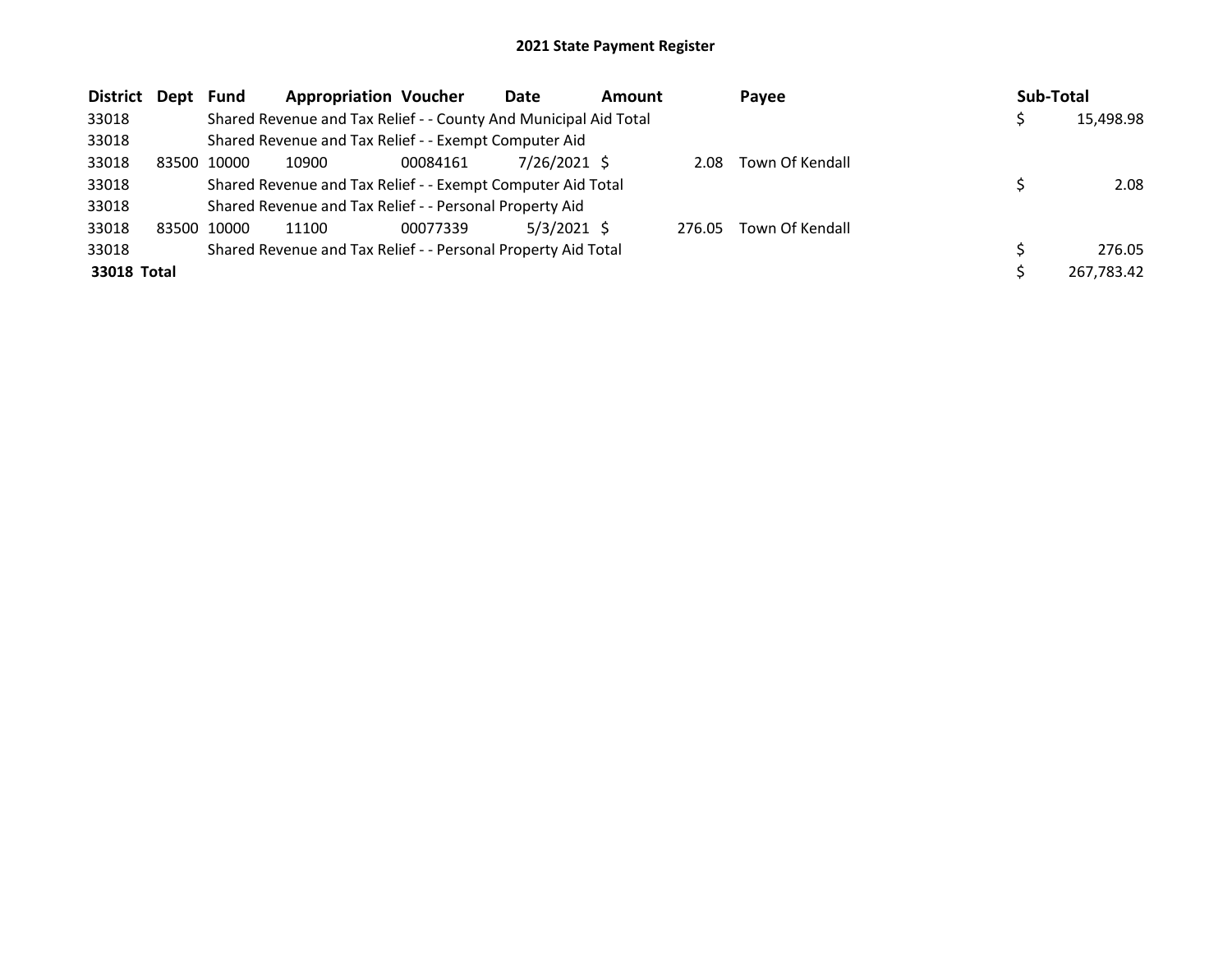# 2021 State Payment Register

| District | Dept | Fund | Appropriation | Voucher | Date | Amount | Payee | Sub-Total |
|---|---|---|---|---|---|---|---|---|
| 33018 | | Shared Revenue and Tax Relief - - County And Municipal Aid Total | | | | | | $ 15,498.98 |
| 33018 | | Shared Revenue and Tax Relief - - Exempt Computer Aid | | | | | | |
| 33018 | 83500 | 10000 | 10900 | 00084161 | 7/26/2021 | $ 2.08 | Town Of Kendall | |
| 33018 | | Shared Revenue and Tax Relief - - Exempt Computer Aid Total | | | | | | $ 2.08 |
| 33018 | | Shared Revenue and Tax Relief - - Personal Property Aid | | | | | | |
| 33018 | 83500 | 10000 | 11100 | 00077339 | 5/3/2021 | $ 276.05 | Town Of Kendall | |
| 33018 | | Shared Revenue and Tax Relief - - Personal Property Aid Total | | | | | | $ 276.05 |
| **33018 Total** | | | | | | | | $ 267,783.42 |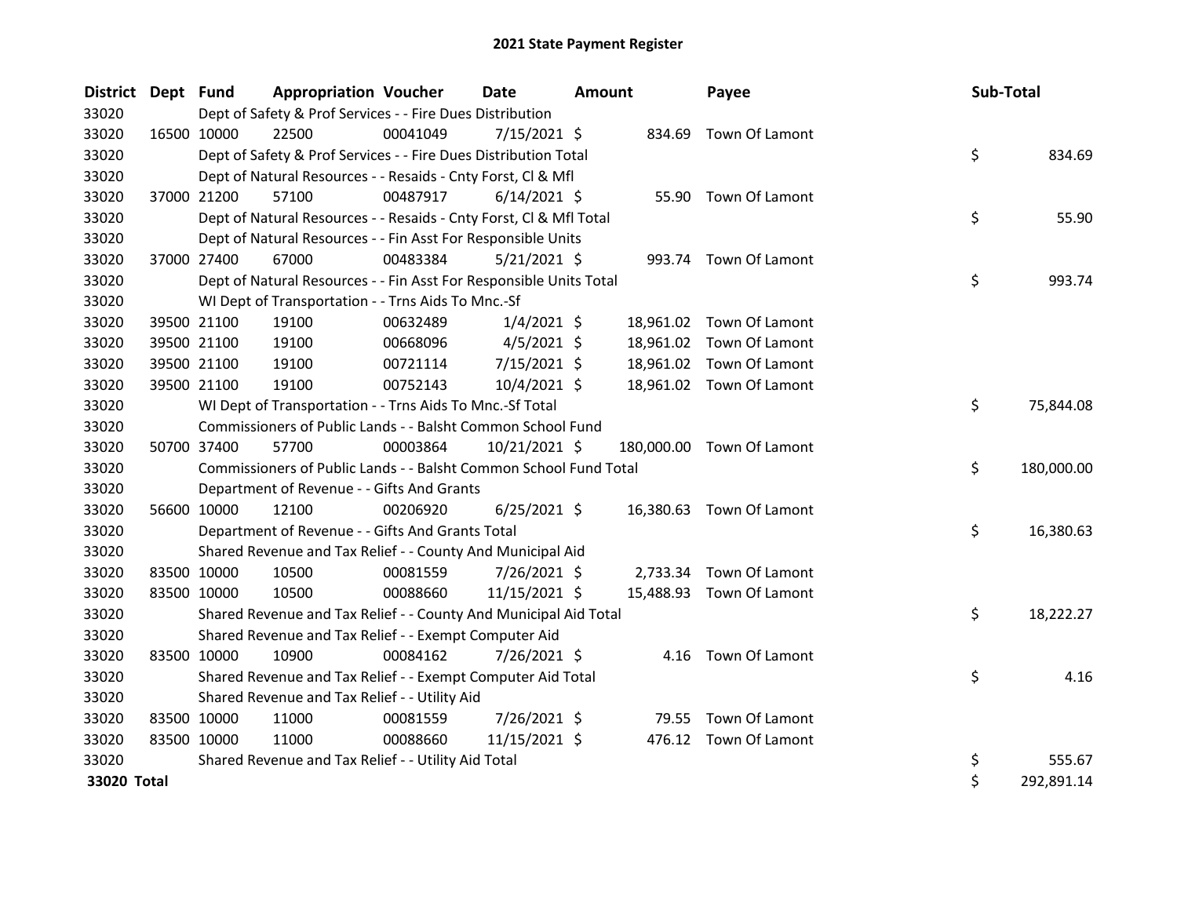# 2021 State Payment Register

| District | Dept | Fund | Appropriation | Voucher | Date | Amount | Payee | Sub-Total |
|---|---|---|---|---|---|---|---|---|
| 33020 | | Dept of Safety & Prof Services - - Fire Dues Distribution | | | | | | |
| 33020 | 16500 | 10000 | 22500 | 00041049 | 7/15/2021 | $ 834.69 | Town Of Lamont | |
| 33020 | | Dept of Safety & Prof Services - - Fire Dues Distribution Total | | | | | | $ 834.69 |
| 33020 | | Dept of Natural Resources - - Resaids - Cnty Forst, Cl & Mfl | | | | | | |
| 33020 | 37000 | 21200 | 57100 | 00487917 | 6/14/2021 | $ 55.90 | Town Of Lamont | |
| 33020 | | Dept of Natural Resources - - Resaids - Cnty Forst, Cl & Mfl Total | | | | | | $ 55.90 |
| 33020 | | Dept of Natural Resources - - Fin Asst For Responsible Units | | | | | | |
| 33020 | 37000 | 27400 | 67000 | 00483384 | 5/21/2021 | $ 993.74 | Town Of Lamont | |
| 33020 | | Dept of Natural Resources - - Fin Asst For Responsible Units Total | | | | | | $ 993.74 |
| 33020 | | WI Dept of Transportation - - Trns Aids To Mnc.-Sf | | | | | | |
| 33020 | 39500 | 21100 | 19100 | 00632489 | 1/4/2021 | $ 18,961.02 | Town Of Lamont | |
| 33020 | 39500 | 21100 | 19100 | 00668096 | 4/5/2021 | $ 18,961.02 | Town Of Lamont | |
| 33020 | 39500 | 21100 | 19100 | 00721114 | 7/15/2021 | $ 18,961.02 | Town Of Lamont | |
| 33020 | 39500 | 21100 | 19100 | 00752143 | 10/4/2021 | $ 18,961.02 | Town Of Lamont | |
| 33020 | | WI Dept of Transportation - - Trns Aids To Mnc.-Sf Total | | | | | | $ 75,844.08 |
| 33020 | | Commissioners of Public Lands - - Balsht Common School Fund | | | | | | |
| 33020 | 50700 | 37400 | 57700 | 00003864 | 10/21/2021 | $ 180,000.00 | Town Of Lamont | |
| 33020 | | Commissioners of Public Lands - - Balsht Common School Fund Total | | | | | | $ 180,000.00 |
| 33020 | | Department of Revenue - - Gifts And Grants | | | | | | |
| 33020 | 56600 | 10000 | 12100 | 00206920 | 6/25/2021 | $ 16,380.63 | Town Of Lamont | |
| 33020 | | Department of Revenue - - Gifts And Grants Total | | | | | | $ 16,380.63 |
| 33020 | | Shared Revenue and Tax Relief - - County And Municipal Aid | | | | | | |
| 33020 | 83500 | 10000 | 10500 | 00081559 | 7/26/2021 | $ 2,733.34 | Town Of Lamont | |
| 33020 | 83500 | 10000 | 10500 | 00088660 | 11/15/2021 | $ 15,488.93 | Town Of Lamont | |
| 33020 | | Shared Revenue and Tax Relief - - County And Municipal Aid Total | | | | | | $ 18,222.27 |
| 33020 | | Shared Revenue and Tax Relief - - Exempt Computer Aid | | | | | | |
| 33020 | 83500 | 10000 | 10900 | 00084162 | 7/26/2021 | $ 4.16 | Town Of Lamont | |
| 33020 | | Shared Revenue and Tax Relief - - Exempt Computer Aid Total | | | | | | $ 4.16 |
| 33020 | | Shared Revenue and Tax Relief - - Utility Aid | | | | | | |
| 33020 | 83500 | 10000 | 11000 | 00081559 | 7/26/2021 | $ 79.55 | Town Of Lamont | |
| 33020 | 83500 | 10000 | 11000 | 00088660 | 11/15/2021 | $ 476.12 | Town Of Lamont | |
| 33020 | | Shared Revenue and Tax Relief - - Utility Aid Total | | | | | | $ 555.67 |
| **33020 Total** | | | | | | | | $ 292,891.14 |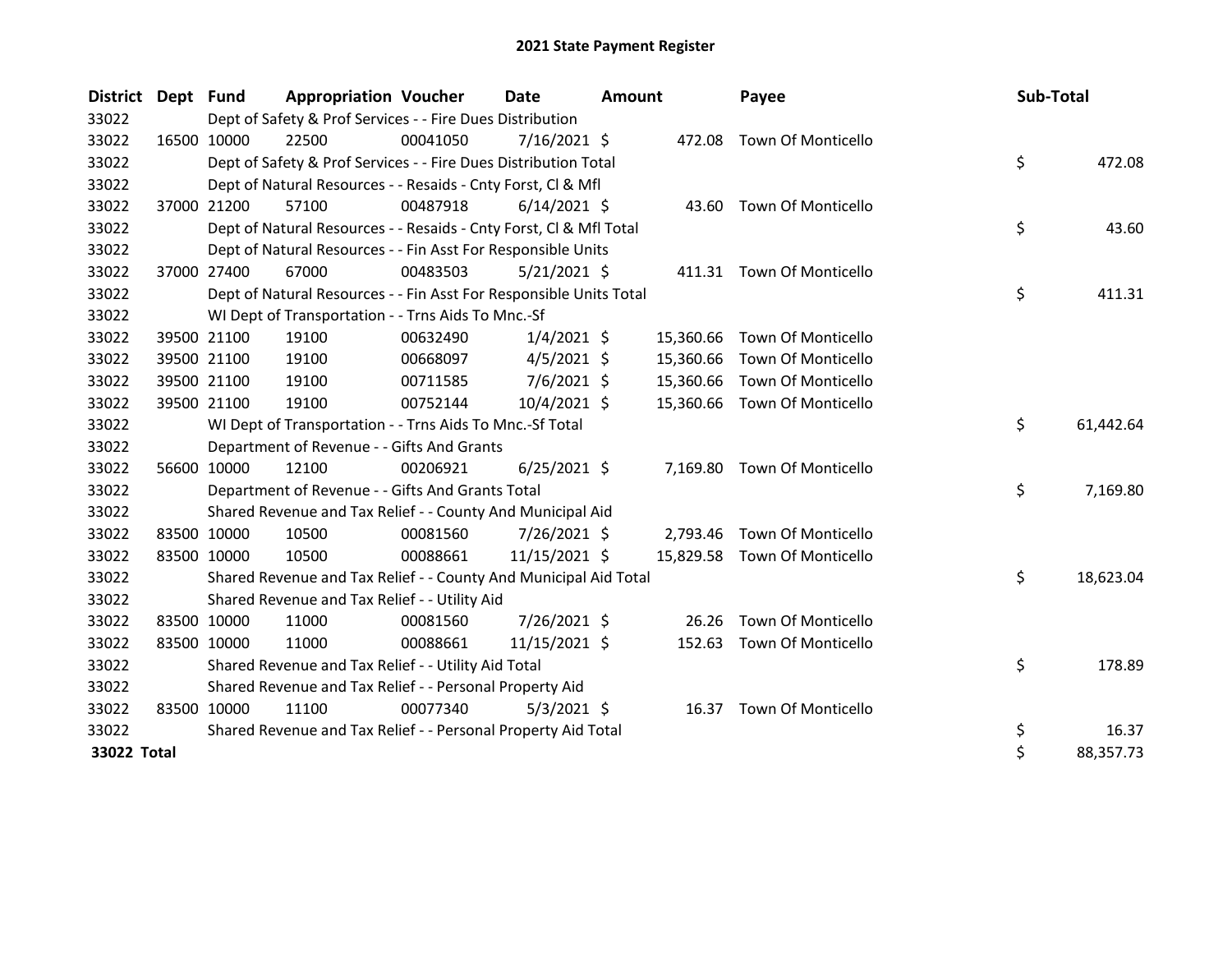# 2021 State Payment Register

| District | Dept | Fund | Appropriation | Voucher | Date | Amount | Payee | Sub-Total |
|---|---|---|---|---|---|---|---|---|
| 33022 | | Dept of Safety & Prof Services - - Fire Dues Distribution | | | | | | |
| 33022 | 16500 | 10000 | 22500 | 00041050 | 7/16/2021 | $ 472.08 | Town Of Monticello | |
| 33022 | | Dept of Safety & Prof Services - - Fire Dues Distribution Total | | | | | | $ 472.08 |
| 33022 | | Dept of Natural Resources - - Resaids - Cnty Forst, Cl & Mfl | | | | | | |
| 33022 | 37000 | 21200 | 57100 | 00487918 | 6/14/2021 | $ 43.60 | Town Of Monticello | |
| 33022 | | Dept of Natural Resources - - Resaids - Cnty Forst, Cl & Mfl Total | | | | | | $ 43.60 |
| 33022 | | Dept of Natural Resources - - Fin Asst For Responsible Units | | | | | | |
| 33022 | 37000 | 27400 | 67000 | 00483503 | 5/21/2021 | $ 411.31 | Town Of Monticello | |
| 33022 | | Dept of Natural Resources - - Fin Asst For Responsible Units Total | | | | | | $ 411.31 |
| 33022 | | WI Dept of Transportation - - Trns Aids To Mnc.-Sf | | | | | | |
| 33022 | 39500 | 21100 | 19100 | 00632490 | 1/4/2021 | $ 15,360.66 | Town Of Monticello | |
| 33022 | 39500 | 21100 | 19100 | 00668097 | 4/5/2021 | $ 15,360.66 | Town Of Monticello | |
| 33022 | 39500 | 21100 | 19100 | 00711585 | 7/6/2021 | $ 15,360.66 | Town Of Monticello | |
| 33022 | 39500 | 21100 | 19100 | 00752144 | 10/4/2021 | $ 15,360.66 | Town Of Monticello | |
| 33022 | | WI Dept of Transportation - - Trns Aids To Mnc.-Sf Total | | | | | | $ 61,442.64 |
| 33022 | | Department of Revenue - - Gifts And Grants | | | | | | |
| 33022 | 56600 | 10000 | 12100 | 00206921 | 6/25/2021 | $ 7,169.80 | Town Of Monticello | |
| 33022 | | Department of Revenue - - Gifts And Grants Total | | | | | | $ 7,169.80 |
| 33022 | | Shared Revenue and Tax Relief - - County And Municipal Aid | | | | | | |
| 33022 | 83500 | 10000 | 10500 | 00081560 | 7/26/2021 | $ 2,793.46 | Town Of Monticello | |
| 33022 | 83500 | 10000 | 10500 | 00088661 | 11/15/2021 | $ 15,829.58 | Town Of Monticello | |
| 33022 | | Shared Revenue and Tax Relief - - County And Municipal Aid Total | | | | | | $ 18,623.04 |
| 33022 | | Shared Revenue and Tax Relief - - Utility Aid | | | | | | |
| 33022 | 83500 | 10000 | 11000 | 00081560 | 7/26/2021 | $ 26.26 | Town Of Monticello | |
| 33022 | 83500 | 10000 | 11000 | 00088661 | 11/15/2021 | $ 152.63 | Town Of Monticello | |
| 33022 | | Shared Revenue and Tax Relief - - Utility Aid Total | | | | | | $ 178.89 |
| 33022 | | Shared Revenue and Tax Relief - - Personal Property Aid | | | | | | |
| 33022 | 83500 | 10000 | 11100 | 00077340 | 5/3/2021 | $ 16.37 | Town Of Monticello | |
| 33022 | | Shared Revenue and Tax Relief - - Personal Property Aid Total | | | | | | $ 16.37 |
| **33022 Total** | | | | | | | | $ 88,357.73 |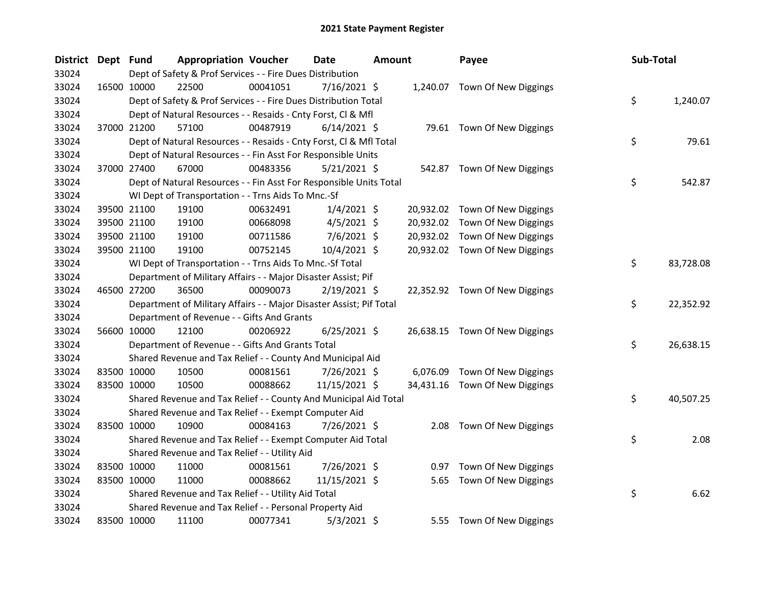# 2021 State Payment Register

| District | Dept | Fund | Appropriation | Voucher | Date | Amount | Payee | Sub-Total |
|---|---|---|---|---|---|---|---|---|
| 33024 | | Dept of Safety & Prof Services - - Fire Dues Distribution | | | | | | |
| 33024 | 16500 | 10000 | 22500 | 00041051 | 7/16/2021 | $ 1,240.07 | Town Of New Diggings | |
| 33024 | | Dept of Safety & Prof Services - - Fire Dues Distribution Total | | | | | | $ 1,240.07 |
| 33024 | | Dept of Natural Resources - - Resaids - Cnty Forst, Cl & Mfl | | | | | | |
| 33024 | 37000 | 21200 | 57100 | 00487919 | 6/14/2021 | $ 79.61 | Town Of New Diggings | |
| 33024 | | Dept of Natural Resources - - Resaids - Cnty Forst, Cl & Mfl Total | | | | | | $ 79.61 |
| 33024 | | Dept of Natural Resources - - Fin Asst For Responsible Units | | | | | | |
| 33024 | 37000 | 27400 | 67000 | 00483356 | 5/21/2021 | $ 542.87 | Town Of New Diggings | |
| 33024 | | Dept of Natural Resources - - Fin Asst For Responsible Units Total | | | | | | $ 542.87 |
| 33024 | | WI Dept of Transportation - - Trns Aids To Mnc.-Sf | | | | | | |
| 33024 | 39500 | 21100 | 19100 | 00632491 | 1/4/2021 | $ 20,932.02 | Town Of New Diggings | |
| 33024 | 39500 | 21100 | 19100 | 00668098 | 4/5/2021 | $ 20,932.02 | Town Of New Diggings | |
| 33024 | 39500 | 21100 | 19100 | 00711586 | 7/6/2021 | $ 20,932.02 | Town Of New Diggings | |
| 33024 | 39500 | 21100 | 19100 | 00752145 | 10/4/2021 | $ 20,932.02 | Town Of New Diggings | |
| 33024 | | WI Dept of Transportation - - Trns Aids To Mnc.-Sf Total | | | | | | $ 83,728.08 |
| 33024 | | Department of Military Affairs - - Major Disaster Assist; Pif | | | | | | |
| 33024 | 46500 | 27200 | 36500 | 00090073 | 2/19/2021 | $ 22,352.92 | Town Of New Diggings | |
| 33024 | | Department of Military Affairs - - Major Disaster Assist; Pif Total | | | | | | $ 22,352.92 |
| 33024 | | Department of Revenue - - Gifts And Grants | | | | | | |
| 33024 | 56600 | 10000 | 12100 | 00206922 | 6/25/2021 | $ 26,638.15 | Town Of New Diggings | |
| 33024 | | Department of Revenue - - Gifts And Grants Total | | | | | | $ 26,638.15 |
| 33024 | | Shared Revenue and Tax Relief - - County And Municipal Aid | | | | | | |
| 33024 | 83500 | 10000 | 10500 | 00081561 | 7/26/2021 | $ 6,076.09 | Town Of New Diggings | |
| 33024 | 83500 | 10000 | 10500 | 00088662 | 11/15/2021 | $ 34,431.16 | Town Of New Diggings | |
| 33024 | | Shared Revenue and Tax Relief - - County And Municipal Aid Total | | | | | | $ 40,507.25 |
| 33024 | | Shared Revenue and Tax Relief - - Exempt Computer Aid | | | | | | |
| 33024 | 83500 | 10000 | 10900 | 00084163 | 7/26/2021 | $ 2.08 | Town Of New Diggings | |
| 33024 | | Shared Revenue and Tax Relief - - Exempt Computer Aid Total | | | | | | $ 2.08 |
| 33024 | | Shared Revenue and Tax Relief - - Utility Aid | | | | | | |
| 33024 | 83500 | 10000 | 11000 | 00081561 | 7/26/2021 | $ 0.97 | Town Of New Diggings | |
| 33024 | 83500 | 10000 | 11000 | 00088662 | 11/15/2021 | $ 5.65 | Town Of New Diggings | |
| 33024 | | Shared Revenue and Tax Relief - - Utility Aid Total | | | | | | $ 6.62 |
| 33024 | | Shared Revenue and Tax Relief - - Personal Property Aid | | | | | | |
| 33024 | 83500 | 10000 | 11100 | 00077341 | 5/3/2021 | $ 5.55 | Town Of New Diggings | |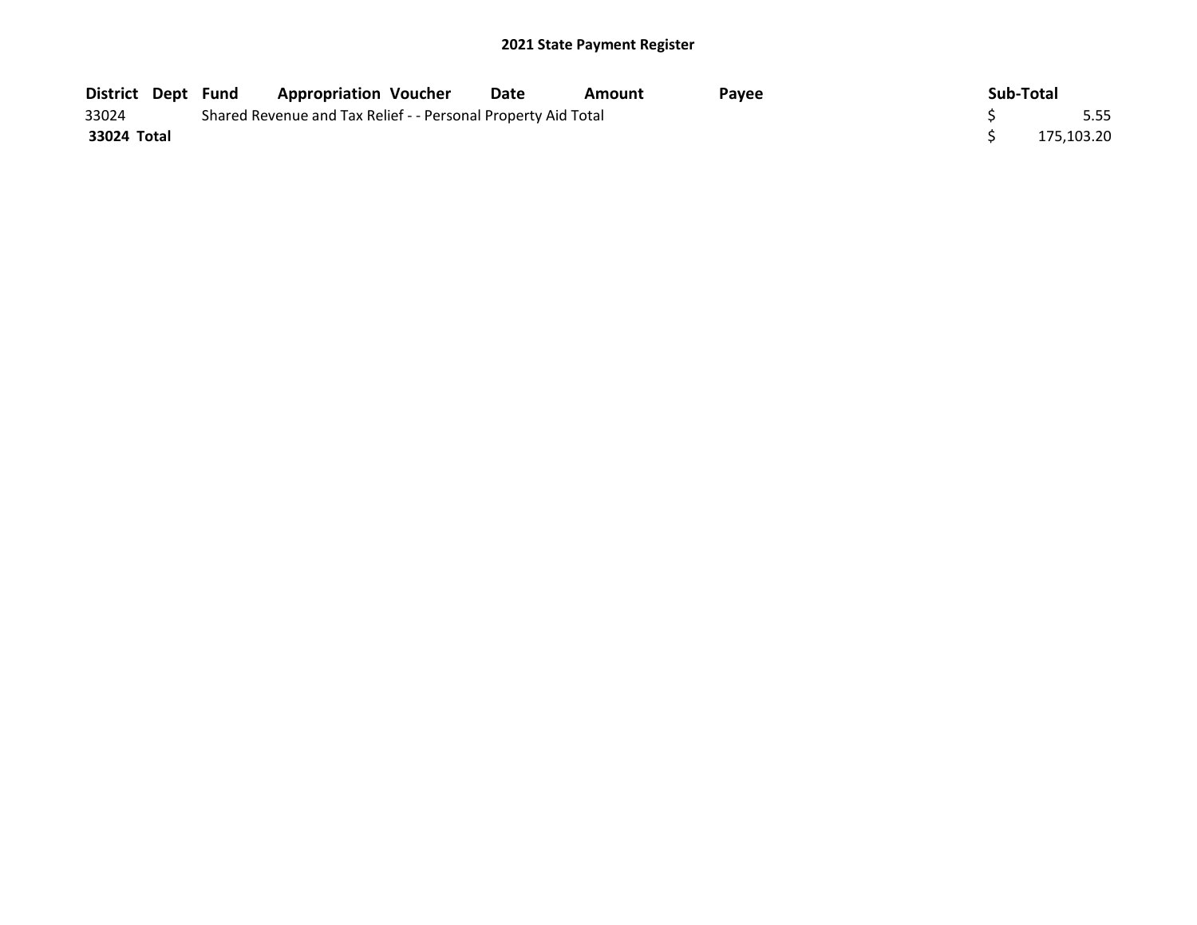## 2021 State Payment Register

| District | Dept | Fund | Appropriation | Voucher | Date | Amount | Payee | Sub-Total |
|---|---|---|---|---|---|---|---|---|
| 33024 | | Shared Revenue and Tax Relief - - Personal Property Aid Total | | | | | | $ 5.55 |
| **33024 Total** | | | | | | | | $ 175,103.20 |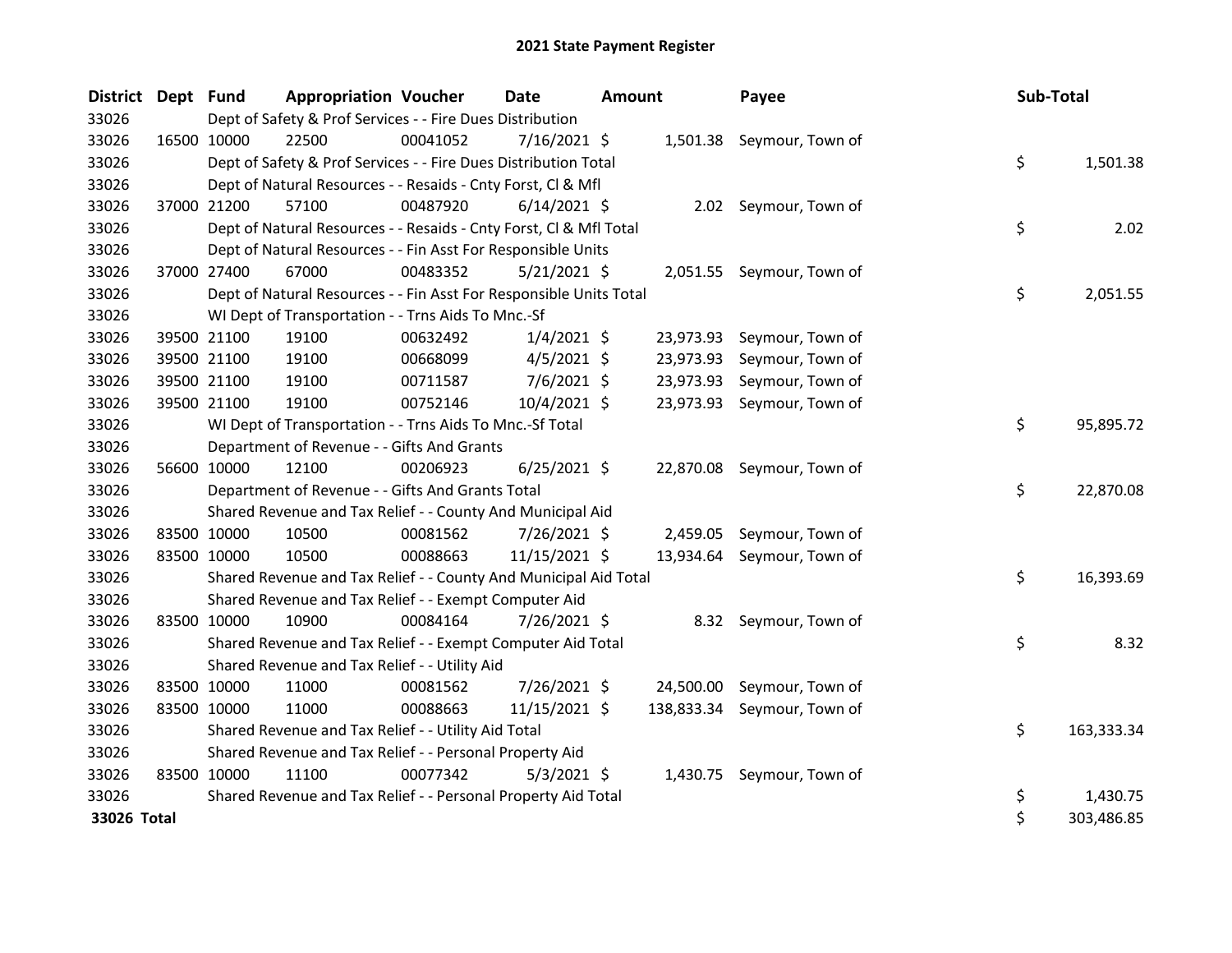# 2021 State Payment Register

| District | Dept | Fund | Appropriation | Voucher | Date | Amount | Payee | Sub-Total |
|---|---|---|---|---|---|---|---|---|
| 33026 | | Dept of Safety & Prof Services - - Fire Dues Distribution | | | | | | |
| 33026 | 16500 | 10000 | 22500 | 00041052 | 7/16/2021 | $ 1,501.38 | Seymour, Town of | |
| 33026 | | Dept of Safety & Prof Services - - Fire Dues Distribution Total | | | | | | $ 1,501.38 |
| 33026 | | Dept of Natural Resources - - Resaids - Cnty Forst, Cl & Mfl | | | | | | |
| 33026 | 37000 | 21200 | 57100 | 00487920 | 6/14/2021 | $ 2.02 | Seymour, Town of | |
| 33026 | | Dept of Natural Resources - - Resaids - Cnty Forst, Cl & Mfl Total | | | | | | $ 2.02 |
| 33026 | | Dept of Natural Resources - - Fin Asst For Responsible Units | | | | | | |
| 33026 | 37000 | 27400 | 67000 | 00483352 | 5/21/2021 | $ 2,051.55 | Seymour, Town of | |
| 33026 | | Dept of Natural Resources - - Fin Asst For Responsible Units Total | | | | | | $ 2,051.55 |
| 33026 | | WI Dept of Transportation - - Trns Aids To Mnc.-Sf | | | | | | |
| 33026 | 39500 | 21100 | 19100 | 00632492 | 1/4/2021 | $ 23,973.93 | Seymour, Town of | |
| 33026 | 39500 | 21100 | 19100 | 00668099 | 4/5/2021 | $ 23,973.93 | Seymour, Town of | |
| 33026 | 39500 | 21100 | 19100 | 00711587 | 7/6/2021 | $ 23,973.93 | Seymour, Town of | |
| 33026 | 39500 | 21100 | 19100 | 00752146 | 10/4/2021 | $ 23,973.93 | Seymour, Town of | |
| 33026 | | WI Dept of Transportation - - Trns Aids To Mnc.-Sf Total | | | | | | $ 95,895.72 |
| 33026 | | Department of Revenue - - Gifts And Grants | | | | | | |
| 33026 | 56600 | 10000 | 12100 | 00206923 | 6/25/2021 | $ 22,870.08 | Seymour, Town of | |
| 33026 | | Department of Revenue - - Gifts And Grants Total | | | | | | $ 22,870.08 |
| 33026 | | Shared Revenue and Tax Relief - - County And Municipal Aid | | | | | | |
| 33026 | 83500 | 10000 | 10500 | 00081562 | 7/26/2021 | $ 2,459.05 | Seymour, Town of | |
| 33026 | 83500 | 10000 | 10500 | 00088663 | 11/15/2021 | $ 13,934.64 | Seymour, Town of | |
| 33026 | | Shared Revenue and Tax Relief - - County And Municipal Aid Total | | | | | | $ 16,393.69 |
| 33026 | | Shared Revenue and Tax Relief - - Exempt Computer Aid | | | | | | |
| 33026 | 83500 | 10000 | 10900 | 00084164 | 7/26/2021 | $ 8.32 | Seymour, Town of | |
| 33026 | | Shared Revenue and Tax Relief - - Exempt Computer Aid Total | | | | | | $ 8.32 |
| 33026 | | Shared Revenue and Tax Relief - - Utility Aid | | | | | | |
| 33026 | 83500 | 10000 | 11000 | 00081562 | 7/26/2021 | $ 24,500.00 | Seymour, Town of | |
| 33026 | 83500 | 10000 | 11000 | 00088663 | 11/15/2021 | $ 138,833.34 | Seymour, Town of | |
| 33026 | | Shared Revenue and Tax Relief - - Utility Aid Total | | | | | | $ 163,333.34 |
| 33026 | | Shared Revenue and Tax Relief - - Personal Property Aid | | | | | | |
| 33026 | 83500 | 10000 | 11100 | 00077342 | 5/3/2021 | $ 1,430.75 | Seymour, Town of | |
| 33026 | | Shared Revenue and Tax Relief - - Personal Property Aid Total | | | | | | $ 1,430.75 |
| **33026 Total** | | | | | | | | $ 303,486.85 |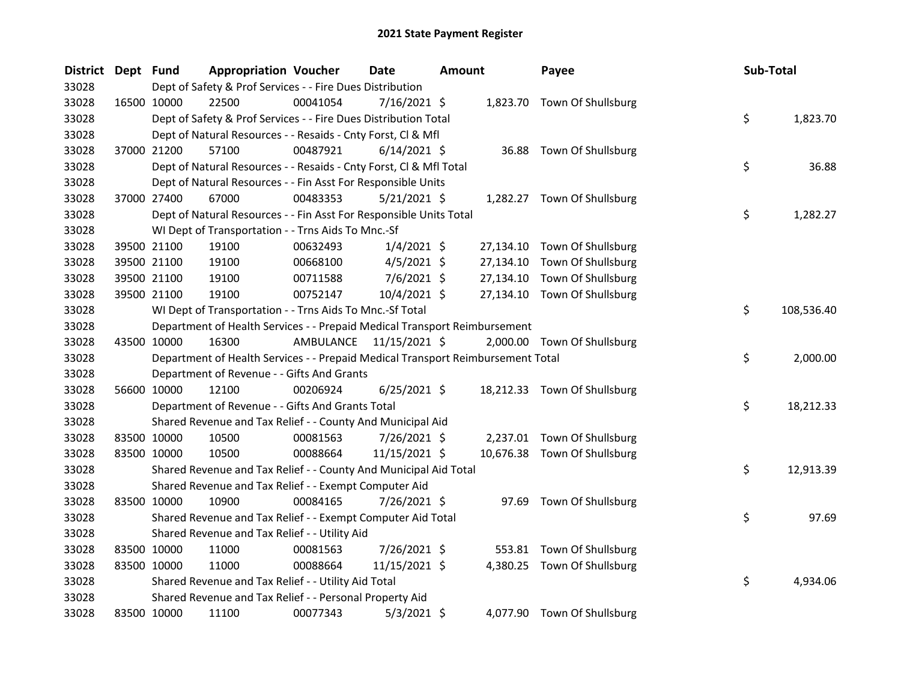# 2021 State Payment Register

| District | Dept | Fund | Appropriation | Voucher | Date | Amount | Payee | Sub-Total |
|---|---|---|---|---|---|---|---|---|
| 33028 | | Dept of Safety & Prof Services - - Fire Dues Distribution | | | | | | |
| 33028 | 16500 | 10000 | 22500 | 00041054 | 7/16/2021 | $ 1,823.70 | Town Of Shullsburg | |
| 33028 | | Dept of Safety & Prof Services - - Fire Dues Distribution Total | | | | | | $ 1,823.70 |
| 33028 | | Dept of Natural Resources - - Resaids - Cnty Forst, Cl & Mfl | | | | | | |
| 33028 | 37000 | 21200 | 57100 | 00487921 | 6/14/2021 | $ 36.88 | Town Of Shullsburg | |
| 33028 | | Dept of Natural Resources - - Resaids - Cnty Forst, Cl & Mfl Total | | | | | | $ 36.88 |
| 33028 | | Dept of Natural Resources - - Fin Asst For Responsible Units | | | | | | |
| 33028 | 37000 | 27400 | 67000 | 00483353 | 5/21/2021 | $ 1,282.27 | Town Of Shullsburg | |
| 33028 | | Dept of Natural Resources - - Fin Asst For Responsible Units Total | | | | | | $ 1,282.27 |
| 33028 | | WI Dept of Transportation - - Trns Aids To Mnc.-Sf | | | | | | |
| 33028 | 39500 | 21100 | 19100 | 00632493 | 1/4/2021 | $ 27,134.10 | Town Of Shullsburg | |
| 33028 | 39500 | 21100 | 19100 | 00668100 | 4/5/2021 | $ 27,134.10 | Town Of Shullsburg | |
| 33028 | 39500 | 21100 | 19100 | 00711588 | 7/6/2021 | $ 27,134.10 | Town Of Shullsburg | |
| 33028 | 39500 | 21100 | 19100 | 00752147 | 10/4/2021 | $ 27,134.10 | Town Of Shullsburg | |
| 33028 | | WI Dept of Transportation - - Trns Aids To Mnc.-Sf Total | | | | | | $ 108,536.40 |
| 33028 | | Department of Health Services - - Prepaid Medical Transport Reimbursement | | | | | | |
| 33028 | 43500 | 10000 | 16300 | AMBULANCE | 11/15/2021 | $ 2,000.00 | Town Of Shullsburg | |
| 33028 | | Department of Health Services - - Prepaid Medical Transport Reimbursement Total | | | | | | $ 2,000.00 |
| 33028 | | Department of Revenue - - Gifts And Grants | | | | | | |
| 33028 | 56600 | 10000 | 12100 | 00206924 | 6/25/2021 | $ 18,212.33 | Town Of Shullsburg | |
| 33028 | | Department of Revenue - - Gifts And Grants Total | | | | | | $ 18,212.33 |
| 33028 | | Shared Revenue and Tax Relief - - County And Municipal Aid | | | | | | |
| 33028 | 83500 | 10000 | 10500 | 00081563 | 7/26/2021 | $ 2,237.01 | Town Of Shullsburg | |
| 33028 | 83500 | 10000 | 10500 | 00088664 | 11/15/2021 | $ 10,676.38 | Town Of Shullsburg | |
| 33028 | | Shared Revenue and Tax Relief - - County And Municipal Aid Total | | | | | | $ 12,913.39 |
| 33028 | | Shared Revenue and Tax Relief - - Exempt Computer Aid | | | | | | |
| 33028 | 83500 | 10000 | 10900 | 00084165 | 7/26/2021 | $ 97.69 | Town Of Shullsburg | |
| 33028 | | Shared Revenue and Tax Relief - - Exempt Computer Aid Total | | | | | | $ 97.69 |
| 33028 | | Shared Revenue and Tax Relief - - Utility Aid | | | | | | |
| 33028 | 83500 | 10000 | 11000 | 00081563 | 7/26/2021 | $ 553.81 | Town Of Shullsburg | |
| 33028 | 83500 | 10000 | 11000 | 00088664 | 11/15/2021 | $ 4,380.25 | Town Of Shullsburg | |
| 33028 | | Shared Revenue and Tax Relief - - Utility Aid Total | | | | | | $ 4,934.06 |
| 33028 | | Shared Revenue and Tax Relief - - Personal Property Aid | | | | | | |
| 33028 | 83500 | 10000 | 11100 | 00077343 | 5/3/2021 | $ 4,077.90 | Town Of Shullsburg | |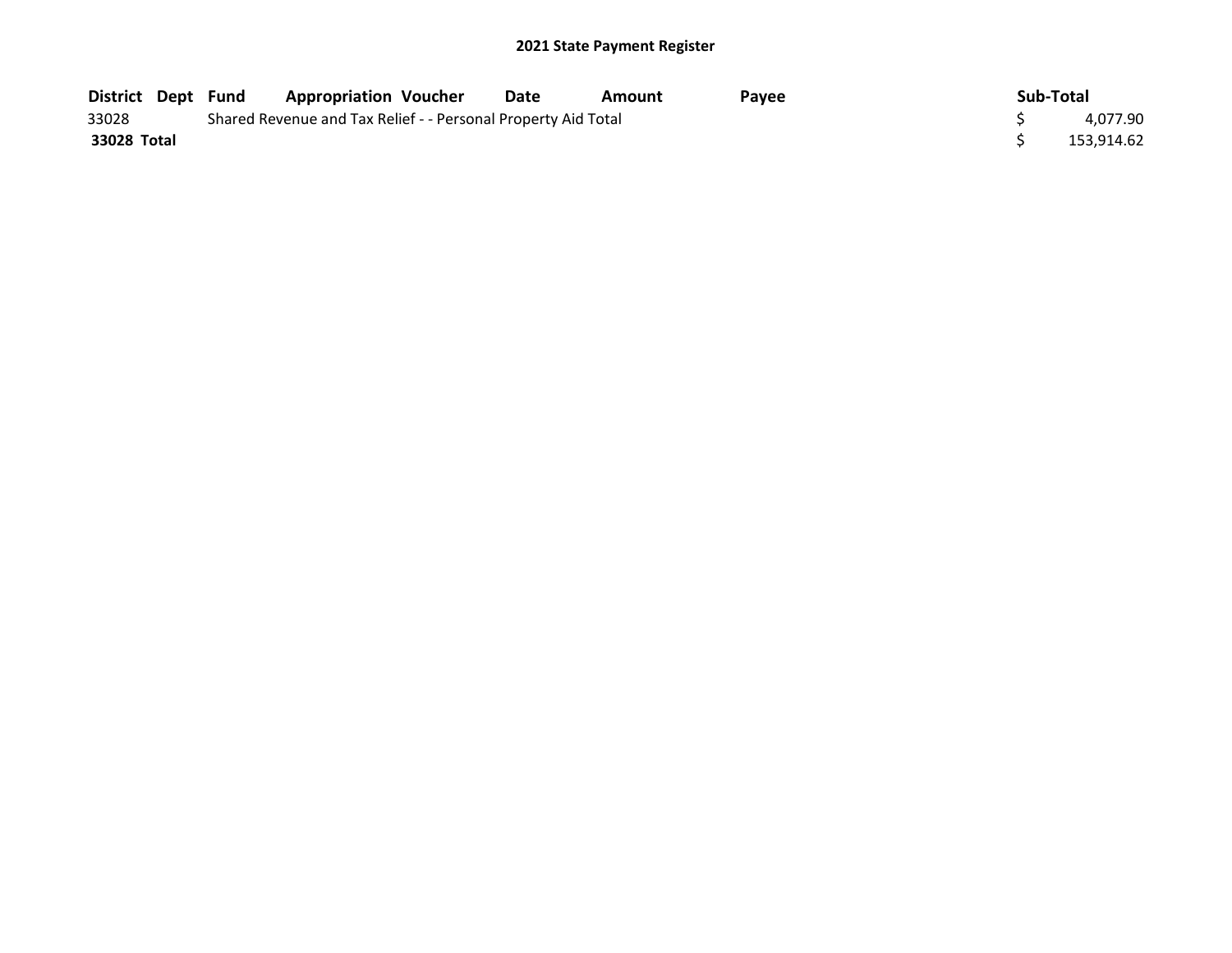## 2021 State Payment Register

| District | Dept | Fund | Appropriation | Voucher | Date | Amount | Payee | Sub-Total |
|---|---|---|---|---|---|---|---|---|
| 33028 | | Shared Revenue and Tax Relief - - Personal Property Aid Total | | | | | | $ 4,077.90 |
| **33028 Total** | | | | | | | | $ 153,914.62 |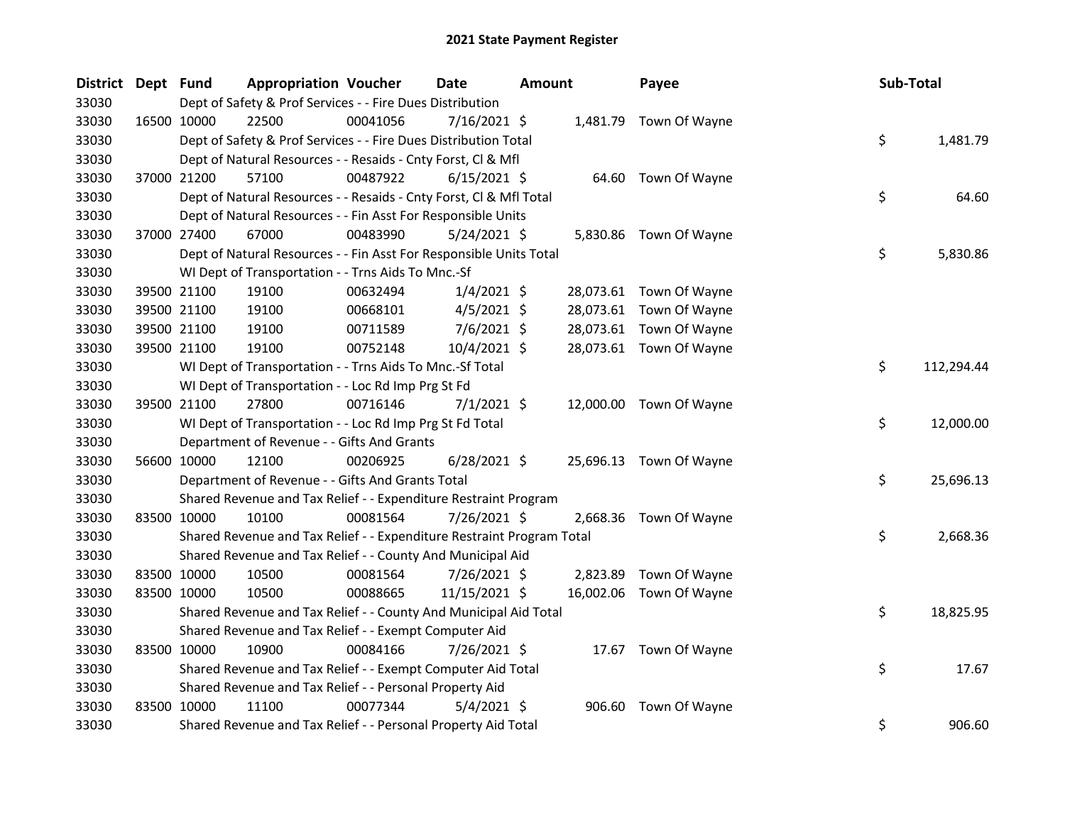# 2021 State Payment Register

| District | Dept | Fund | Appropriation | Voucher | Date | Amount | Payee | Sub-Total |
|---|---|---|---|---|---|---|---|---|
| 33030 | | | Dept of Safety & Prof Services - - Fire Dues Distribution | | | | | |
| 33030 | 16500 | 10000 | 22500 | 00041056 | 7/16/2021 | $ 1,481.79 | Town Of Wayne | |
| 33030 | | | Dept of Safety & Prof Services - - Fire Dues Distribution Total | | | | | $ 1,481.79 |
| 33030 | | | Dept of Natural Resources - - Resaids - Cnty Forst, Cl & Mfl | | | | | |
| 33030 | 37000 | 21200 | 57100 | 00487922 | 6/15/2021 | $ 64.60 | Town Of Wayne | |
| 33030 | | | Dept of Natural Resources - - Resaids - Cnty Forst, Cl & Mfl Total | | | | | $ 64.60 |
| 33030 | | | Dept of Natural Resources - - Fin Asst For Responsible Units | | | | | |
| 33030 | 37000 | 27400 | 67000 | 00483990 | 5/24/2021 | $ 5,830.86 | Town Of Wayne | |
| 33030 | | | Dept of Natural Resources - - Fin Asst For Responsible Units Total | | | | | $ 5,830.86 |
| 33030 | | | WI Dept of Transportation - - Trns Aids To Mnc.-Sf | | | | | |
| 33030 | 39500 | 21100 | 19100 | 00632494 | 1/4/2021 | $ 28,073.61 | Town Of Wayne | |
| 33030 | 39500 | 21100 | 19100 | 00668101 | 4/5/2021 | $ 28,073.61 | Town Of Wayne | |
| 33030 | 39500 | 21100 | 19100 | 00711589 | 7/6/2021 | $ 28,073.61 | Town Of Wayne | |
| 33030 | 39500 | 21100 | 19100 | 00752148 | 10/4/2021 | $ 28,073.61 | Town Of Wayne | |
| 33030 | | | WI Dept of Transportation - - Trns Aids To Mnc.-Sf Total | | | | | $ 112,294.44 |
| 33030 | | | WI Dept of Transportation - - Loc Rd Imp Prg St Fd | | | | | |
| 33030 | 39500 | 21100 | 27800 | 00716146 | 7/1/2021 | $ 12,000.00 | Town Of Wayne | |
| 33030 | | | WI Dept of Transportation - - Loc Rd Imp Prg St Fd Total | | | | | $ 12,000.00 |
| 33030 | | | Department of Revenue - - Gifts And Grants | | | | | |
| 33030 | 56600 | 10000 | 12100 | 00206925 | 6/28/2021 | $ 25,696.13 | Town Of Wayne | |
| 33030 | | | Department of Revenue - - Gifts And Grants Total | | | | | $ 25,696.13 |
| 33030 | | | Shared Revenue and Tax Relief - - Expenditure Restraint Program | | | | | |
| 33030 | 83500 | 10000 | 10100 | 00081564 | 7/26/2021 | $ 2,668.36 | Town Of Wayne | |
| 33030 | | | Shared Revenue and Tax Relief - - Expenditure Restraint Program Total | | | | | $ 2,668.36 |
| 33030 | | | Shared Revenue and Tax Relief - - County And Municipal Aid | | | | | |
| 33030 | 83500 | 10000 | 10500 | 00081564 | 7/26/2021 | $ 2,823.89 | Town Of Wayne | |
| 33030 | 83500 | 10000 | 10500 | 00088665 | 11/15/2021 | $ 16,002.06 | Town Of Wayne | |
| 33030 | | | Shared Revenue and Tax Relief - - County And Municipal Aid Total | | | | | $ 18,825.95 |
| 33030 | | | Shared Revenue and Tax Relief - - Exempt Computer Aid | | | | | |
| 33030 | 83500 | 10000 | 10900 | 00084166 | 7/26/2021 | $ 17.67 | Town Of Wayne | |
| 33030 | | | Shared Revenue and Tax Relief - - Exempt Computer Aid Total | | | | | $ 17.67 |
| 33030 | | | Shared Revenue and Tax Relief - - Personal Property Aid | | | | | |
| 33030 | 83500 | 10000 | 11100 | 00077344 | 5/4/2021 | $ 906.60 | Town Of Wayne | |
| 33030 | | | Shared Revenue and Tax Relief - - Personal Property Aid Total | | | | | $ 906.60 |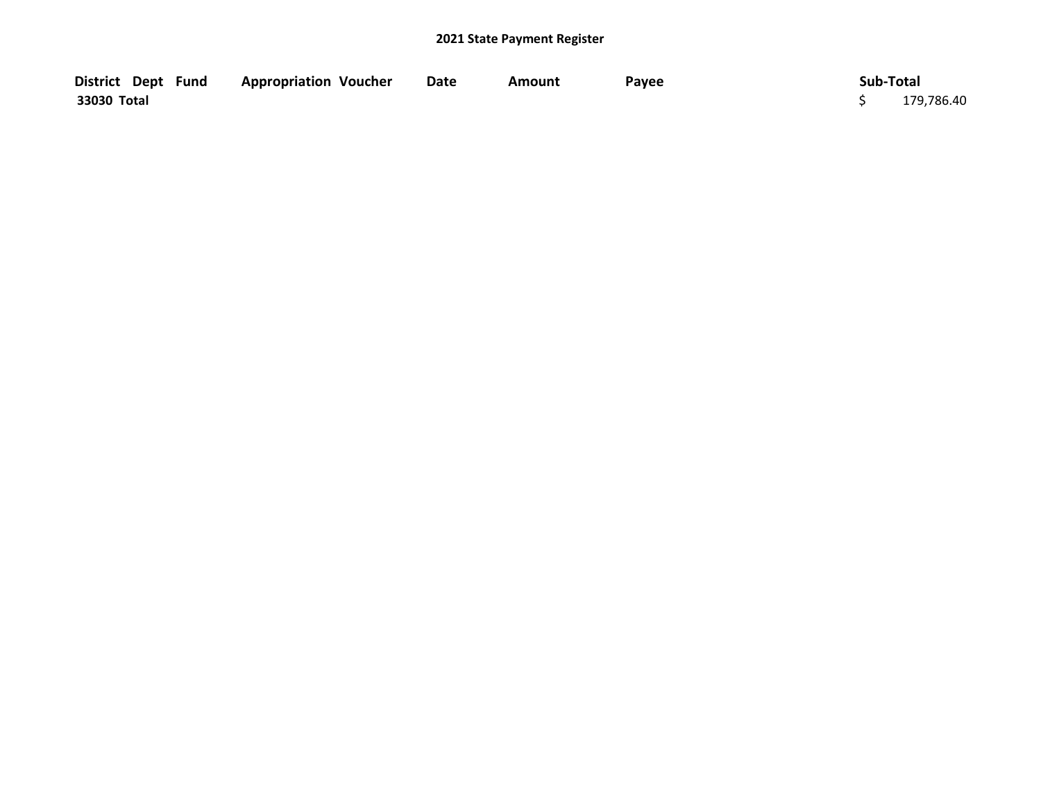## 2021 State Payment Register

| District | Dept | Fund | Appropriation | Voucher | Date | Amount | Payee | Sub-Total |
|---|---|---|---|---|---|---|---|---|
| 33030 Total | | | | | | | | $ 179,786.40 |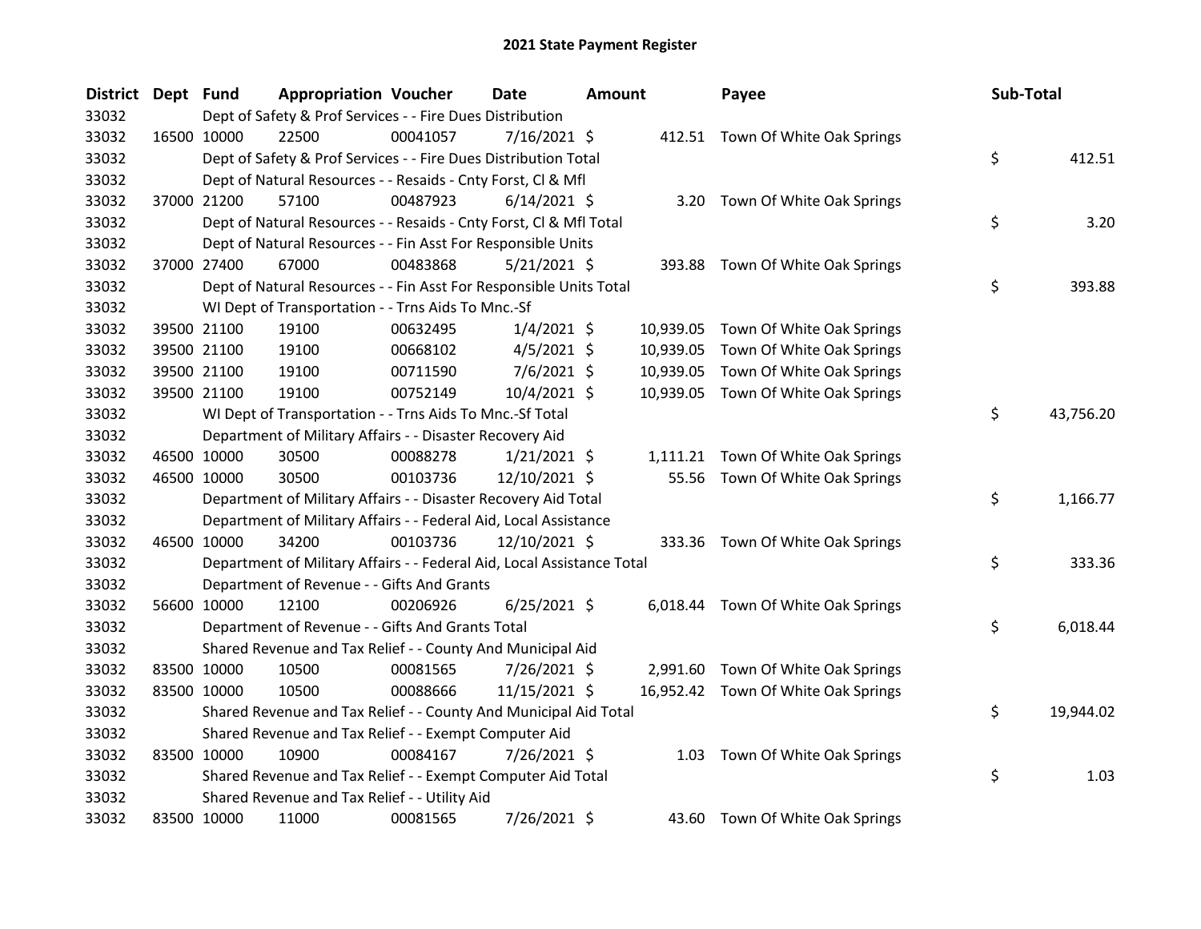# 2021 State Payment Register

| District | Dept | Fund | Appropriation | Voucher | Date | Amount | Payee | Sub-Total |
|---|---|---|---|---|---|---|---|---|
| 33032 | | | Dept of Safety & Prof Services - - Fire Dues Distribution | | | | | |
| 33032 | 16500 | 10000 | 22500 | 00041057 | 7/16/2021 | $ 412.51 | Town Of White Oak Springs | |
| 33032 | | | Dept of Safety & Prof Services - - Fire Dues Distribution Total | | | | | $ 412.51 |
| 33032 | | | Dept of Natural Resources - - Resaids - Cnty Forst, Cl & Mfl | | | | | |
| 33032 | 37000 | 21200 | 57100 | 00487923 | 6/14/2021 | $ 3.20 | Town Of White Oak Springs | |
| 33032 | | | Dept of Natural Resources - - Resaids - Cnty Forst, Cl & Mfl Total | | | | | $ 3.20 |
| 33032 | | | Dept of Natural Resources - - Fin Asst For Responsible Units | | | | | |
| 33032 | 37000 | 27400 | 67000 | 00483868 | 5/21/2021 | $ 393.88 | Town Of White Oak Springs | |
| 33032 | | | Dept of Natural Resources - - Fin Asst For Responsible Units Total | | | | | $ 393.88 |
| 33032 | | | WI Dept of Transportation - - Trns Aids To Mnc.-Sf | | | | | |
| 33032 | 39500 | 21100 | 19100 | 00632495 | 1/4/2021 | $ 10,939.05 | Town Of White Oak Springs | |
| 33032 | 39500 | 21100 | 19100 | 00668102 | 4/5/2021 | $ 10,939.05 | Town Of White Oak Springs | |
| 33032 | 39500 | 21100 | 19100 | 00711590 | 7/6/2021 | $ 10,939.05 | Town Of White Oak Springs | |
| 33032 | 39500 | 21100 | 19100 | 00752149 | 10/4/2021 | $ 10,939.05 | Town Of White Oak Springs | |
| 33032 | | | WI Dept of Transportation - - Trns Aids To Mnc.-Sf Total | | | | | $ 43,756.20 |
| 33032 | | | Department of Military Affairs - - Disaster Recovery Aid | | | | | |
| 33032 | 46500 | 10000 | 30500 | 00088278 | 1/21/2021 | $ 1,111.21 | Town Of White Oak Springs | |
| 33032 | 46500 | 10000 | 30500 | 00103736 | 12/10/2021 | $ 55.56 | Town Of White Oak Springs | |
| 33032 | | | Department of Military Affairs - - Disaster Recovery Aid Total | | | | | $ 1,166.77 |
| 33032 | | | Department of Military Affairs - - Federal Aid, Local Assistance | | | | | |
| 33032 | 46500 | 10000 | 34200 | 00103736 | 12/10/2021 | $ 333.36 | Town Of White Oak Springs | |
| 33032 | | | Department of Military Affairs - - Federal Aid, Local Assistance Total | | | | | $ 333.36 |
| 33032 | | | Department of Revenue - - Gifts And Grants | | | | | |
| 33032 | 56600 | 10000 | 12100 | 00206926 | 6/25/2021 | $ 6,018.44 | Town Of White Oak Springs | |
| 33032 | | | Department of Revenue - - Gifts And Grants Total | | | | | $ 6,018.44 |
| 33032 | | | Shared Revenue and Tax Relief - - County And Municipal Aid | | | | | |
| 33032 | 83500 | 10000 | 10500 | 00081565 | 7/26/2021 | $ 2,991.60 | Town Of White Oak Springs | |
| 33032 | 83500 | 10000 | 10500 | 00088666 | 11/15/2021 | $ 16,952.42 | Town Of White Oak Springs | |
| 33032 | | | Shared Revenue and Tax Relief - - County And Municipal Aid Total | | | | | $ 19,944.02 |
| 33032 | | | Shared Revenue and Tax Relief - - Exempt Computer Aid | | | | | |
| 33032 | 83500 | 10000 | 10900 | 00084167 | 7/26/2021 | $ 1.03 | Town Of White Oak Springs | |
| 33032 | | | Shared Revenue and Tax Relief - - Exempt Computer Aid Total | | | | | $ 1.03 |
| 33032 | | | Shared Revenue and Tax Relief - - Utility Aid | | | | | |
| 33032 | 83500 | 10000 | 11000 | 00081565 | 7/26/2021 | $ 43.60 | Town Of White Oak Springs | |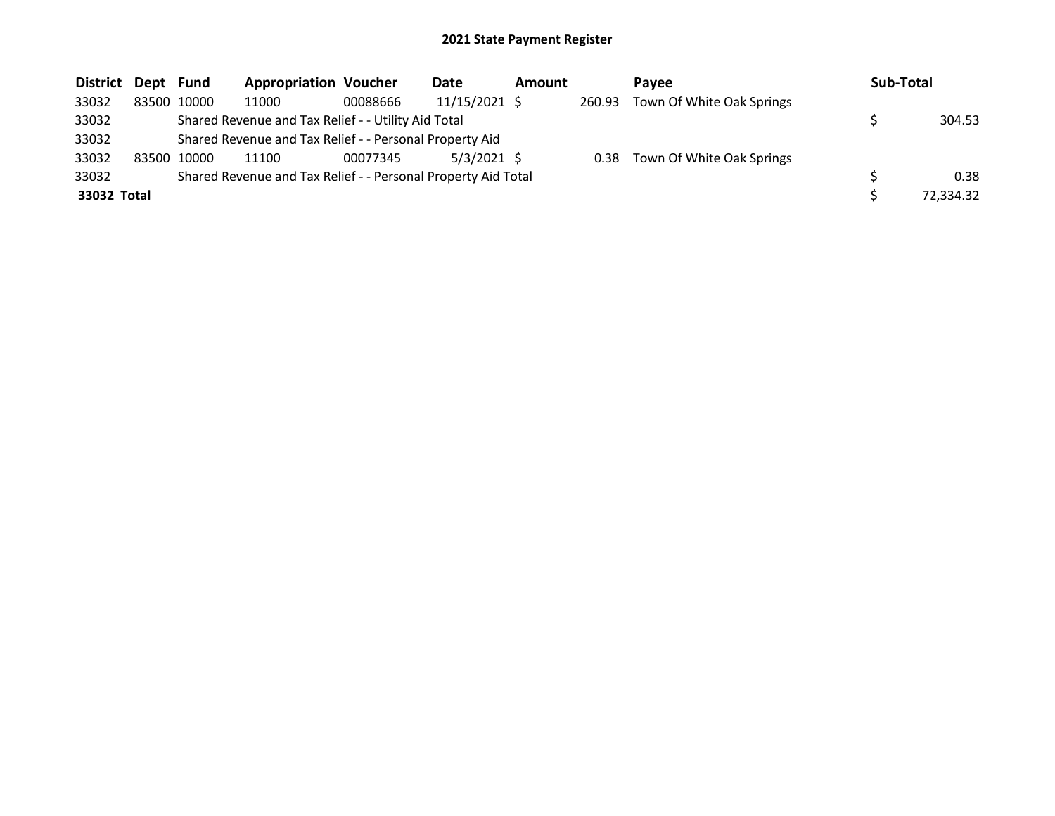## 2021 State Payment Register

| District | Dept | Fund | Appropriation | Voucher | Date | Amount | Payee | Sub-Total |
|---|---|---|---|---|---|---|---|---|
| 33032 | 83500 | 10000 | 11000 | 00088666 | 11/15/2021 | $ 260.93 | Town Of White Oak Springs | |
| 33032 | | Shared Revenue and Tax Relief - - Utility Aid Total | | | | | | $ 304.53 |
| 33032 | | Shared Revenue and Tax Relief - - Personal Property Aid | | | | | | |
| 33032 | 83500 | 10000 | 11100 | 00077345 | 5/3/2021 | $ 0.38 | Town Of White Oak Springs | |
| 33032 | | Shared Revenue and Tax Relief - - Personal Property Aid Total | | | | | | $ 0.38 |
| **33032 Total** | | | | | | | | $ 72,334.32 |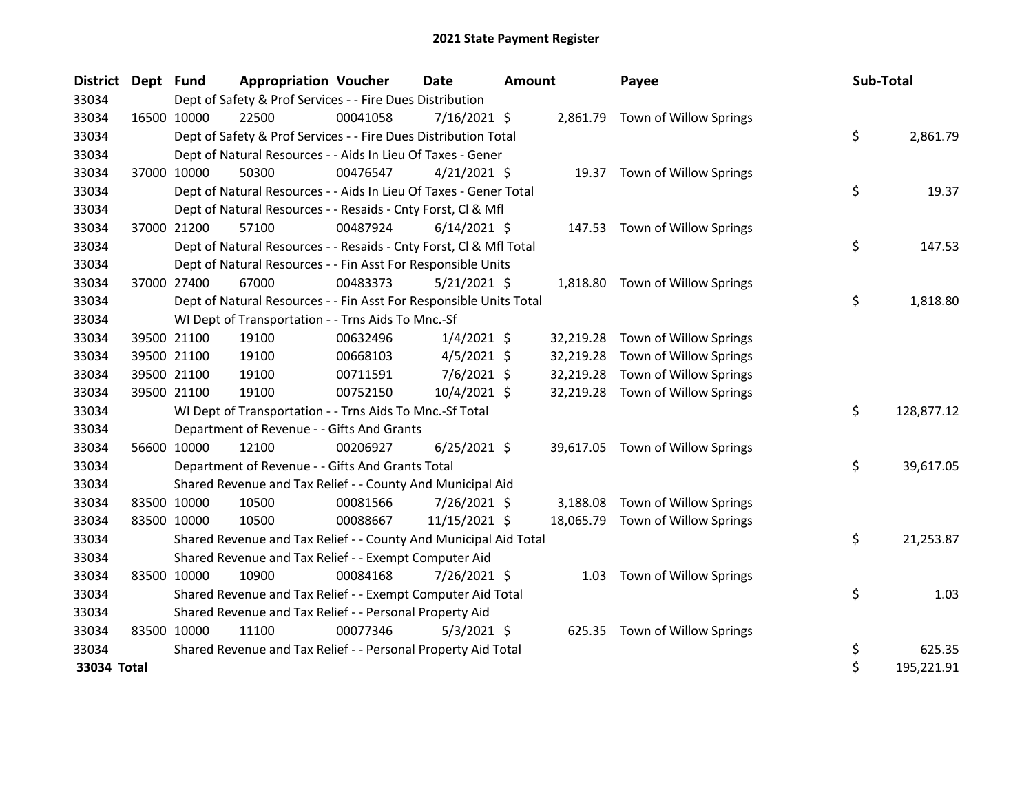# 2021 State Payment Register

| District | Dept | Fund | Appropriation | Voucher | Date | Amount | Payee | Sub-Total |
|---|---|---|---|---|---|---|---|---|
| 33034 | | Dept of Safety & Prof Services - - Fire Dues Distribution | | | | | | |
| 33034 | 16500 | 10000 | 22500 | 00041058 | 7/16/2021 | $ 2,861.79 | Town of Willow Springs | |
| 33034 | | Dept of Safety & Prof Services - - Fire Dues Distribution Total | | | | | | $ 2,861.79 |
| 33034 | | Dept of Natural Resources - - Aids In Lieu Of Taxes - Gener | | | | | | |
| 33034 | 37000 | 10000 | 50300 | 00476547 | 4/21/2021 | $ 19.37 | Town of Willow Springs | |
| 33034 | | Dept of Natural Resources - - Aids In Lieu Of Taxes - Gener Total | | | | | | $ 19.37 |
| 33034 | | Dept of Natural Resources - - Resaids - Cnty Forst, Cl & Mfl | | | | | | |
| 33034 | 37000 | 21200 | 57100 | 00487924 | 6/14/2021 | $ 147.53 | Town of Willow Springs | |
| 33034 | | Dept of Natural Resources - - Resaids - Cnty Forst, Cl & Mfl Total | | | | | | $ 147.53 |
| 33034 | | Dept of Natural Resources - - Fin Asst For Responsible Units | | | | | | |
| 33034 | 37000 | 27400 | 67000 | 00483373 | 5/21/2021 | $ 1,818.80 | Town of Willow Springs | |
| 33034 | | Dept of Natural Resources - - Fin Asst For Responsible Units Total | | | | | | $ 1,818.80 |
| 33034 | | WI Dept of Transportation - - Trns Aids To Mnc.-Sf | | | | | | |
| 33034 | 39500 | 21100 | 19100 | 00632496 | 1/4/2021 | $ 32,219.28 | Town of Willow Springs | |
| 33034 | 39500 | 21100 | 19100 | 00668103 | 4/5/2021 | $ 32,219.28 | Town of Willow Springs | |
| 33034 | 39500 | 21100 | 19100 | 00711591 | 7/6/2021 | $ 32,219.28 | Town of Willow Springs | |
| 33034 | 39500 | 21100 | 19100 | 00752150 | 10/4/2021 | $ 32,219.28 | Town of Willow Springs | |
| 33034 | | WI Dept of Transportation - - Trns Aids To Mnc.-Sf Total | | | | | | $ 128,877.12 |
| 33034 | | Department of Revenue - - Gifts And Grants | | | | | | |
| 33034 | 56600 | 10000 | 12100 | 00206927 | 6/25/2021 | $ 39,617.05 | Town of Willow Springs | |
| 33034 | | Department of Revenue - - Gifts And Grants Total | | | | | | $ 39,617.05 |
| 33034 | | Shared Revenue and Tax Relief - - County And Municipal Aid | | | | | | |
| 33034 | 83500 | 10000 | 10500 | 00081566 | 7/26/2021 | $ 3,188.08 | Town of Willow Springs | |
| 33034 | 83500 | 10000 | 10500 | 00088667 | 11/15/2021 | $ 18,065.79 | Town of Willow Springs | |
| 33034 | | Shared Revenue and Tax Relief - - County And Municipal Aid Total | | | | | | $ 21,253.87 |
| 33034 | | Shared Revenue and Tax Relief - - Exempt Computer Aid | | | | | | |
| 33034 | 83500 | 10000 | 10900 | 00084168 | 7/26/2021 | $ 1.03 | Town of Willow Springs | |
| 33034 | | Shared Revenue and Tax Relief - - Exempt Computer Aid Total | | | | | | $ 1.03 |
| 33034 | | Shared Revenue and Tax Relief - - Personal Property Aid | | | | | | |
| 33034 | 83500 | 10000 | 11100 | 00077346 | 5/3/2021 | $ 625.35 | Town of Willow Springs | |
| 33034 | | Shared Revenue and Tax Relief - - Personal Property Aid Total | | | | | | $ 625.35 |
| **33034 Total** | | | | | | | | $ 195,221.91 |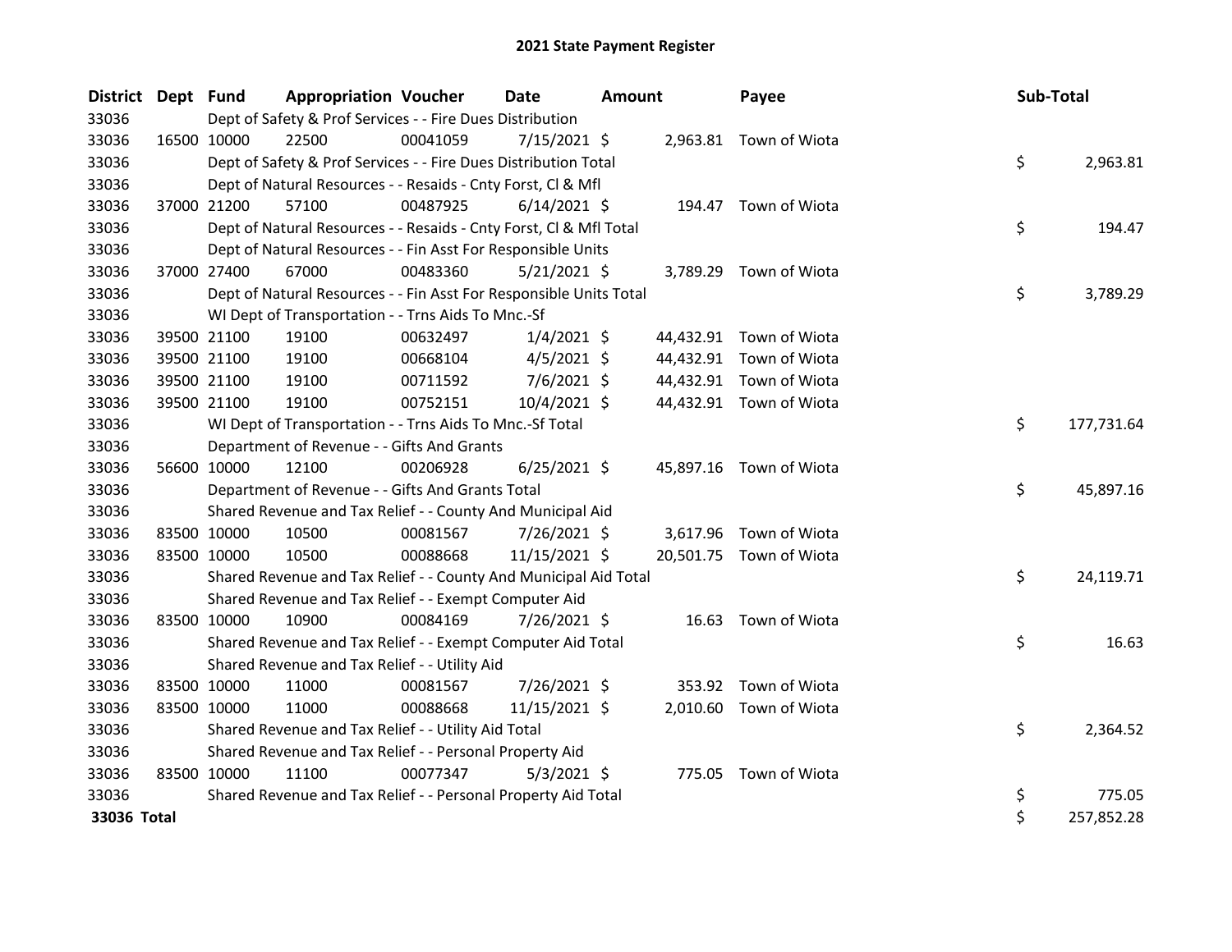# 2021 State Payment Register

| District | Dept | Fund | Appropriation | Voucher | Date | Amount | Payee | Sub-Total |
|---|---|---|---|---|---|---|---|---|
| 33036 | | Dept of Safety & Prof Services - - Fire Dues Distribution | | | | | | |
| 33036 | 16500 | 10000 | 22500 | 00041059 | 7/15/2021 | $ 2,963.81 | Town of Wiota | |
| 33036 | | Dept of Safety & Prof Services - - Fire Dues Distribution Total | | | | | | $ 2,963.81 |
| 33036 | | Dept of Natural Resources - - Resaids - Cnty Forst, Cl & Mfl | | | | | | |
| 33036 | 37000 | 21200 | 57100 | 00487925 | 6/14/2021 | $ 194.47 | Town of Wiota | |
| 33036 | | Dept of Natural Resources - - Resaids - Cnty Forst, Cl & Mfl Total | | | | | | $ 194.47 |
| 33036 | | Dept of Natural Resources - - Fin Asst For Responsible Units | | | | | | |
| 33036 | 37000 | 27400 | 67000 | 00483360 | 5/21/2021 | $ 3,789.29 | Town of Wiota | |
| 33036 | | Dept of Natural Resources - - Fin Asst For Responsible Units Total | | | | | | $ 3,789.29 |
| 33036 | | WI Dept of Transportation - - Trns Aids To Mnc.-Sf | | | | | | |
| 33036 | 39500 | 21100 | 19100 | 00632497 | 1/4/2021 | $ 44,432.91 | Town of Wiota | |
| 33036 | 39500 | 21100 | 19100 | 00668104 | 4/5/2021 | $ 44,432.91 | Town of Wiota | |
| 33036 | 39500 | 21100 | 19100 | 00711592 | 7/6/2021 | $ 44,432.91 | Town of Wiota | |
| 33036 | 39500 | 21100 | 19100 | 00752151 | 10/4/2021 | $ 44,432.91 | Town of Wiota | |
| 33036 | | WI Dept of Transportation - - Trns Aids To Mnc.-Sf Total | | | | | | $ 177,731.64 |
| 33036 | | Department of Revenue - - Gifts And Grants | | | | | | |
| 33036 | 56600 | 10000 | 12100 | 00206928 | 6/25/2021 | $ 45,897.16 | Town of Wiota | |
| 33036 | | Department of Revenue - - Gifts And Grants Total | | | | | | $ 45,897.16 |
| 33036 | | Shared Revenue and Tax Relief - - County And Municipal Aid | | | | | | |
| 33036 | 83500 | 10000 | 10500 | 00081567 | 7/26/2021 | $ 3,617.96 | Town of Wiota | |
| 33036 | 83500 | 10000 | 10500 | 00088668 | 11/15/2021 | $ 20,501.75 | Town of Wiota | |
| 33036 | | Shared Revenue and Tax Relief - - County And Municipal Aid Total | | | | | | $ 24,119.71 |
| 33036 | | Shared Revenue and Tax Relief - - Exempt Computer Aid | | | | | | |
| 33036 | 83500 | 10000 | 10900 | 00084169 | 7/26/2021 | $ 16.63 | Town of Wiota | |
| 33036 | | Shared Revenue and Tax Relief - - Exempt Computer Aid Total | | | | | | $ 16.63 |
| 33036 | | Shared Revenue and Tax Relief - - Utility Aid | | | | | | |
| 33036 | 83500 | 10000 | 11000 | 00081567 | 7/26/2021 | $ 353.92 | Town of Wiota | |
| 33036 | 83500 | 10000 | 11000 | 00088668 | 11/15/2021 | $ 2,010.60 | Town of Wiota | |
| 33036 | | Shared Revenue and Tax Relief - - Utility Aid Total | | | | | | $ 2,364.52 |
| 33036 | | Shared Revenue and Tax Relief - - Personal Property Aid | | | | | | |
| 33036 | 83500 | 10000 | 11100 | 00077347 | 5/3/2021 | $ 775.05 | Town of Wiota | |
| 33036 | | Shared Revenue and Tax Relief - - Personal Property Aid Total | | | | | | $ 775.05 |
| **33036 Total** | | | | | | | | $ 257,852.28 |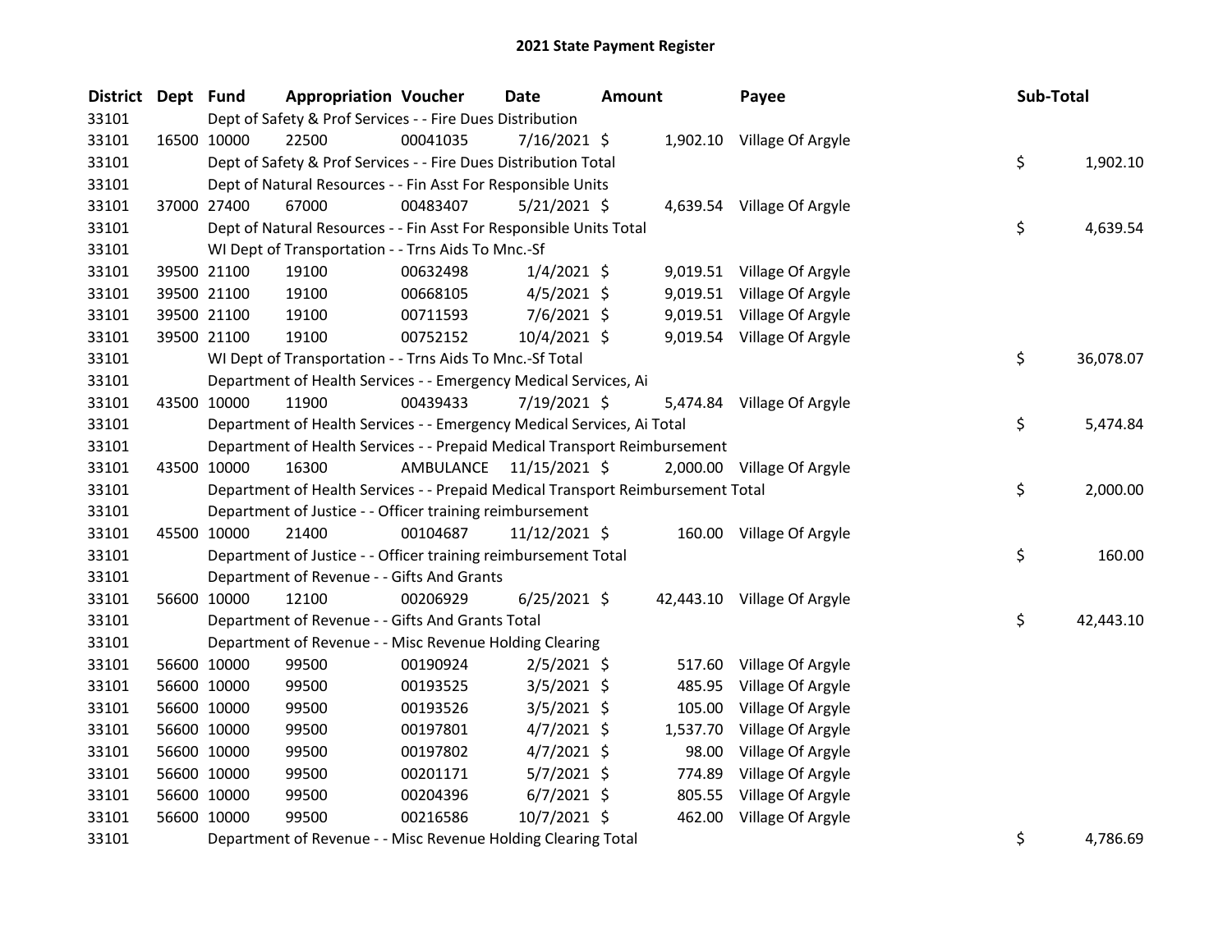## 2021 State Payment Register

| District | Dept | Fund | Appropriation | Voucher | Date | Amount | Payee | Sub-Total |
|---|---|---|---|---|---|---|---|---|
| 33101 | | Dept of Safety & Prof Services - - Fire Dues Distribution | | | | | | |
| 33101 | 16500 | 10000 | 22500 | 00041035 | 7/16/2021 | $ 1,902.10 | Village Of Argyle | |
| 33101 | | Dept of Safety & Prof Services - - Fire Dues Distribution Total | | | | | | $ 1,902.10 |
| 33101 | | Dept of Natural Resources - - Fin Asst For Responsible Units | | | | | | |
| 33101 | 37000 | 27400 | 67000 | 00483407 | 5/21/2021 | $ 4,639.54 | Village Of Argyle | |
| 33101 | | Dept of Natural Resources - - Fin Asst For Responsible Units Total | | | | | | $ 4,639.54 |
| 33101 | | WI Dept of Transportation - - Trns Aids To Mnc.-Sf | | | | | | |
| 33101 | 39500 | 21100 | 19100 | 00632498 | 1/4/2021 | $ 9,019.51 | Village Of Argyle | |
| 33101 | 39500 | 21100 | 19100 | 00668105 | 4/5/2021 | $ 9,019.51 | Village Of Argyle | |
| 33101 | 39500 | 21100 | 19100 | 00711593 | 7/6/2021 | $ 9,019.51 | Village Of Argyle | |
| 33101 | 39500 | 21100 | 19100 | 00752152 | 10/4/2021 | $ 9,019.54 | Village Of Argyle | |
| 33101 | | WI Dept of Transportation - - Trns Aids To Mnc.-Sf Total | | | | | | $ 36,078.07 |
| 33101 | | Department of Health Services - - Emergency Medical Services, Ai | | | | | | |
| 33101 | 43500 | 10000 | 11900 | 00439433 | 7/19/2021 | $ 5,474.84 | Village Of Argyle | |
| 33101 | | Department of Health Services - - Emergency Medical Services, Ai Total | | | | | | $ 5,474.84 |
| 33101 | | Department of Health Services - - Prepaid Medical Transport Reimbursement | | | | | | |
| 33101 | 43500 | 10000 | 16300 | AMBULANCE | 11/15/2021 | $ 2,000.00 | Village Of Argyle | |
| 33101 | | Department of Health Services - - Prepaid Medical Transport Reimbursement Total | | | | | | $ 2,000.00 |
| 33101 | | Department of Justice - - Officer training reimbursement | | | | | | |
| 33101 | 45500 | 10000 | 21400 | 00104687 | 11/12/2021 | $ 160.00 | Village Of Argyle | |
| 33101 | | Department of Justice - - Officer training reimbursement Total | | | | | | $ 160.00 |
| 33101 | | Department of Revenue - - Gifts And Grants | | | | | | |
| 33101 | 56600 | 10000 | 12100 | 00206929 | 6/25/2021 | $ 42,443.10 | Village Of Argyle | |
| 33101 | | Department of Revenue - - Gifts And Grants Total | | | | | | $ 42,443.10 |
| 33101 | | Department of Revenue - - Misc Revenue Holding Clearing | | | | | | |
| 33101 | 56600 | 10000 | 99500 | 00190924 | 2/5/2021 | $ 517.60 | Village Of Argyle | |
| 33101 | 56600 | 10000 | 99500 | 00193525 | 3/5/2021 | $ 485.95 | Village Of Argyle | |
| 33101 | 56600 | 10000 | 99500 | 00193526 | 3/5/2021 | $ 105.00 | Village Of Argyle | |
| 33101 | 56600 | 10000 | 99500 | 00197801 | 4/7/2021 | $ 1,537.70 | Village Of Argyle | |
| 33101 | 56600 | 10000 | 99500 | 00197802 | 4/7/2021 | $ 98.00 | Village Of Argyle | |
| 33101 | 56600 | 10000 | 99500 | 00201171 | 5/7/2021 | $ 774.89 | Village Of Argyle | |
| 33101 | 56600 | 10000 | 99500 | 00204396 | 6/7/2021 | $ 805.55 | Village Of Argyle | |
| 33101 | 56600 | 10000 | 99500 | 00216586 | 10/7/2021 | $ 462.00 | Village Of Argyle | |
| 33101 | | Department of Revenue - - Misc Revenue Holding Clearing Total | | | | | | $ 4,786.69 |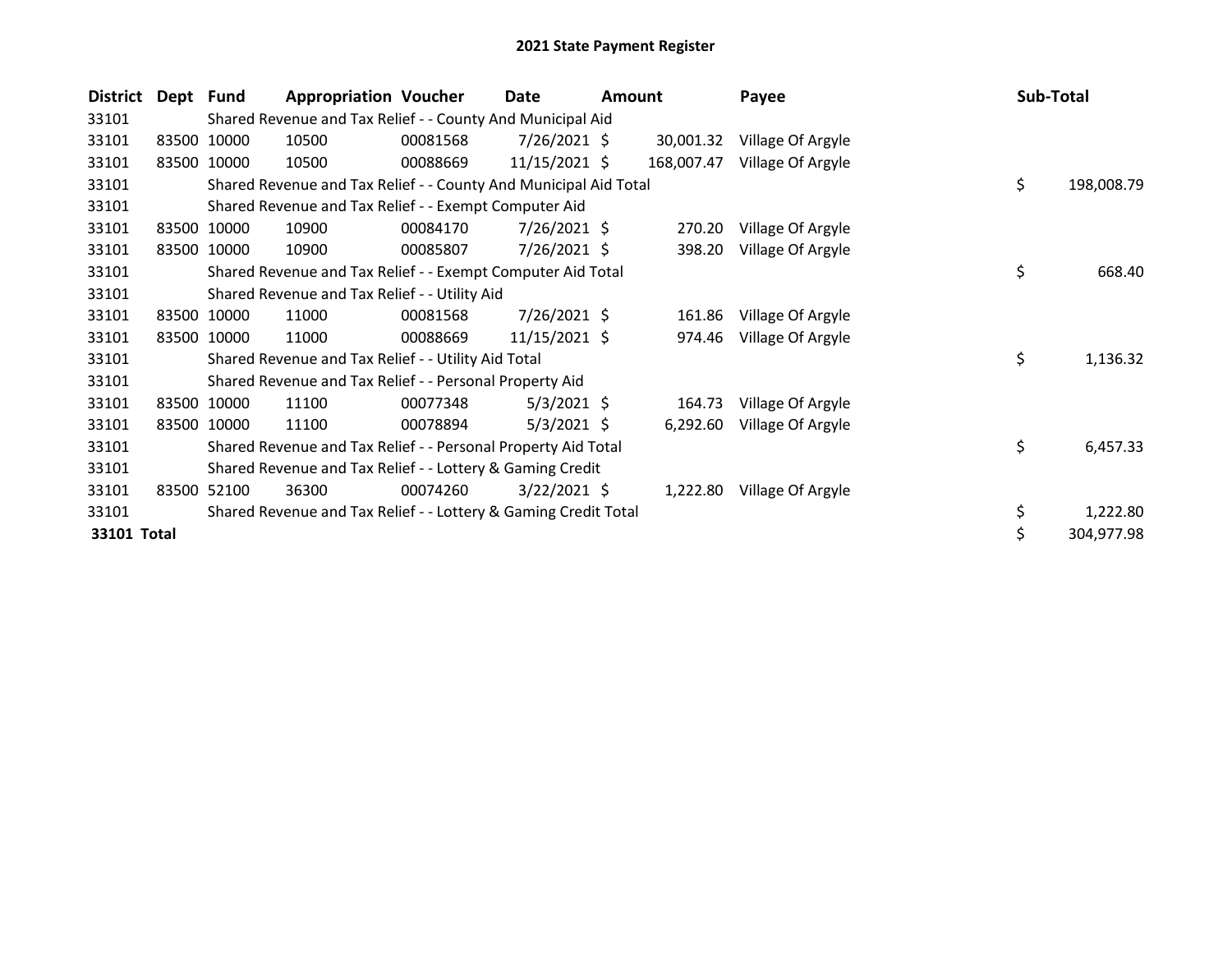# 2021 State Payment Register

| District | Dept | Fund | Appropriation | Voucher | Date | Amount | Payee | Sub-Total |
|---|---|---|---|---|---|---|---|---|
| 33101 | | Shared Revenue and Tax Relief - - County And Municipal Aid | | | | | | |
| 33101 | 83500 | 10000 | 10500 | 00081568 | 7/26/2021 | $ 30,001.32 | Village Of Argyle | |
| 33101 | 83500 | 10000 | 10500 | 00088669 | 11/15/2021 | $ 168,007.47 | Village Of Argyle | |
| 33101 | | Shared Revenue and Tax Relief - - County And Municipal Aid Total | | | | | | $ 198,008.79 |
| 33101 | | Shared Revenue and Tax Relief - - Exempt Computer Aid | | | | | | |
| 33101 | 83500 | 10000 | 10900 | 00084170 | 7/26/2021 | $ 270.20 | Village Of Argyle | |
| 33101 | 83500 | 10000 | 10900 | 00085807 | 7/26/2021 | $ 398.20 | Village Of Argyle | |
| 33101 | | Shared Revenue and Tax Relief - - Exempt Computer Aid Total | | | | | | $ 668.40 |
| 33101 | | Shared Revenue and Tax Relief - - Utility Aid | | | | | | |
| 33101 | 83500 | 10000 | 11000 | 00081568 | 7/26/2021 | $ 161.86 | Village Of Argyle | |
| 33101 | 83500 | 10000 | 11000 | 00088669 | 11/15/2021 | $ 974.46 | Village Of Argyle | |
| 33101 | | Shared Revenue and Tax Relief - - Utility Aid Total | | | | | | $ 1,136.32 |
| 33101 | | Shared Revenue and Tax Relief - - Personal Property Aid | | | | | | |
| 33101 | 83500 | 10000 | 11100 | 00077348 | 5/3/2021 | $ 164.73 | Village Of Argyle | |
| 33101 | 83500 | 10000 | 11100 | 00078894 | 5/3/2021 | $ 6,292.60 | Village Of Argyle | |
| 33101 | | Shared Revenue and Tax Relief - - Personal Property Aid Total | | | | | | $ 6,457.33 |
| 33101 | | Shared Revenue and Tax Relief - - Lottery & Gaming Credit | | | | | | |
| 33101 | 83500 | 52100 | 36300 | 00074260 | 3/22/2021 | $ 1,222.80 | Village Of Argyle | |
| 33101 | | Shared Revenue and Tax Relief - - Lottery & Gaming Credit Total | | | | | | $ 1,222.80 |
| **33101 Total** | | | | | | | | $ 304,977.98 |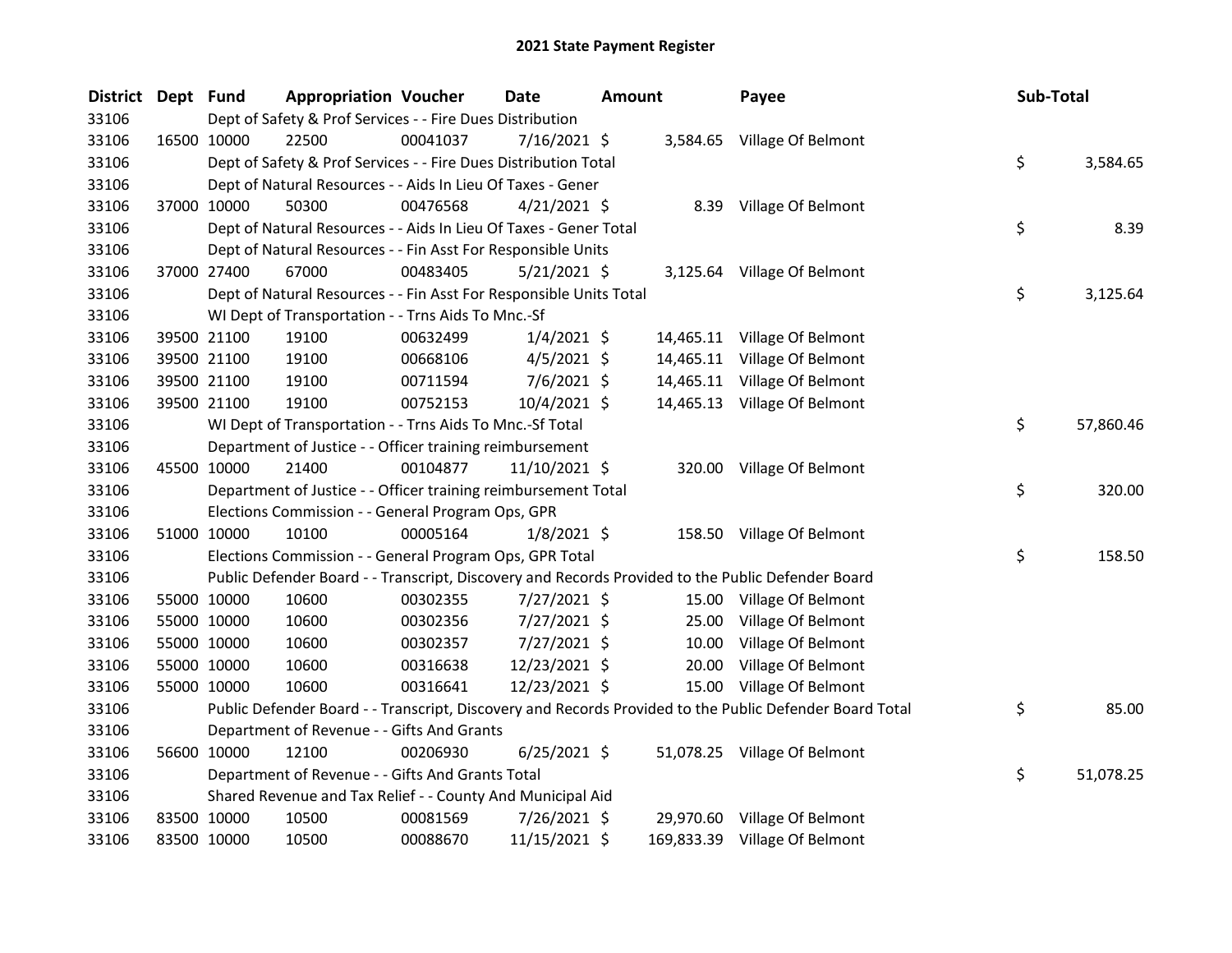# 2021 State Payment Register

| District | Dept | Fund | Appropriation | Voucher | Date | Amount | Payee | Sub-Total |
|---|---|---|---|---|---|---|---|---|
| 33106 | | Dept of Safety & Prof Services - - Fire Dues Distribution | | | | | | |
| 33106 | 16500 | 10000 | 22500 | 00041037 | 7/16/2021 | $ 3,584.65 | Village Of Belmont | |
| 33106 | | Dept of Safety & Prof Services - - Fire Dues Distribution Total | | | | | | $ 3,584.65 |
| 33106 | | Dept of Natural Resources - - Aids In Lieu Of Taxes - Gener | | | | | | |
| 33106 | 37000 | 10000 | 50300 | 00476568 | 4/21/2021 | $ 8.39 | Village Of Belmont | |
| 33106 | | Dept of Natural Resources - - Aids In Lieu Of Taxes - Gener Total | | | | | | $ 8.39 |
| 33106 | | Dept of Natural Resources - - Fin Asst For Responsible Units | | | | | | |
| 33106 | 37000 | 27400 | 67000 | 00483405 | 5/21/2021 | $ 3,125.64 | Village Of Belmont | |
| 33106 | | Dept of Natural Resources - - Fin Asst For Responsible Units Total | | | | | | $ 3,125.64 |
| 33106 | | WI Dept of Transportation - - Trns Aids To Mnc.-Sf | | | | | | |
| 33106 | 39500 | 21100 | 19100 | 00632499 | 1/4/2021 | $ 14,465.11 | Village Of Belmont | |
| 33106 | 39500 | 21100 | 19100 | 00668106 | 4/5/2021 | $ 14,465.11 | Village Of Belmont | |
| 33106 | 39500 | 21100 | 19100 | 00711594 | 7/6/2021 | $ 14,465.11 | Village Of Belmont | |
| 33106 | 39500 | 21100 | 19100 | 00752153 | 10/4/2021 | $ 14,465.13 | Village Of Belmont | |
| 33106 | | WI Dept of Transportation - - Trns Aids To Mnc.-Sf Total | | | | | | $ 57,860.46 |
| 33106 | | Department of Justice - - Officer training reimbursement | | | | | | |
| 33106 | 45500 | 10000 | 21400 | 00104877 | 11/10/2021 | $ 320.00 | Village Of Belmont | |
| 33106 | | Department of Justice - - Officer training reimbursement Total | | | | | | $ 320.00 |
| 33106 | | Elections Commission - - General Program Ops, GPR | | | | | | |
| 33106 | 51000 | 10000 | 10100 | 00005164 | 1/8/2021 | $ 158.50 | Village Of Belmont | |
| 33106 | | Elections Commission - - General Program Ops, GPR Total | | | | | | $ 158.50 |
| 33106 | | Public Defender Board - - Transcript, Discovery and Records Provided to the Public Defender Board | | | | | | |
| 33106 | 55000 | 10000 | 10600 | 00302355 | 7/27/2021 | $ 15.00 | Village Of Belmont | |
| 33106 | 55000 | 10000 | 10600 | 00302356 | 7/27/2021 | $ 25.00 | Village Of Belmont | |
| 33106 | 55000 | 10000 | 10600 | 00302357 | 7/27/2021 | $ 10.00 | Village Of Belmont | |
| 33106 | 55000 | 10000 | 10600 | 00316638 | 12/23/2021 | $ 20.00 | Village Of Belmont | |
| 33106 | 55000 | 10000 | 10600 | 00316641 | 12/23/2021 | $ 15.00 | Village Of Belmont | |
| 33106 | | Public Defender Board - - Transcript, Discovery and Records Provided to the Public Defender Board Total | | | | | | $ 85.00 |
| 33106 | | Department of Revenue - - Gifts And Grants | | | | | | |
| 33106 | 56600 | 10000 | 12100 | 00206930 | 6/25/2021 | $ 51,078.25 | Village Of Belmont | |
| 33106 | | Department of Revenue - - Gifts And Grants Total | | | | | | $ 51,078.25 |
| 33106 | | Shared Revenue and Tax Relief - - County And Municipal Aid | | | | | | |
| 33106 | 83500 | 10000 | 10500 | 00081569 | 7/26/2021 | $ 29,970.60 | Village Of Belmont | |
| 33106 | 83500 | 10000 | 10500 | 00088670 | 11/15/2021 | $ 169,833.39 | Village Of Belmont | |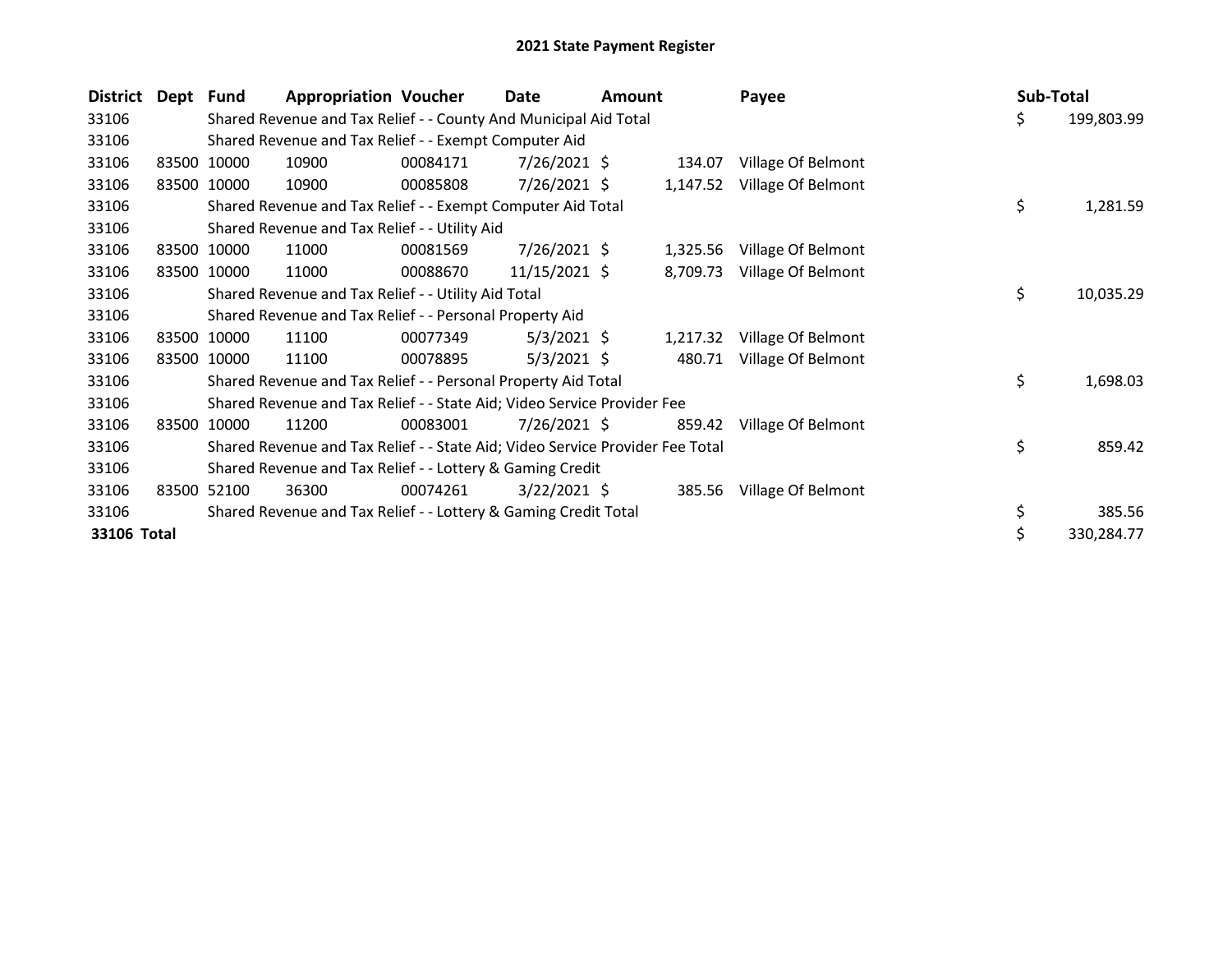# 2021 State Payment Register

| District | Dept | Fund | Appropriation | Voucher | Date | Amount | Payee | Sub-Total |
|---|---|---|---|---|---|---|---|---|
| 33106 | | Shared Revenue and Tax Relief - - County And Municipal Aid Total | | | | | | $ 199,803.99 |
| 33106 | | Shared Revenue and Tax Relief - - Exempt Computer Aid | | | | | | |
| 33106 | 83500 | 10000 | 10900 | 00084171 | 7/26/2021 | $ 134.07 | Village Of Belmont | |
| 33106 | 83500 | 10000 | 10900 | 00085808 | 7/26/2021 | $ 1,147.52 | Village Of Belmont | |
| 33106 | | Shared Revenue and Tax Relief - - Exempt Computer Aid Total | | | | | | $ 1,281.59 |
| 33106 | | Shared Revenue and Tax Relief - - Utility Aid | | | | | | |
| 33106 | 83500 | 10000 | 11000 | 00081569 | 7/26/2021 | $ 1,325.56 | Village Of Belmont | |
| 33106 | 83500 | 10000 | 11000 | 00088670 | 11/15/2021 | $ 8,709.73 | Village Of Belmont | |
| 33106 | | Shared Revenue and Tax Relief - - Utility Aid Total | | | | | | $ 10,035.29 |
| 33106 | | Shared Revenue and Tax Relief - - Personal Property Aid | | | | | | |
| 33106 | 83500 | 10000 | 11100 | 00077349 | 5/3/2021 | $ 1,217.32 | Village Of Belmont | |
| 33106 | 83500 | 10000 | 11100 | 00078895 | 5/3/2021 | $ 480.71 | Village Of Belmont | |
| 33106 | | Shared Revenue and Tax Relief - - Personal Property Aid Total | | | | | | $ 1,698.03 |
| 33106 | | Shared Revenue and Tax Relief - - State Aid; Video Service Provider Fee | | | | | | |
| 33106 | 83500 | 10000 | 11200 | 00083001 | 7/26/2021 | $ 859.42 | Village Of Belmont | |
| 33106 | | Shared Revenue and Tax Relief - - State Aid; Video Service Provider Fee Total | | | | | | $ 859.42 |
| 33106 | | Shared Revenue and Tax Relief - - Lottery & Gaming Credit | | | | | | |
| 33106 | 83500 | 52100 | 36300 | 00074261 | 3/22/2021 | $ 385.56 | Village Of Belmont | |
| 33106 | | Shared Revenue and Tax Relief - - Lottery & Gaming Credit Total | | | | | | $ 385.56 |
| **33106 Total** | | | | | | | | $ 330,284.77 |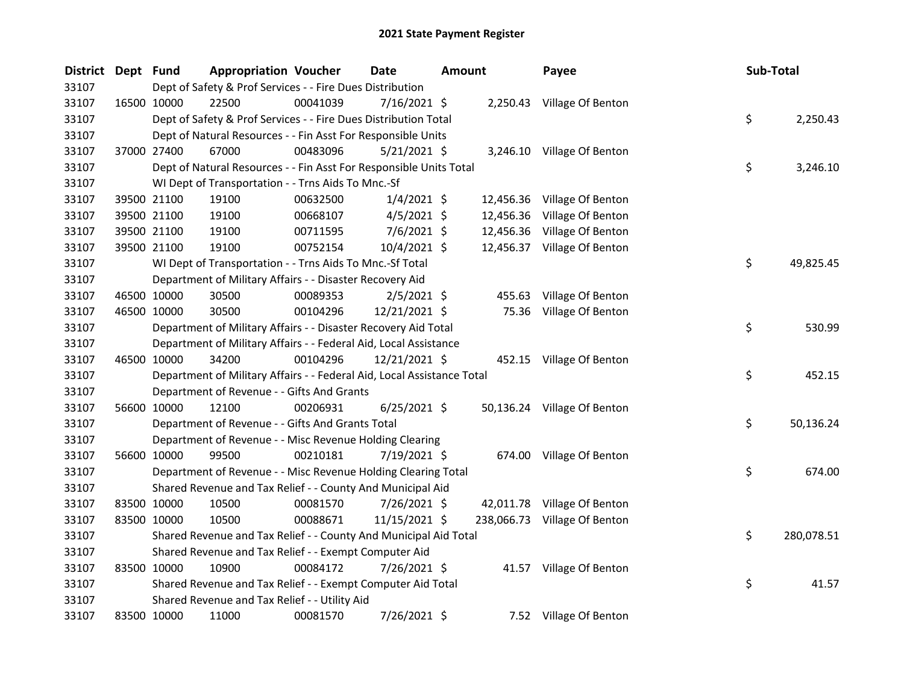# 2021 State Payment Register

| District | Dept | Fund | Appropriation | Voucher | Date | Amount | Payee | Sub-Total |
|---|---|---|---|---|---|---|---|---|
| 33107 | | Dept of Safety & Prof Services - - Fire Dues Distribution | | | | | | |
| 33107 | 16500 | 10000 | 22500 | 00041039 | 7/16/2021 | $ 2,250.43 | Village Of Benton | |
| 33107 | | Dept of Safety & Prof Services - - Fire Dues Distribution Total | | | | | | $ 2,250.43 |
| 33107 | | Dept of Natural Resources - - Fin Asst For Responsible Units | | | | | | |
| 33107 | 37000 | 27400 | 67000 | 00483096 | 5/21/2021 | $ 3,246.10 | Village Of Benton | |
| 33107 | | Dept of Natural Resources - - Fin Asst For Responsible Units Total | | | | | | $ 3,246.10 |
| 33107 | | WI Dept of Transportation - - Trns Aids To Mnc.-Sf | | | | | | |
| 33107 | 39500 | 21100 | 19100 | 00632500 | 1/4/2021 | $ 12,456.36 | Village Of Benton | |
| 33107 | 39500 | 21100 | 19100 | 00668107 | 4/5/2021 | $ 12,456.36 | Village Of Benton | |
| 33107 | 39500 | 21100 | 19100 | 00711595 | 7/6/2021 | $ 12,456.36 | Village Of Benton | |
| 33107 | 39500 | 21100 | 19100 | 00752154 | 10/4/2021 | $ 12,456.37 | Village Of Benton | |
| 33107 | | WI Dept of Transportation - - Trns Aids To Mnc.-Sf Total | | | | | | $ 49,825.45 |
| 33107 | | Department of Military Affairs - - Disaster Recovery Aid | | | | | | |
| 33107 | 46500 | 10000 | 30500 | 00089353 | 2/5/2021 | $ 455.63 | Village Of Benton | |
| 33107 | 46500 | 10000 | 30500 | 00104296 | 12/21/2021 | $ 75.36 | Village Of Benton | |
| 33107 | | Department of Military Affairs - - Disaster Recovery Aid Total | | | | | | $ 530.99 |
| 33107 | | Department of Military Affairs - - Federal Aid, Local Assistance | | | | | | |
| 33107 | 46500 | 10000 | 34200 | 00104296 | 12/21/2021 | $ 452.15 | Village Of Benton | |
| 33107 | | Department of Military Affairs - - Federal Aid, Local Assistance Total | | | | | | $ 452.15 |
| 33107 | | Department of Revenue - - Gifts And Grants | | | | | | |
| 33107 | 56600 | 10000 | 12100 | 00206931 | 6/25/2021 | $ 50,136.24 | Village Of Benton | |
| 33107 | | Department of Revenue - - Gifts And Grants Total | | | | | | $ 50,136.24 |
| 33107 | | Department of Revenue - - Misc Revenue Holding Clearing | | | | | | |
| 33107 | 56600 | 10000 | 99500 | 00210181 | 7/19/2021 | $ 674.00 | Village Of Benton | |
| 33107 | | Department of Revenue - - Misc Revenue Holding Clearing Total | | | | | | $ 674.00 |
| 33107 | | Shared Revenue and Tax Relief - - County And Municipal Aid | | | | | | |
| 33107 | 83500 | 10000 | 10500 | 00081570 | 7/26/2021 | $ 42,011.78 | Village Of Benton | |
| 33107 | 83500 | 10000 | 10500 | 00088671 | 11/15/2021 | $ 238,066.73 | Village Of Benton | |
| 33107 | | Shared Revenue and Tax Relief - - County And Municipal Aid Total | | | | | | $ 280,078.51 |
| 33107 | | Shared Revenue and Tax Relief - - Exempt Computer Aid | | | | | | |
| 33107 | 83500 | 10000 | 10900 | 00084172 | 7/26/2021 | $ 41.57 | Village Of Benton | |
| 33107 | | Shared Revenue and Tax Relief - - Exempt Computer Aid Total | | | | | | $ 41.57 |
| 33107 | | Shared Revenue and Tax Relief - - Utility Aid | | | | | | |
| 33107 | 83500 | 10000 | 11000 | 00081570 | 7/26/2021 | $ 7.52 | Village Of Benton | |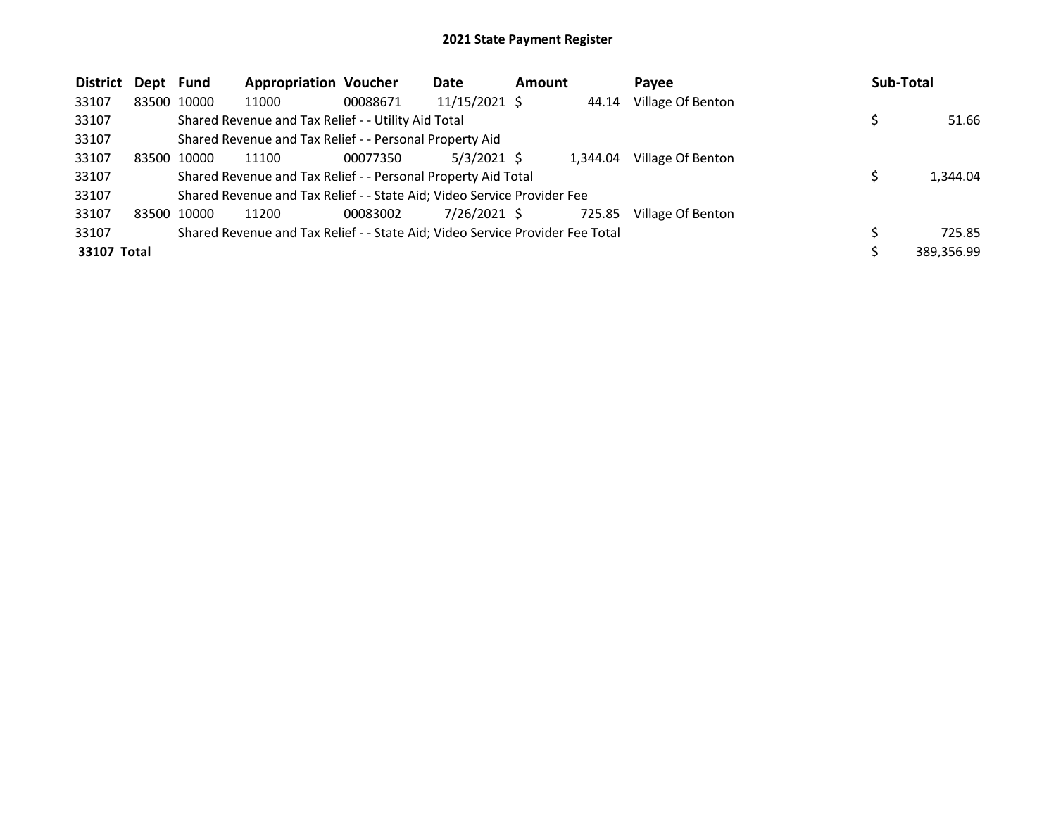# 2021 State Payment Register

| District | Dept | Fund | Appropriation | Voucher | Date | Amount | Payee | Sub-Total |
|---|---|---|---|---|---|---|---|---|
| 33107 | 83500 | 10000 | 11000 | 00088671 | 11/15/2021 | $ 44.14 | Village Of Benton | |
| 33107 | | Shared Revenue and Tax Relief - - Utility Aid Total | | | | | | $ 51.66 |
| 33107 | | Shared Revenue and Tax Relief - - Personal Property Aid | | | | | | |
| 33107 | 83500 | 10000 | 11100 | 00077350 | 5/3/2021 | $ 1,344.04 | Village Of Benton | |
| 33107 | | Shared Revenue and Tax Relief - - Personal Property Aid Total | | | | | | $ 1,344.04 |
| 33107 | | Shared Revenue and Tax Relief - - State Aid; Video Service Provider Fee | | | | | | |
| 33107 | 83500 | 10000 | 11200 | 00083002 | 7/26/2021 | $ 725.85 | Village Of Benton | |
| 33107 | | Shared Revenue and Tax Relief - - State Aid; Video Service Provider Fee Total | | | | | | $ 725.85 |
| **33107 Total** | | | | | | | | $ 389,356.99 |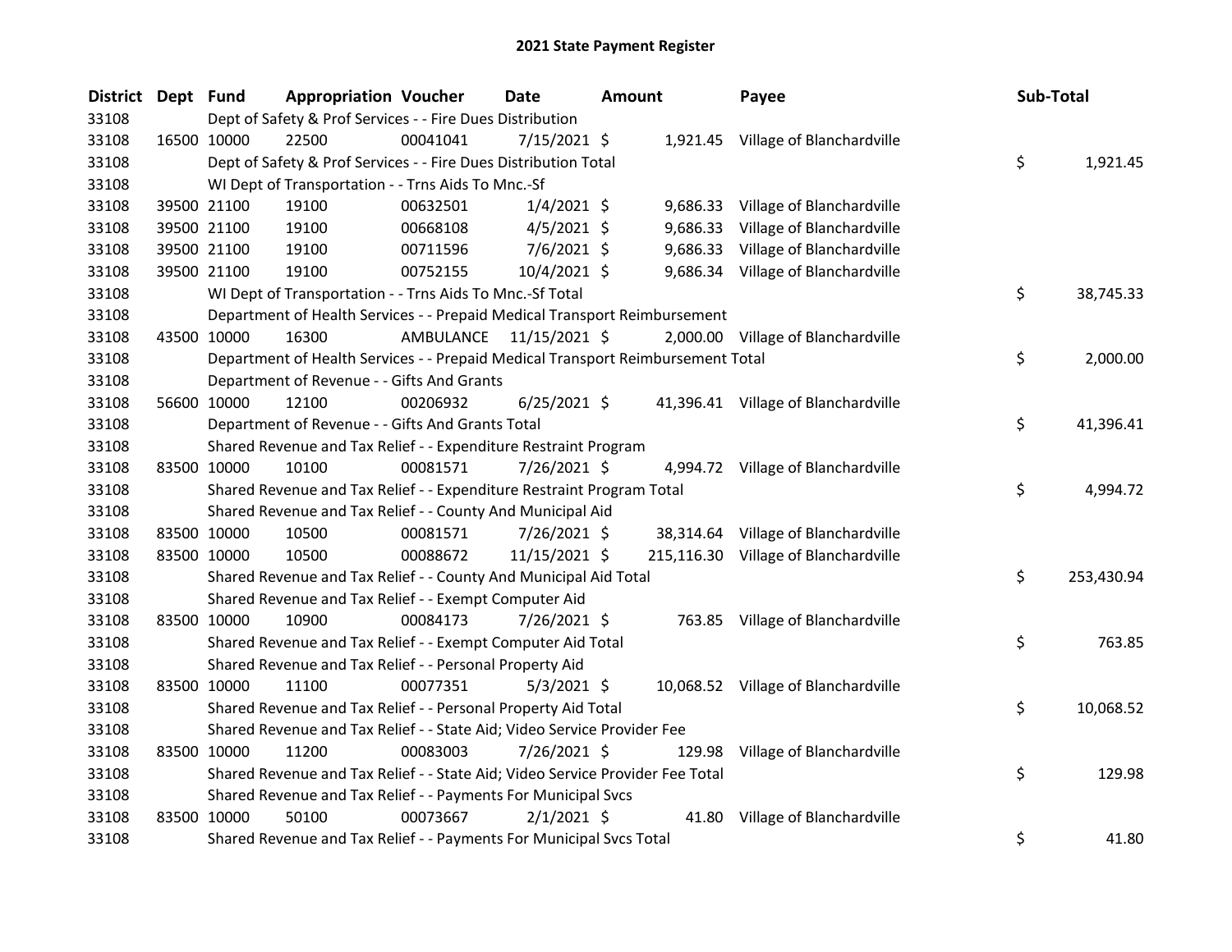# 2021 State Payment Register

| District | Dept | Fund | Appropriation | Voucher | Date | Amount | Payee | Sub-Total |
|---|---|---|---|---|---|---|---|---|
| 33108 | | Dept of Safety & Prof Services - - Fire Dues Distribution | | | | | | |
| 33108 | 16500 | 10000 | 22500 | 00041041 | 7/15/2021 | $ 1,921.45 | Village of Blanchardville | |
| 33108 | | Dept of Safety & Prof Services - - Fire Dues Distribution Total | | | | | | $ 1,921.45 |
| 33108 | | WI Dept of Transportation - - Trns Aids To Mnc.-Sf | | | | | | |
| 33108 | 39500 | 21100 | 19100 | 00632501 | 1/4/2021 | $ 9,686.33 | Village of Blanchardville | |
| 33108 | 39500 | 21100 | 19100 | 00668108 | 4/5/2021 | $ 9,686.33 | Village of Blanchardville | |
| 33108 | 39500 | 21100 | 19100 | 00711596 | 7/6/2021 | $ 9,686.33 | Village of Blanchardville | |
| 33108 | 39500 | 21100 | 19100 | 00752155 | 10/4/2021 | $ 9,686.34 | Village of Blanchardville | |
| 33108 | | WI Dept of Transportation - - Trns Aids To Mnc.-Sf Total | | | | | | $ 38,745.33 |
| 33108 | | Department of Health Services - - Prepaid Medical Transport Reimbursement | | | | | | |
| 33108 | 43500 | 10000 | 16300 | AMBULANCE | 11/15/2021 | $ 2,000.00 | Village of Blanchardville | |
| 33108 | | Department of Health Services - - Prepaid Medical Transport Reimbursement Total | | | | | | $ 2,000.00 |
| 33108 | | Department of Revenue - - Gifts And Grants | | | | | | |
| 33108 | 56600 | 10000 | 12100 | 00206932 | 6/25/2021 | $ 41,396.41 | Village of Blanchardville | |
| 33108 | | Department of Revenue - - Gifts And Grants Total | | | | | | $ 41,396.41 |
| 33108 | | Shared Revenue and Tax Relief - - Expenditure Restraint Program | | | | | | |
| 33108 | 83500 | 10000 | 10100 | 00081571 | 7/26/2021 | $ 4,994.72 | Village of Blanchardville | |
| 33108 | | Shared Revenue and Tax Relief - - Expenditure Restraint Program Total | | | | | | $ 4,994.72 |
| 33108 | | Shared Revenue and Tax Relief - - County And Municipal Aid | | | | | | |
| 33108 | 83500 | 10000 | 10500 | 00081571 | 7/26/2021 | $ 38,314.64 | Village of Blanchardville | |
| 33108 | 83500 | 10000 | 10500 | 00088672 | 11/15/2021 | $ 215,116.30 | Village of Blanchardville | |
| 33108 | | Shared Revenue and Tax Relief - - County And Municipal Aid Total | | | | | | $ 253,430.94 |
| 33108 | | Shared Revenue and Tax Relief - - Exempt Computer Aid | | | | | | |
| 33108 | 83500 | 10000 | 10900 | 00084173 | 7/26/2021 | $ 763.85 | Village of Blanchardville | |
| 33108 | | Shared Revenue and Tax Relief - - Exempt Computer Aid Total | | | | | | $ 763.85 |
| 33108 | | Shared Revenue and Tax Relief - - Personal Property Aid | | | | | | |
| 33108 | 83500 | 10000 | 11100 | 00077351 | 5/3/2021 | $ 10,068.52 | Village of Blanchardville | |
| 33108 | | Shared Revenue and Tax Relief - - Personal Property Aid Total | | | | | | $ 10,068.52 |
| 33108 | | Shared Revenue and Tax Relief - - State Aid; Video Service Provider Fee | | | | | | |
| 33108 | 83500 | 10000 | 11200 | 00083003 | 7/26/2021 | $ 129.98 | Village of Blanchardville | |
| 33108 | | Shared Revenue and Tax Relief - - State Aid; Video Service Provider Fee Total | | | | | | $ 129.98 |
| 33108 | | Shared Revenue and Tax Relief - - Payments For Municipal Svcs | | | | | | |
| 33108 | 83500 | 10000 | 50100 | 00073667 | 2/1/2021 | $ 41.80 | Village of Blanchardville | |
| 33108 | | Shared Revenue and Tax Relief - - Payments For Municipal Svcs Total | | | | | | $ 41.80 |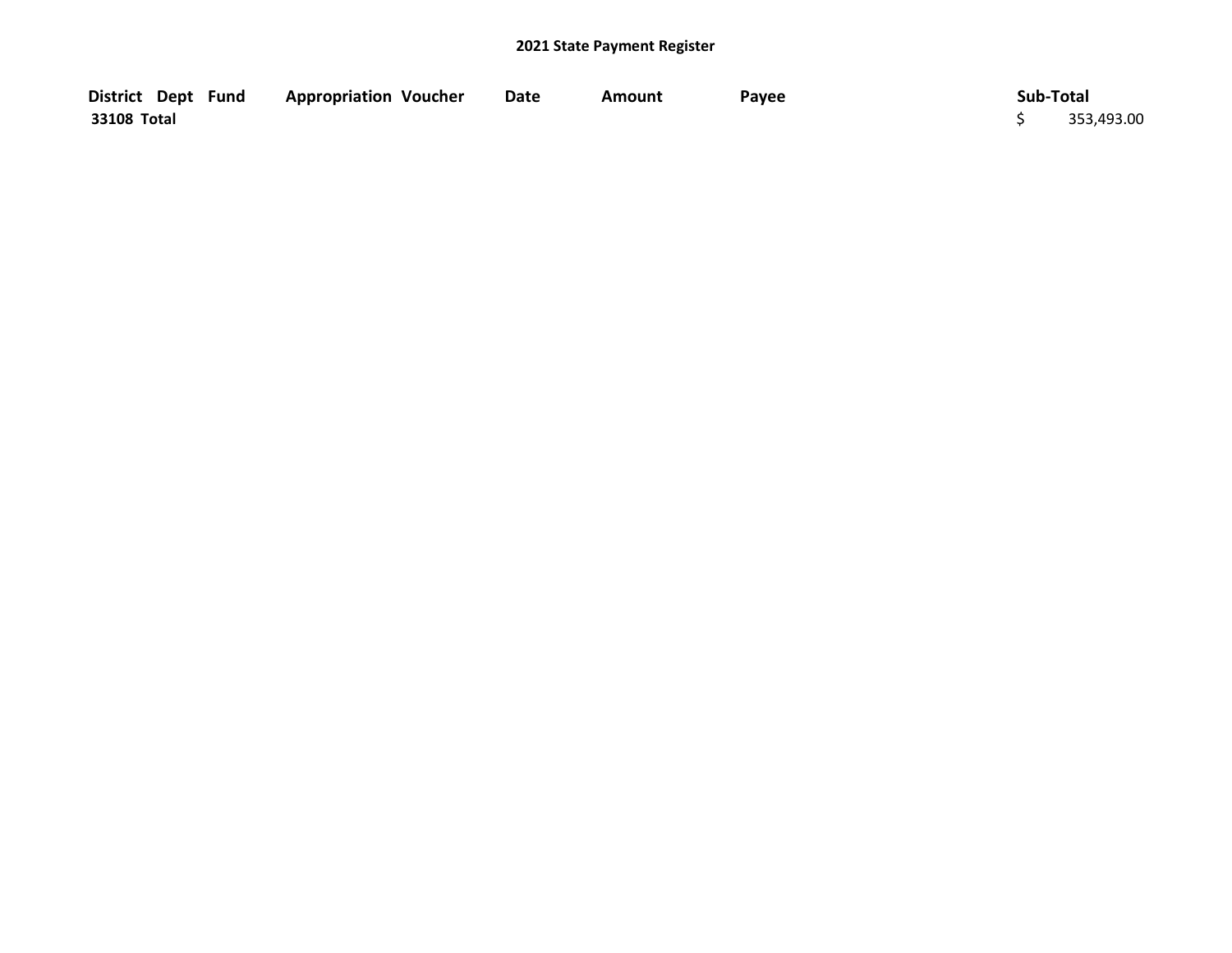# 2021 State Payment Register

| District | Dept | Fund | Appropriation | Voucher | Date | Amount | Payee | Sub-Total |
|---|---|---|---|---|---|---|---|---|
| 33108 Total | | | | | | | | $ 353,493.00 |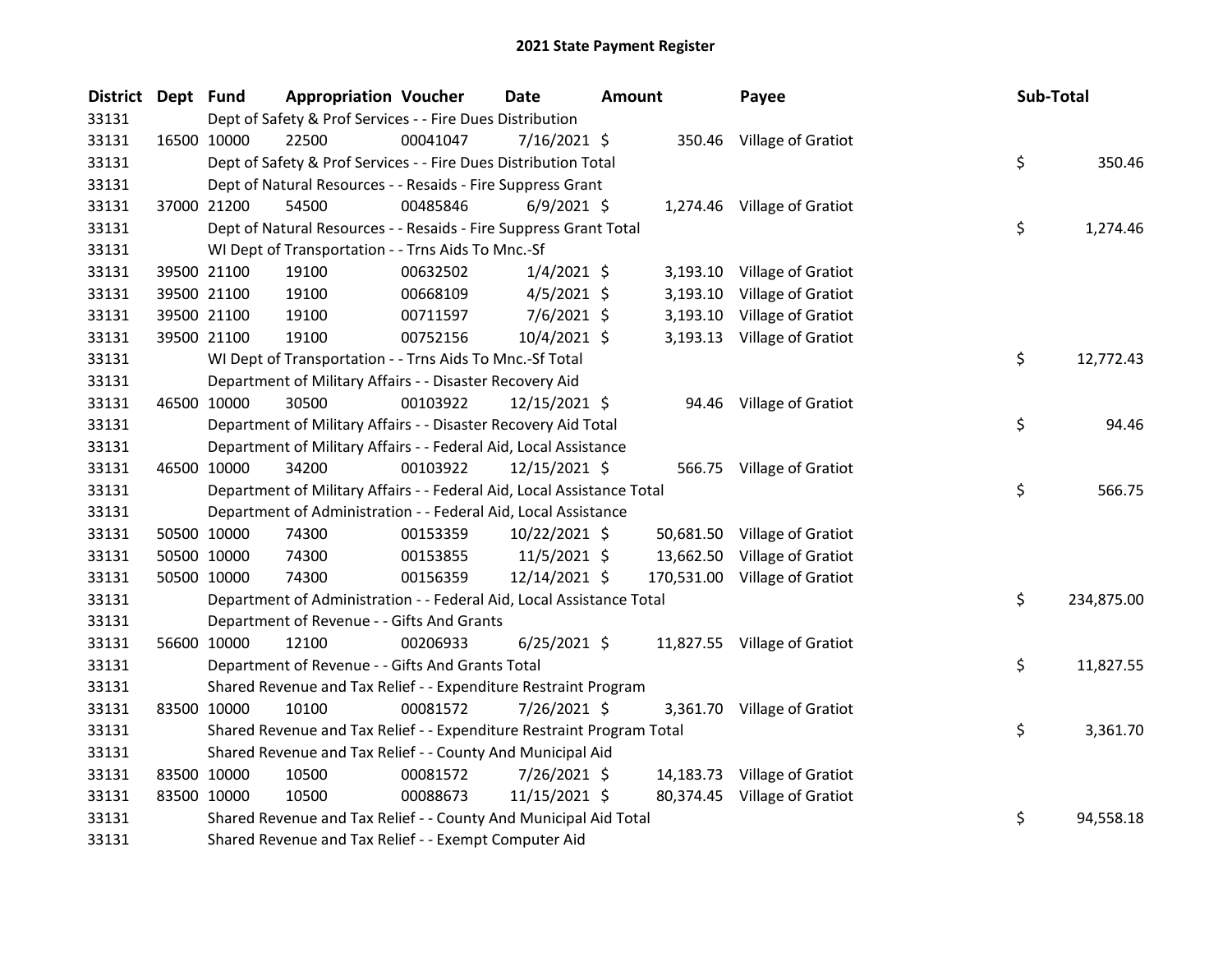# 2021 State Payment Register

| District | Dept | Fund | Appropriation | Voucher | Date | Amount | Payee | Sub-Total |
|---|---|---|---|---|---|---|---|---|
| 33131 | Dept of Safety & Prof Services - - Fire Dues Distribution | | | | | | | |
| 33131 | 16500 | 10000 | 22500 | 00041047 | 7/16/2021 | $ 350.46 | Village of Gratiot | |
| 33131 | Dept of Safety & Prof Services - - Fire Dues Distribution Total | | | | | | | $ 350.46 |
| 33131 | Dept of Natural Resources - - Resaids - Fire Suppress Grant | | | | | | | |
| 33131 | 37000 | 21200 | 54500 | 00485846 | 6/9/2021 | $ 1,274.46 | Village of Gratiot | |
| 33131 | Dept of Natural Resources - - Resaids - Fire Suppress Grant Total | | | | | | | $ 1,274.46 |
| 33131 | WI Dept of Transportation - - Trns Aids To Mnc.-Sf | | | | | | | |
| 33131 | 39500 | 21100 | 19100 | 00632502 | 1/4/2021 | $ 3,193.10 | Village of Gratiot | |
| 33131 | 39500 | 21100 | 19100 | 00668109 | 4/5/2021 | $ 3,193.10 | Village of Gratiot | |
| 33131 | 39500 | 21100 | 19100 | 00711597 | 7/6/2021 | $ 3,193.10 | Village of Gratiot | |
| 33131 | 39500 | 21100 | 19100 | 00752156 | 10/4/2021 | $ 3,193.13 | Village of Gratiot | |
| 33131 | WI Dept of Transportation - - Trns Aids To Mnc.-Sf Total | | | | | | | $ 12,772.43 |
| 33131 | Department of Military Affairs - - Disaster Recovery Aid | | | | | | | |
| 33131 | 46500 | 10000 | 30500 | 00103922 | 12/15/2021 | $ 94.46 | Village of Gratiot | |
| 33131 | Department of Military Affairs - - Disaster Recovery Aid Total | | | | | | | $ 94.46 |
| 33131 | Department of Military Affairs - - Federal Aid, Local Assistance | | | | | | | |
| 33131 | 46500 | 10000 | 34200 | 00103922 | 12/15/2021 | $ 566.75 | Village of Gratiot | |
| 33131 | Department of Military Affairs - - Federal Aid, Local Assistance Total | | | | | | | $ 566.75 |
| 33131 | Department of Administration - - Federal Aid, Local Assistance | | | | | | | |
| 33131 | 50500 | 10000 | 74300 | 00153359 | 10/22/2021 | $ 50,681.50 | Village of Gratiot | |
| 33131 | 50500 | 10000 | 74300 | 00153855 | 11/5/2021 | $ 13,662.50 | Village of Gratiot | |
| 33131 | 50500 | 10000 | 74300 | 00156359 | 12/14/2021 | $ 170,531.00 | Village of Gratiot | |
| 33131 | Department of Administration - - Federal Aid, Local Assistance Total | | | | | | | $ 234,875.00 |
| 33131 | Department of Revenue - - Gifts And Grants | | | | | | | |
| 33131 | 56600 | 10000 | 12100 | 00206933 | 6/25/2021 | $ 11,827.55 | Village of Gratiot | |
| 33131 | Department of Revenue - - Gifts And Grants Total | | | | | | | $ 11,827.55 |
| 33131 | Shared Revenue and Tax Relief - - Expenditure Restraint Program | | | | | | | |
| 33131 | 83500 | 10000 | 10100 | 00081572 | 7/26/2021 | $ 3,361.70 | Village of Gratiot | |
| 33131 | Shared Revenue and Tax Relief - - Expenditure Restraint Program Total | | | | | | | $ 3,361.70 |
| 33131 | Shared Revenue and Tax Relief - - County And Municipal Aid | | | | | | | |
| 33131 | 83500 | 10000 | 10500 | 00081572 | 7/26/2021 | $ 14,183.73 | Village of Gratiot | |
| 33131 | 83500 | 10000 | 10500 | 00088673 | 11/15/2021 | $ 80,374.45 | Village of Gratiot | |
| 33131 | Shared Revenue and Tax Relief - - County And Municipal Aid Total | | | | | | | $ 94,558.18 |
| 33131 | Shared Revenue and Tax Relief - - Exempt Computer Aid | | | | | | | |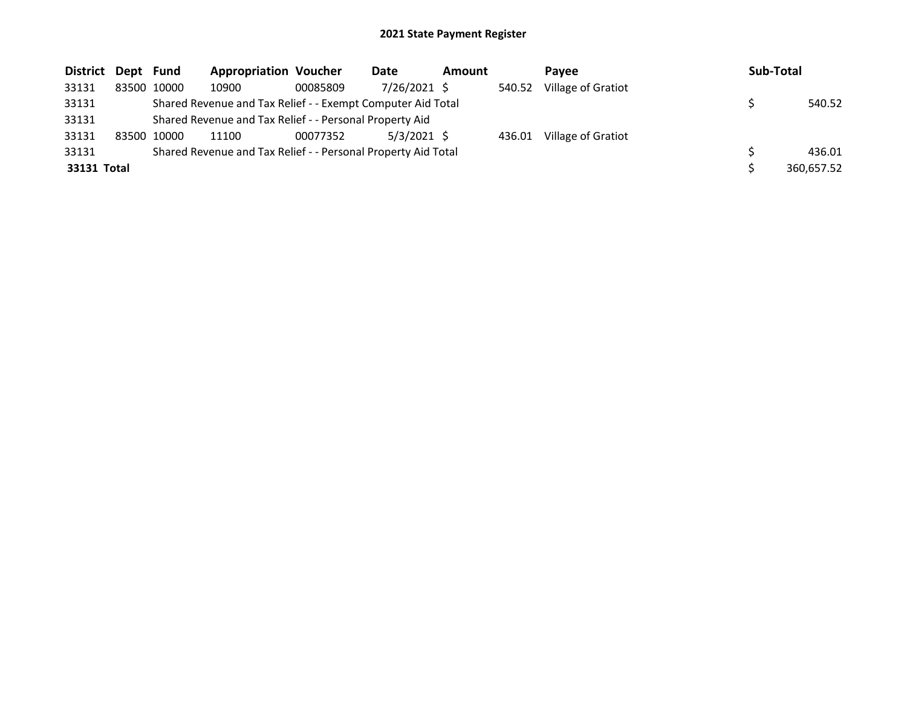# 2021 State Payment Register

| District | Dept | Fund | Appropriation | Voucher | Date | Amount | Payee | Sub-Total |
|---|---|---|---|---|---|---|---|---|
| 33131 | 83500 | 10000 | 10900 | 00085809 | 7/26/2021 | $ 540.52 | Village of Gratiot | |
| 33131 | | Shared Revenue and Tax Relief - - Exempt Computer Aid Total | | | | | | $ 540.52 |
| 33131 | | Shared Revenue and Tax Relief - - Personal Property Aid | | | | | | |
| 33131 | 83500 | 10000 | 11100 | 00077352 | 5/3/2021 | $ 436.01 | Village of Gratiot | |
| 33131 | | Shared Revenue and Tax Relief - - Personal Property Aid Total | | | | | | $ 436.01 |
| **33131 Total** | | | | | | | | $ 360,657.52 |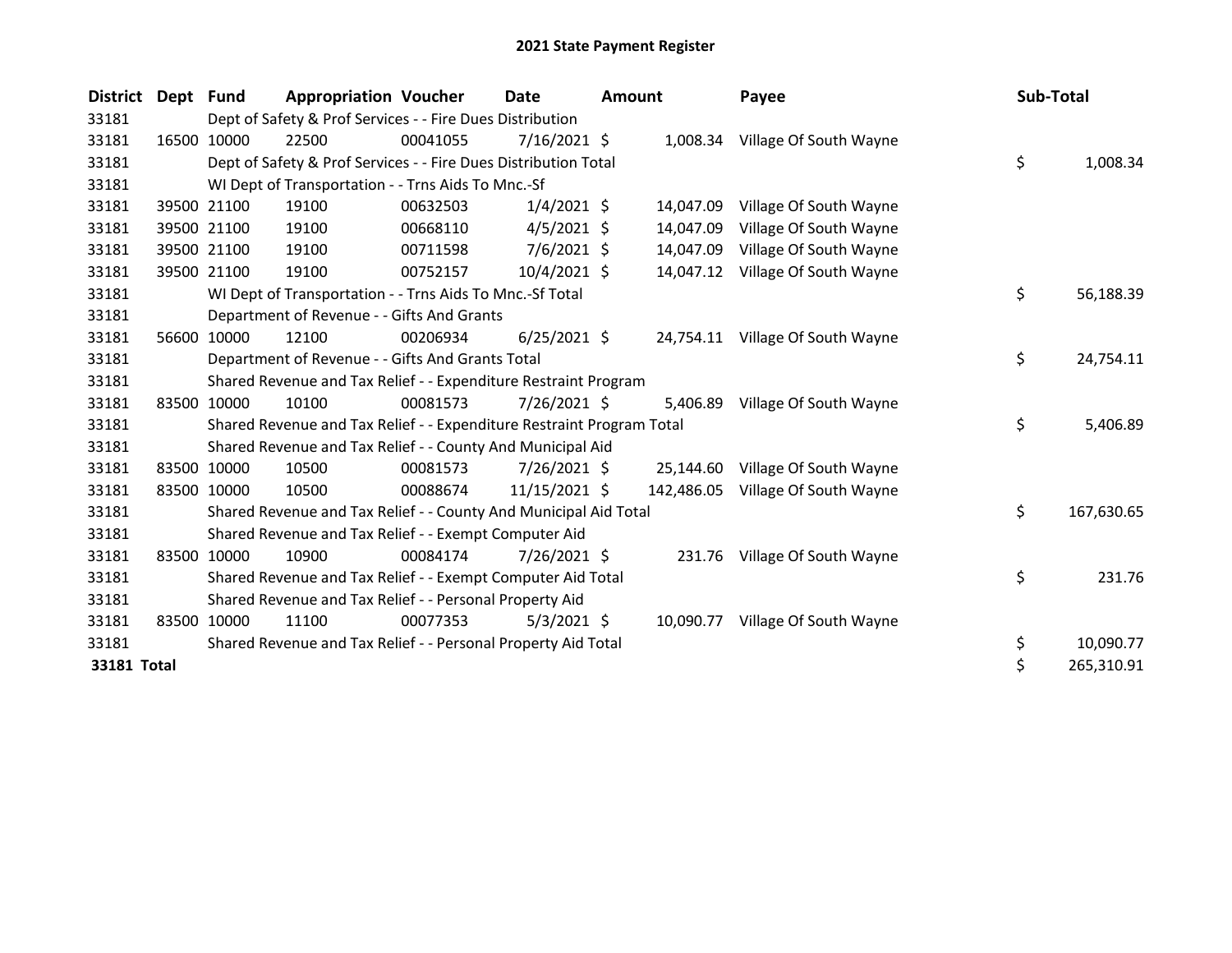# 2021 State Payment Register

| District | Dept | Fund | Appropriation | Voucher | Date | Amount | Payee | Sub-Total |
|---|---|---|---|---|---|---|---|---|
| 33181 | | Dept of Safety & Prof Services - - Fire Dues Distribution | | | | | | |
| 33181 | 16500 | 10000 | 22500 | 00041055 | 7/16/2021 | $ 1,008.34 | Village Of South Wayne | |
| 33181 | | Dept of Safety & Prof Services - - Fire Dues Distribution Total | | | | | | $ 1,008.34 |
| 33181 | | WI Dept of Transportation - - Trns Aids To Mnc.-Sf | | | | | | |
| 33181 | 39500 | 21100 | 19100 | 00632503 | 1/4/2021 | $ 14,047.09 | Village Of South Wayne | |
| 33181 | 39500 | 21100 | 19100 | 00668110 | 4/5/2021 | $ 14,047.09 | Village Of South Wayne | |
| 33181 | 39500 | 21100 | 19100 | 00711598 | 7/6/2021 | $ 14,047.09 | Village Of South Wayne | |
| 33181 | 39500 | 21100 | 19100 | 00752157 | 10/4/2021 | $ 14,047.12 | Village Of South Wayne | |
| 33181 | | WI Dept of Transportation - - Trns Aids To Mnc.-Sf Total | | | | | | $ 56,188.39 |
| 33181 | | Department of Revenue - - Gifts And Grants | | | | | | |
| 33181 | 56600 | 10000 | 12100 | 00206934 | 6/25/2021 | $ 24,754.11 | Village Of South Wayne | |
| 33181 | | Department of Revenue - - Gifts And Grants Total | | | | | | $ 24,754.11 |
| 33181 | | Shared Revenue and Tax Relief - - Expenditure Restraint Program | | | | | | |
| 33181 | 83500 | 10000 | 10100 | 00081573 | 7/26/2021 | $ 5,406.89 | Village Of South Wayne | |
| 33181 | | Shared Revenue and Tax Relief - - Expenditure Restraint Program Total | | | | | | $ 5,406.89 |
| 33181 | | Shared Revenue and Tax Relief - - County And Municipal Aid | | | | | | |
| 33181 | 83500 | 10000 | 10500 | 00081573 | 7/26/2021 | $ 25,144.60 | Village Of South Wayne | |
| 33181 | 83500 | 10000 | 10500 | 00088674 | 11/15/2021 | $ 142,486.05 | Village Of South Wayne | |
| 33181 | | Shared Revenue and Tax Relief - - County And Municipal Aid Total | | | | | | $ 167,630.65 |
| 33181 | | Shared Revenue and Tax Relief - - Exempt Computer Aid | | | | | | |
| 33181 | 83500 | 10000 | 10900 | 00084174 | 7/26/2021 | $ 231.76 | Village Of South Wayne | |
| 33181 | | Shared Revenue and Tax Relief - - Exempt Computer Aid Total | | | | | | $ 231.76 |
| 33181 | | Shared Revenue and Tax Relief - - Personal Property Aid | | | | | | |
| 33181 | 83500 | 10000 | 11100 | 00077353 | 5/3/2021 | $ 10,090.77 | Village Of South Wayne | |
| 33181 | | Shared Revenue and Tax Relief - - Personal Property Aid Total | | | | | | $ 10,090.77 |
| **33181 Total** | | | | | | | | $ 265,310.91 |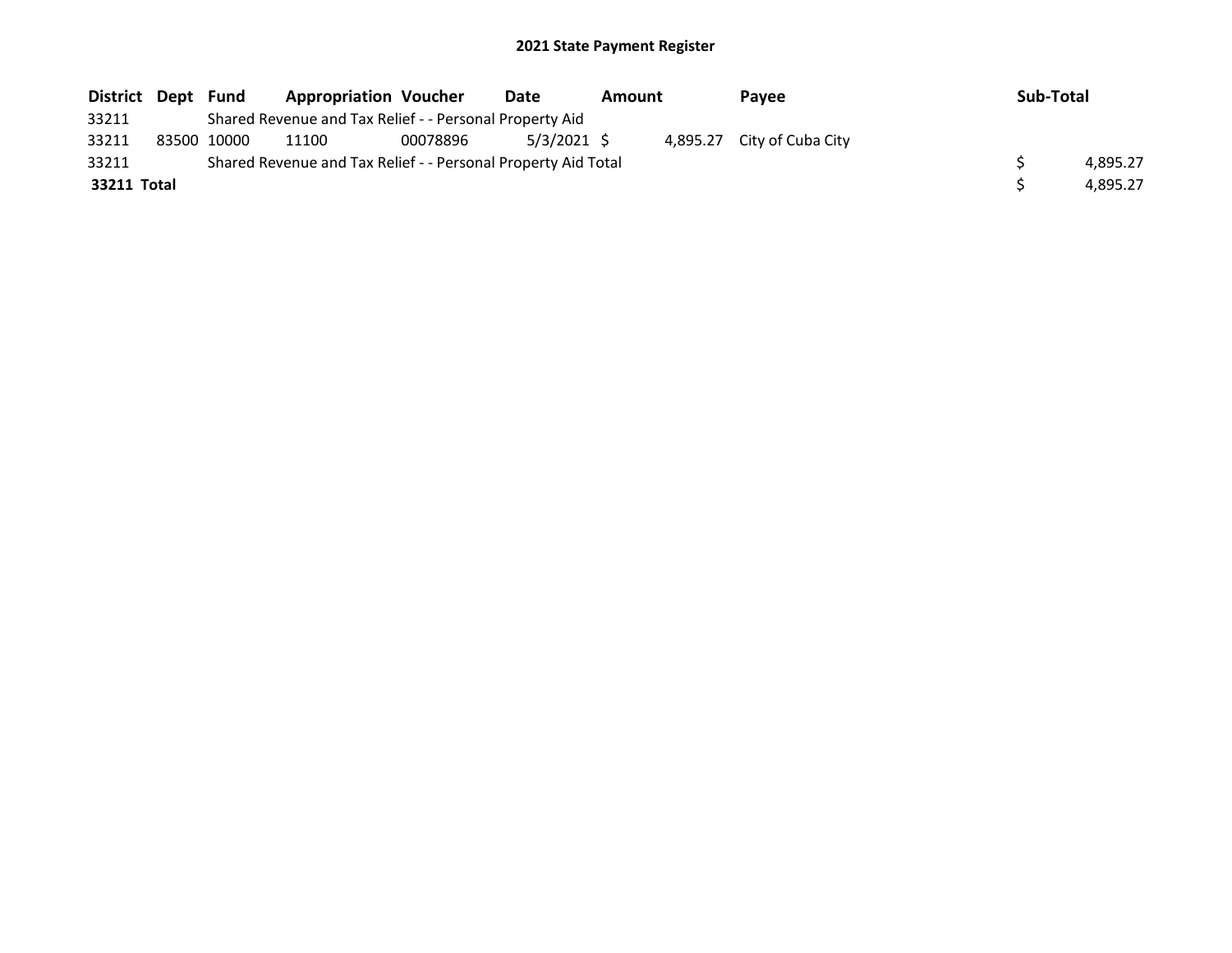# 2021 State Payment Register

| District | Dept | Fund | Appropriation | Voucher | Date | Amount | Payee | Sub-Total |
|---|---|---|---|---|---|---|---|---|
| 33211 | | Shared Revenue and Tax Relief - - Personal Property Aid | | | | | | |
| 33211 | 83500 | 10000 | 11100 | 00078896 | 5/3/2021 | $ 4,895.27 | City of Cuba City | |
| 33211 | | Shared Revenue and Tax Relief - - Personal Property Aid Total | | | | | | $ 4,895.27 |
| **33211 Total** | | | | | | | | $ 4,895.27 |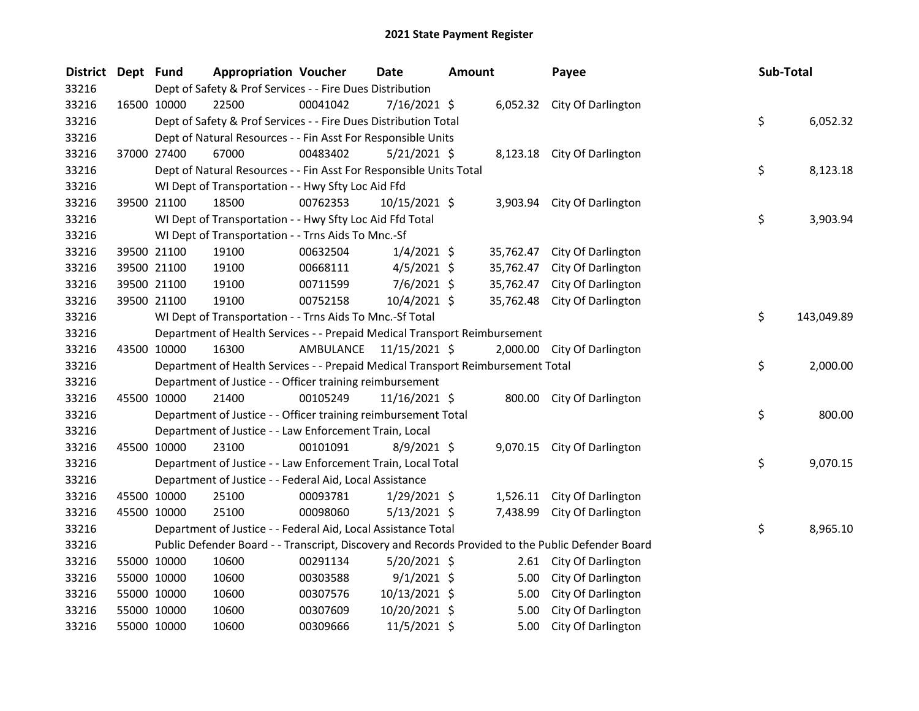## 2021 State Payment Register

| District | Dept | Fund | Appropriation | Voucher | Date | Amount | Payee | Sub-Total |
|---|---|---|---|---|---|---|---|---|
| 33216 | | | Dept of Safety & Prof Services - - Fire Dues Distribution | | | | | |
| 33216 | 16500 | 10000 | 22500 | 00041042 | 7/16/2021 | $ 6,052.32 | City Of Darlington | |
| 33216 | | | Dept of Safety & Prof Services - - Fire Dues Distribution Total | | | | | $ 6,052.32 |
| 33216 | | | Dept of Natural Resources - - Fin Asst For Responsible Units | | | | | |
| 33216 | 37000 | 27400 | 67000 | 00483402 | 5/21/2021 | $ 8,123.18 | City Of Darlington | |
| 33216 | | | Dept of Natural Resources - - Fin Asst For Responsible Units Total | | | | | $ 8,123.18 |
| 33216 | | | WI Dept of Transportation - - Hwy Sfty Loc Aid Ffd | | | | | |
| 33216 | 39500 | 21100 | 18500 | 00762353 | 10/15/2021 | $ 3,903.94 | City Of Darlington | |
| 33216 | | | WI Dept of Transportation - - Hwy Sfty Loc Aid Ffd Total | | | | | $ 3,903.94 |
| 33216 | | | WI Dept of Transportation - - Trns Aids To Mnc.-Sf | | | | | |
| 33216 | 39500 | 21100 | 19100 | 00632504 | 1/4/2021 | $ 35,762.47 | City Of Darlington | |
| 33216 | 39500 | 21100 | 19100 | 00668111 | 4/5/2021 | $ 35,762.47 | City Of Darlington | |
| 33216 | 39500 | 21100 | 19100 | 00711599 | 7/6/2021 | $ 35,762.47 | City Of Darlington | |
| 33216 | 39500 | 21100 | 19100 | 00752158 | 10/4/2021 | $ 35,762.48 | City Of Darlington | |
| 33216 | | | WI Dept of Transportation - - Trns Aids To Mnc.-Sf Total | | | | | $ 143,049.89 |
| 33216 | | | Department of Health Services - - Prepaid Medical Transport Reimbursement | | | | | |
| 33216 | 43500 | 10000 | 16300 | AMBULANCE | 11/15/2021 | $ 2,000.00 | City Of Darlington | |
| 33216 | | | Department of Health Services - - Prepaid Medical Transport Reimbursement Total | | | | | $ 2,000.00 |
| 33216 | | | Department of Justice - - Officer training reimbursement | | | | | |
| 33216 | 45500 | 10000 | 21400 | 00105249 | 11/16/2021 | $ 800.00 | City Of Darlington | |
| 33216 | | | Department of Justice - - Officer training reimbursement Total | | | | | $ 800.00 |
| 33216 | | | Department of Justice - - Law Enforcement Train, Local | | | | | |
| 33216 | 45500 | 10000 | 23100 | 00101091 | 8/9/2021 | $ 9,070.15 | City Of Darlington | |
| 33216 | | | Department of Justice - - Law Enforcement Train, Local Total | | | | | $ 9,070.15 |
| 33216 | | | Department of Justice - - Federal Aid, Local Assistance | | | | | |
| 33216 | 45500 | 10000 | 25100 | 00093781 | 1/29/2021 | $ 1,526.11 | City Of Darlington | |
| 33216 | 45500 | 10000 | 25100 | 00098060 | 5/13/2021 | $ 7,438.99 | City Of Darlington | |
| 33216 | | | Department of Justice - - Federal Aid, Local Assistance Total | | | | | $ 8,965.10 |
| 33216 | | | Public Defender Board - - Transcript, Discovery and Records Provided to the Public Defender Board | | | | | |
| 33216 | 55000 | 10000 | 10600 | 00291134 | 5/20/2021 | $ 2.61 | City Of Darlington | |
| 33216 | 55000 | 10000 | 10600 | 00303588 | 9/1/2021 | $ 5.00 | City Of Darlington | |
| 33216 | 55000 | 10000 | 10600 | 00307576 | 10/13/2021 | $ 5.00 | City Of Darlington | |
| 33216 | 55000 | 10000 | 10600 | 00307609 | 10/20/2021 | $ 5.00 | City Of Darlington | |
| 33216 | 55000 | 10000 | 10600 | 00309666 | 11/5/2021 | $ 5.00 | City Of Darlington | |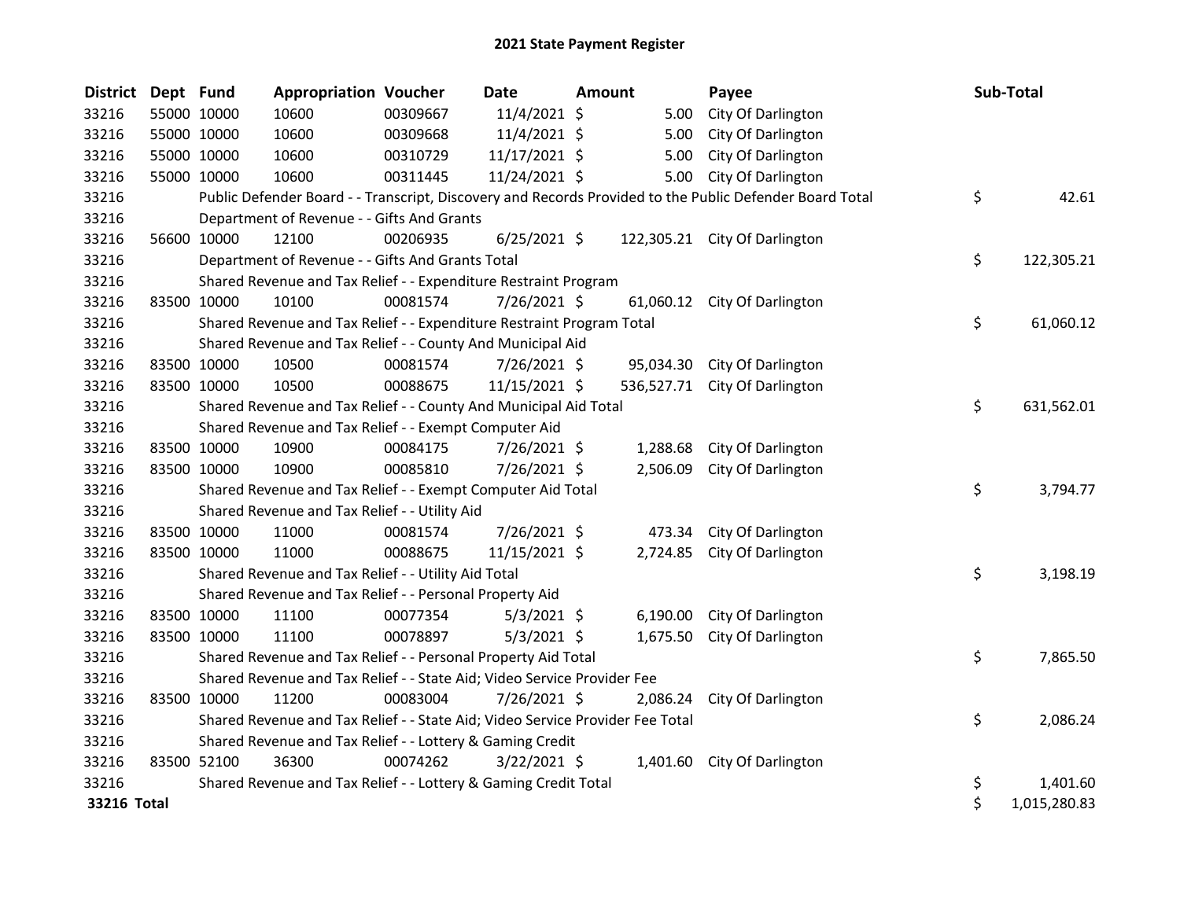# 2021 State Payment Register

| District | Dept | Fund | Appropriation | Voucher | Date | Amount | Payee | Sub-Total |
|---|---|---|---|---|---|---|---|---|
| 33216 | 55000 | 10000 | 10600 | 00309667 | 11/4/2021 | $ 5.00 | City Of Darlington | |
| 33216 | 55000 | 10000 | 10600 | 00309668 | 11/4/2021 | $ 5.00 | City Of Darlington | |
| 33216 | 55000 | 10000 | 10600 | 00310729 | 11/17/2021 | $ 5.00 | City Of Darlington | |
| 33216 | 55000 | 10000 | 10600 | 00311445 | 11/24/2021 | $ 5.00 | City Of Darlington | |
| 33216 | | | Public Defender Board - - Transcript, Discovery and Records Provided to the Public Defender Board Total | | | | | $ 42.61 |
| 33216 | | | Department of Revenue - - Gifts And Grants | | | | | |
| 33216 | 56600 | 10000 | 12100 | 00206935 | 6/25/2021 | $ 122,305.21 | City Of Darlington | |
| 33216 | | | Department of Revenue - - Gifts And Grants Total | | | | | $ 122,305.21 |
| 33216 | | | Shared Revenue and Tax Relief - - Expenditure Restraint Program | | | | | |
| 33216 | 83500 | 10000 | 10100 | 00081574 | 7/26/2021 | $ 61,060.12 | City Of Darlington | |
| 33216 | | | Shared Revenue and Tax Relief - - Expenditure Restraint Program Total | | | | | $ 61,060.12 |
| 33216 | | | Shared Revenue and Tax Relief - - County And Municipal Aid | | | | | |
| 33216 | 83500 | 10000 | 10500 | 00081574 | 7/26/2021 | $ 95,034.30 | City Of Darlington | |
| 33216 | 83500 | 10000 | 10500 | 00088675 | 11/15/2021 | $ 536,527.71 | City Of Darlington | |
| 33216 | | | Shared Revenue and Tax Relief - - County And Municipal Aid Total | | | | | $ 631,562.01 |
| 33216 | | | Shared Revenue and Tax Relief - - Exempt Computer Aid | | | | | |
| 33216 | 83500 | 10000 | 10900 | 00084175 | 7/26/2021 | $ 1,288.68 | City Of Darlington | |
| 33216 | 83500 | 10000 | 10900 | 00085810 | 7/26/2021 | $ 2,506.09 | City Of Darlington | |
| 33216 | | | Shared Revenue and Tax Relief - - Exempt Computer Aid Total | | | | | $ 3,794.77 |
| 33216 | | | Shared Revenue and Tax Relief - - Utility Aid | | | | | |
| 33216 | 83500 | 10000 | 11000 | 00081574 | 7/26/2021 | $ 473.34 | City Of Darlington | |
| 33216 | 83500 | 10000 | 11000 | 00088675 | 11/15/2021 | $ 2,724.85 | City Of Darlington | |
| 33216 | | | Shared Revenue and Tax Relief - - Utility Aid Total | | | | | $ 3,198.19 |
| 33216 | | | Shared Revenue and Tax Relief - - Personal Property Aid | | | | | |
| 33216 | 83500 | 10000 | 11100 | 00077354 | 5/3/2021 | $ 6,190.00 | City Of Darlington | |
| 33216 | 83500 | 10000 | 11100 | 00078897 | 5/3/2021 | $ 1,675.50 | City Of Darlington | |
| 33216 | | | Shared Revenue and Tax Relief - - Personal Property Aid Total | | | | | $ 7,865.50 |
| 33216 | | | Shared Revenue and Tax Relief - - State Aid; Video Service Provider Fee | | | | | |
| 33216 | 83500 | 10000 | 11200 | 00083004 | 7/26/2021 | $ 2,086.24 | City Of Darlington | |
| 33216 | | | Shared Revenue and Tax Relief - - State Aid; Video Service Provider Fee Total | | | | | $ 2,086.24 |
| 33216 | | | Shared Revenue and Tax Relief - - Lottery & Gaming Credit | | | | | |
| 33216 | 83500 | 52100 | 36300 | 00074262 | 3/22/2021 | $ 1,401.60 | City Of Darlington | |
| 33216 | | | Shared Revenue and Tax Relief - - Lottery & Gaming Credit Total | | | | | $ 1,401.60 |
| **33216 Total** | | | | | | | | $ 1,015,280.83 |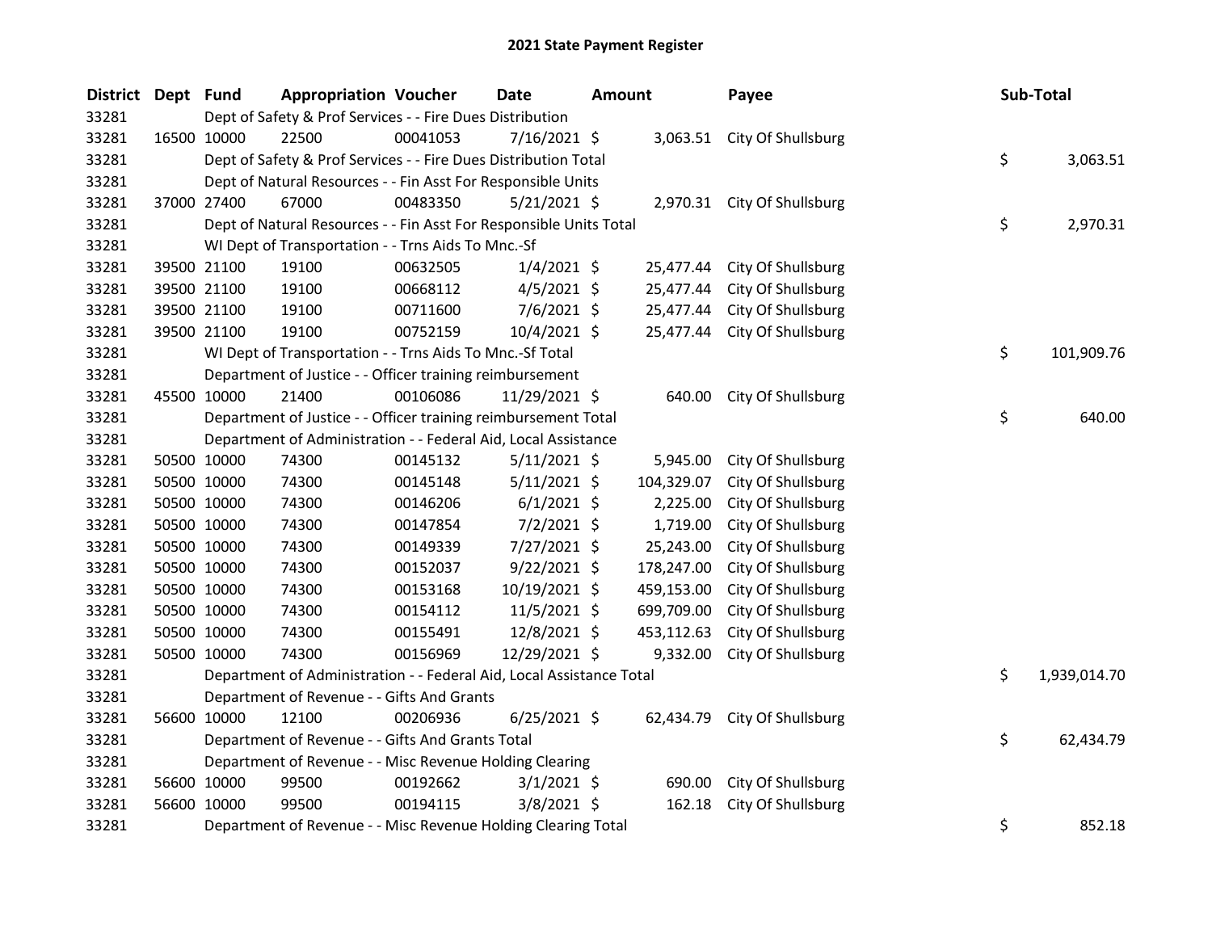# 2021 State Payment Register

| District | Dept | Fund | Appropriation | Voucher | Date | Amount | Payee | Sub-Total |
|---|---|---|---|---|---|---|---|---|
| 33281 | | Dept of Safety & Prof Services - - Fire Dues Distribution | | | | | | |
| 33281 | 16500 | 10000 | 22500 | 00041053 | 7/16/2021 | $ 3,063.51 | City Of Shullsburg | |
| 33281 | | Dept of Safety & Prof Services - - Fire Dues Distribution Total | | | | | | $ 3,063.51 |
| 33281 | | Dept of Natural Resources - - Fin Asst For Responsible Units | | | | | | |
| 33281 | 37000 | 27400 | 67000 | 00483350 | 5/21/2021 | $ 2,970.31 | City Of Shullsburg | |
| 33281 | | Dept of Natural Resources - - Fin Asst For Responsible Units Total | | | | | | $ 2,970.31 |
| 33281 | | WI Dept of Transportation - - Trns Aids To Mnc.-Sf | | | | | | |
| 33281 | 39500 | 21100 | 19100 | 00632505 | 1/4/2021 | $ 25,477.44 | City Of Shullsburg | |
| 33281 | 39500 | 21100 | 19100 | 00668112 | 4/5/2021 | $ 25,477.44 | City Of Shullsburg | |
| 33281 | 39500 | 21100 | 19100 | 00711600 | 7/6/2021 | $ 25,477.44 | City Of Shullsburg | |
| 33281 | 39500 | 21100 | 19100 | 00752159 | 10/4/2021 | $ 25,477.44 | City Of Shullsburg | |
| 33281 | | WI Dept of Transportation - - Trns Aids To Mnc.-Sf Total | | | | | | $ 101,909.76 |
| 33281 | | Department of Justice - - Officer training reimbursement | | | | | | |
| 33281 | 45500 | 10000 | 21400 | 00106086 | 11/29/2021 | $ 640.00 | City Of Shullsburg | |
| 33281 | | Department of Justice - - Officer training reimbursement Total | | | | | | $ 640.00 |
| 33281 | | Department of Administration - - Federal Aid, Local Assistance | | | | | | |
| 33281 | 50500 | 10000 | 74300 | 00145132 | 5/11/2021 | $ 5,945.00 | City Of Shullsburg | |
| 33281 | 50500 | 10000 | 74300 | 00145148 | 5/11/2021 | $ 104,329.07 | City Of Shullsburg | |
| 33281 | 50500 | 10000 | 74300 | 00146206 | 6/1/2021 | $ 2,225.00 | City Of Shullsburg | |
| 33281 | 50500 | 10000 | 74300 | 00147854 | 7/2/2021 | $ 1,719.00 | City Of Shullsburg | |
| 33281 | 50500 | 10000 | 74300 | 00149339 | 7/27/2021 | $ 25,243.00 | City Of Shullsburg | |
| 33281 | 50500 | 10000 | 74300 | 00152037 | 9/22/2021 | $ 178,247.00 | City Of Shullsburg | |
| 33281 | 50500 | 10000 | 74300 | 00153168 | 10/19/2021 | $ 459,153.00 | City Of Shullsburg | |
| 33281 | 50500 | 10000 | 74300 | 00154112 | 11/5/2021 | $ 699,709.00 | City Of Shullsburg | |
| 33281 | 50500 | 10000 | 74300 | 00155491 | 12/8/2021 | $ 453,112.63 | City Of Shullsburg | |
| 33281 | 50500 | 10000 | 74300 | 00156969 | 12/29/2021 | $ 9,332.00 | City Of Shullsburg | |
| 33281 | | Department of Administration - - Federal Aid, Local Assistance Total | | | | | | $ 1,939,014.70 |
| 33281 | | Department of Revenue - - Gifts And Grants | | | | | | |
| 33281 | 56600 | 10000 | 12100 | 00206936 | 6/25/2021 | $ 62,434.79 | City Of Shullsburg | |
| 33281 | | Department of Revenue - - Gifts And Grants Total | | | | | | $ 62,434.79 |
| 33281 | | Department of Revenue - - Misc Revenue Holding Clearing | | | | | | |
| 33281 | 56600 | 10000 | 99500 | 00192662 | 3/1/2021 | $ 690.00 | City Of Shullsburg | |
| 33281 | 56600 | 10000 | 99500 | 00194115 | 3/8/2021 | $ 162.18 | City Of Shullsburg | |
| 33281 | | Department of Revenue - - Misc Revenue Holding Clearing Total | | | | | | $ 852.18 |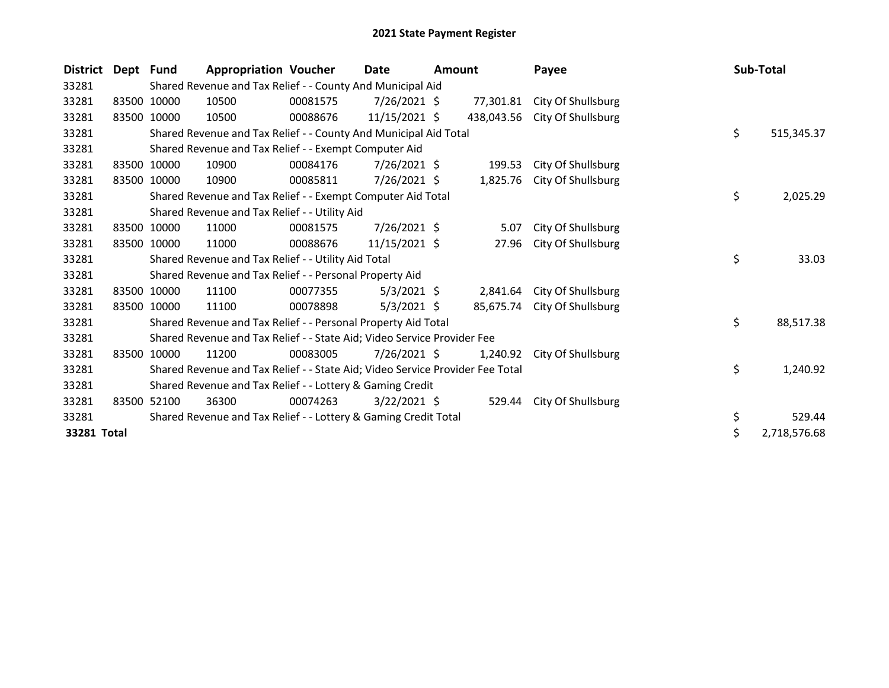# 2021 State Payment Register

| District | Dept | Fund | Appropriation | Voucher | Date | Amount | Payee | Sub-Total |
|---|---|---|---|---|---|---|---|---|
| 33281 | Shared Revenue and Tax Relief - - County And Municipal Aid | | | | | | | |
| 33281 | 83500 | 10000 | 10500 | 00081575 | 7/26/2021 | $ 77,301.81 | City Of Shullsburg | |
| 33281 | 83500 | 10000 | 10500 | 00088676 | 11/15/2021 | $ 438,043.56 | City Of Shullsburg | |
| 33281 | Shared Revenue and Tax Relief - - County And Municipal Aid Total | | | | | | | $ 515,345.37 |
| 33281 | Shared Revenue and Tax Relief - - Exempt Computer Aid | | | | | | | |
| 33281 | 83500 | 10000 | 10900 | 00084176 | 7/26/2021 | $ 199.53 | City Of Shullsburg | |
| 33281 | 83500 | 10000 | 10900 | 00085811 | 7/26/2021 | $ 1,825.76 | City Of Shullsburg | |
| 33281 | Shared Revenue and Tax Relief - - Exempt Computer Aid Total | | | | | | | $ 2,025.29 |
| 33281 | Shared Revenue and Tax Relief - - Utility Aid | | | | | | | |
| 33281 | 83500 | 10000 | 11000 | 00081575 | 7/26/2021 | $ 5.07 | City Of Shullsburg | |
| 33281 | 83500 | 10000 | 11000 | 00088676 | 11/15/2021 | $ 27.96 | City Of Shullsburg | |
| 33281 | Shared Revenue and Tax Relief - - Utility Aid Total | | | | | | | $ 33.03 |
| 33281 | Shared Revenue and Tax Relief - - Personal Property Aid | | | | | | | |
| 33281 | 83500 | 10000 | 11100 | 00077355 | 5/3/2021 | $ 2,841.64 | City Of Shullsburg | |
| 33281 | 83500 | 10000 | 11100 | 00078898 | 5/3/2021 | $ 85,675.74 | City Of Shullsburg | |
| 33281 | Shared Revenue and Tax Relief - - Personal Property Aid Total | | | | | | | $ 88,517.38 |
| 33281 | Shared Revenue and Tax Relief - - State Aid; Video Service Provider Fee | | | | | | | |
| 33281 | 83500 | 10000 | 11200 | 00083005 | 7/26/2021 | $ 1,240.92 | City Of Shullsburg | |
| 33281 | Shared Revenue and Tax Relief - - State Aid; Video Service Provider Fee Total | | | | | | | $ 1,240.92 |
| 33281 | Shared Revenue and Tax Relief - - Lottery & Gaming Credit | | | | | | | |
| 33281 | 83500 | 52100 | 36300 | 00074263 | 3/22/2021 | $ 529.44 | City Of Shullsburg | |
| 33281 | Shared Revenue and Tax Relief - - Lottery & Gaming Credit Total | | | | | | | $ 529.44 |
| **33281 Total** | | | | | | | | $ 2,718,576.68 |